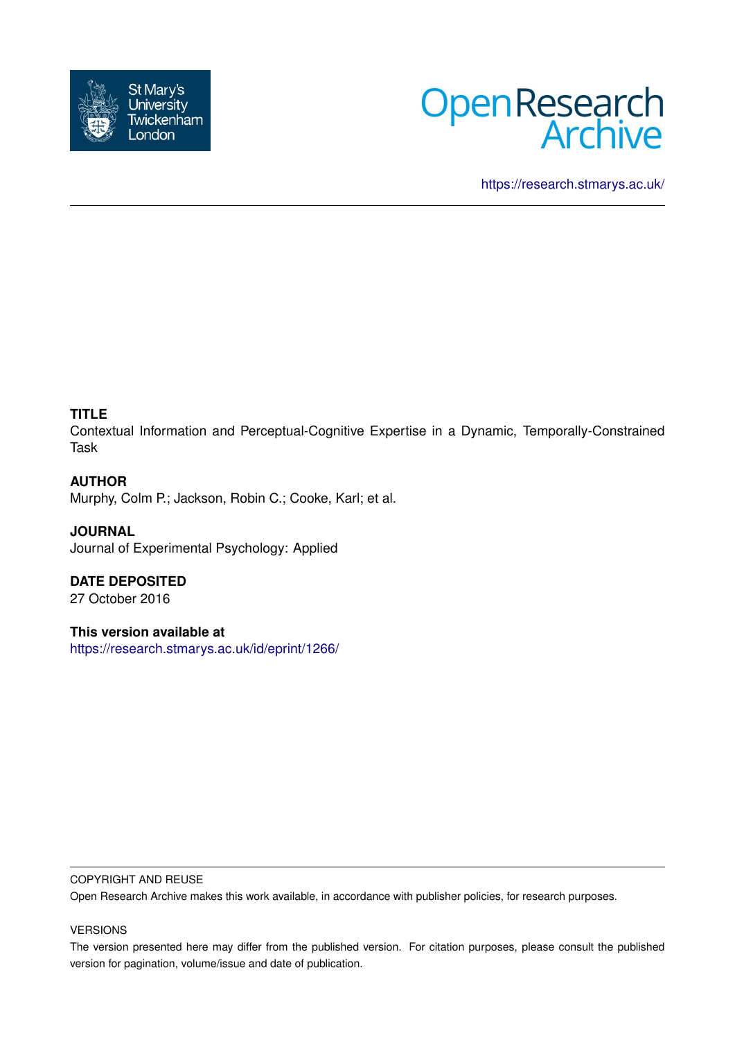St Mary's University Twickenham London

Open Research Archive

https://research.stmarys.ac.uk/

**TITLE**

Contextual Information and Perceptual-Cognitive Expertise in a Dynamic, Temporally-Constrained Task

**AUTHOR**

Murphy, Colm P.; Jackson, Robin C.; Cooke, Karl; et al.

**JOURNAL**

Journal of Experimental Psychology: Applied

**DATE DEPOSITED**

27 October 2016

**This version available at**

https://research.stmarys.ac.uk/id/eprint/1266/

COPYRIGHT AND REUSE

Open Research Archive makes this work available, in accordance with publisher policies, for research purposes.

VERSIONS

The version presented here may differ from the published version. For citation purposes, please consult the published version for pagination, volume/issue and date of publication.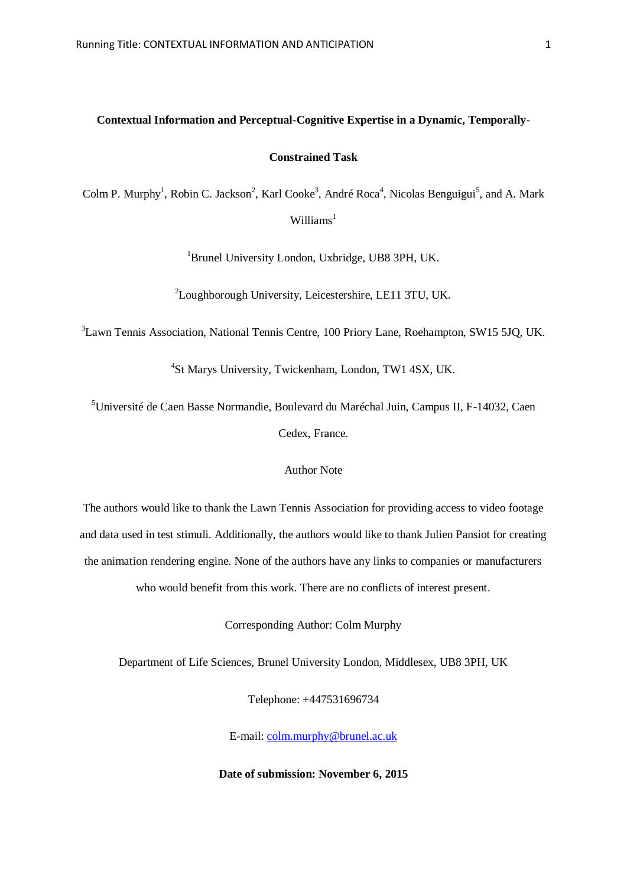**Contextual Information and Perceptual-Cognitive Expertise in a Dynamic, Temporally-Constrained Task**

Colm P. Murphy[1], Robin C. Jackson[2], Karl Cooke[3], André Roca[4], Nicolas Benguigui[5], and A. Mark Williams[1]

[1]Brunel University London, Uxbridge, UB8 3PH, UK.

[2]Loughborough University, Leicestershire, LE11 3TU, UK.

[3]Lawn Tennis Association, National Tennis Centre, 100 Priory Lane, Roehampton, SW15 5JQ, UK.

[4]St Marys University, Twickenham, London, TW1 4SX, UK.

[5]Université de Caen Basse Normandie, Boulevard du Maréchal Juin, Campus II, F-14032, Caen Cedex, France.

Author Note

The authors would like to thank the Lawn Tennis Association for providing access to video footage and data used in test stimuli. Additionally, the authors would like to thank Julien Pansiot for creating the animation rendering engine. None of the authors have any links to companies or manufacturers who would benefit from this work. There are no conflicts of interest present.

Corresponding Author: Colm Murphy

Department of Life Sciences, Brunel University London, Middlesex, UB8 3PH, UK

Telephone: +447531696734

E-mail: colm.murphy@brunel.ac.uk

**Date of submission: November 6, 2015**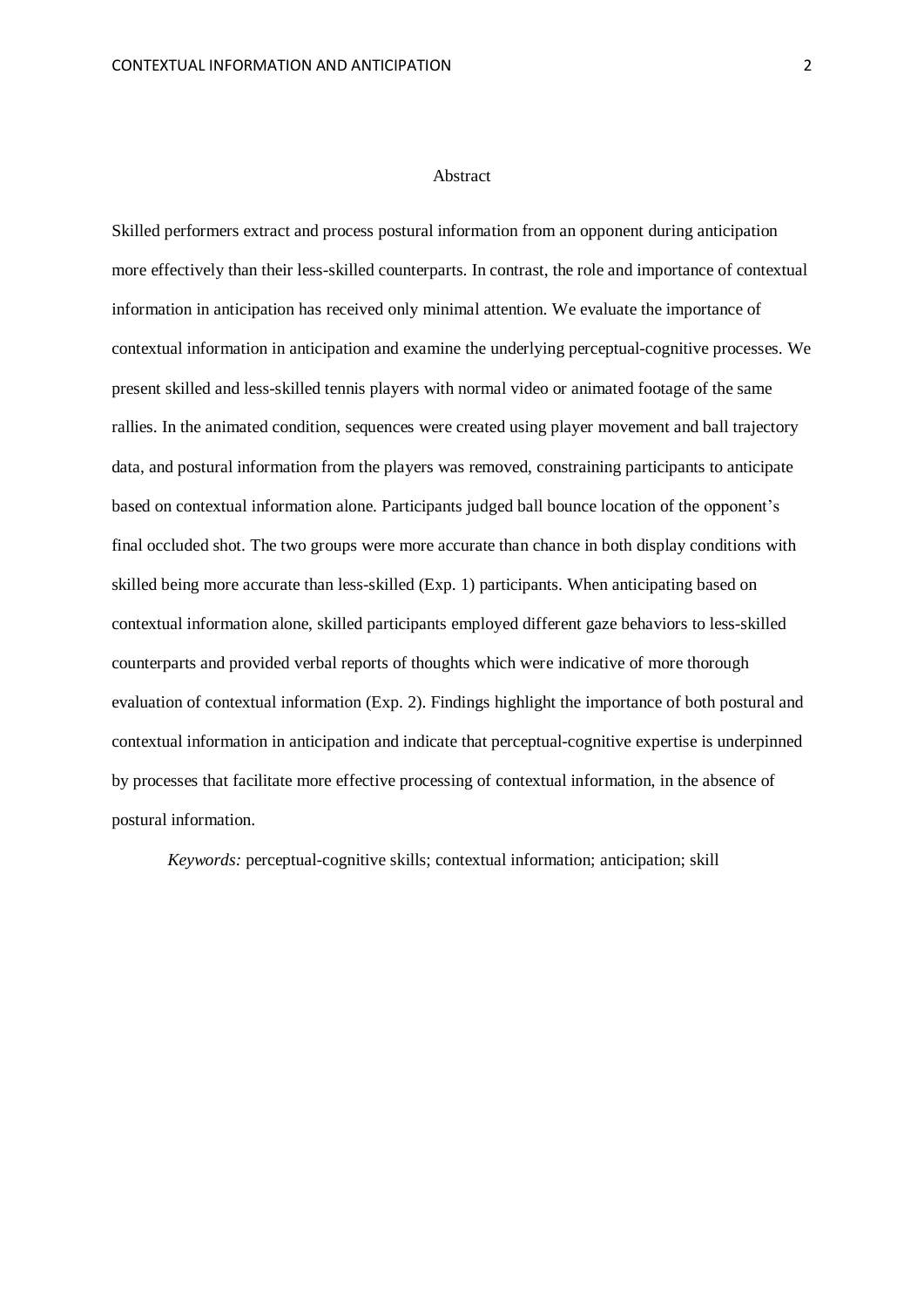## Abstract

Skilled performers extract and process postural information from an opponent during anticipation more effectively than their less-skilled counterparts. In contrast, the role and importance of contextual information in anticipation has received only minimal attention. We evaluate the importance of contextual information in anticipation and examine the underlying perceptual-cognitive processes. We present skilled and less-skilled tennis players with normal video or animated footage of the same rallies. In the animated condition, sequences were created using player movement and ball trajectory data, and postural information from the players was removed, constraining participants to anticipate based on contextual information alone. Participants judged ball bounce location of the opponent's final occluded shot. The two groups were more accurate than chance in both display conditions with skilled being more accurate than less-skilled (Exp. 1) participants. When anticipating based on contextual information alone, skilled participants employed different gaze behaviors to less-skilled counterparts and provided verbal reports of thoughts which were indicative of more thorough evaluation of contextual information (Exp. 2). Findings highlight the importance of both postural and contextual information in anticipation and indicate that perceptual-cognitive expertise is underpinned by processes that facilitate more effective processing of contextual information, in the absence of postural information.

*Keywords:* perceptual-cognitive skills; contextual information; anticipation; skill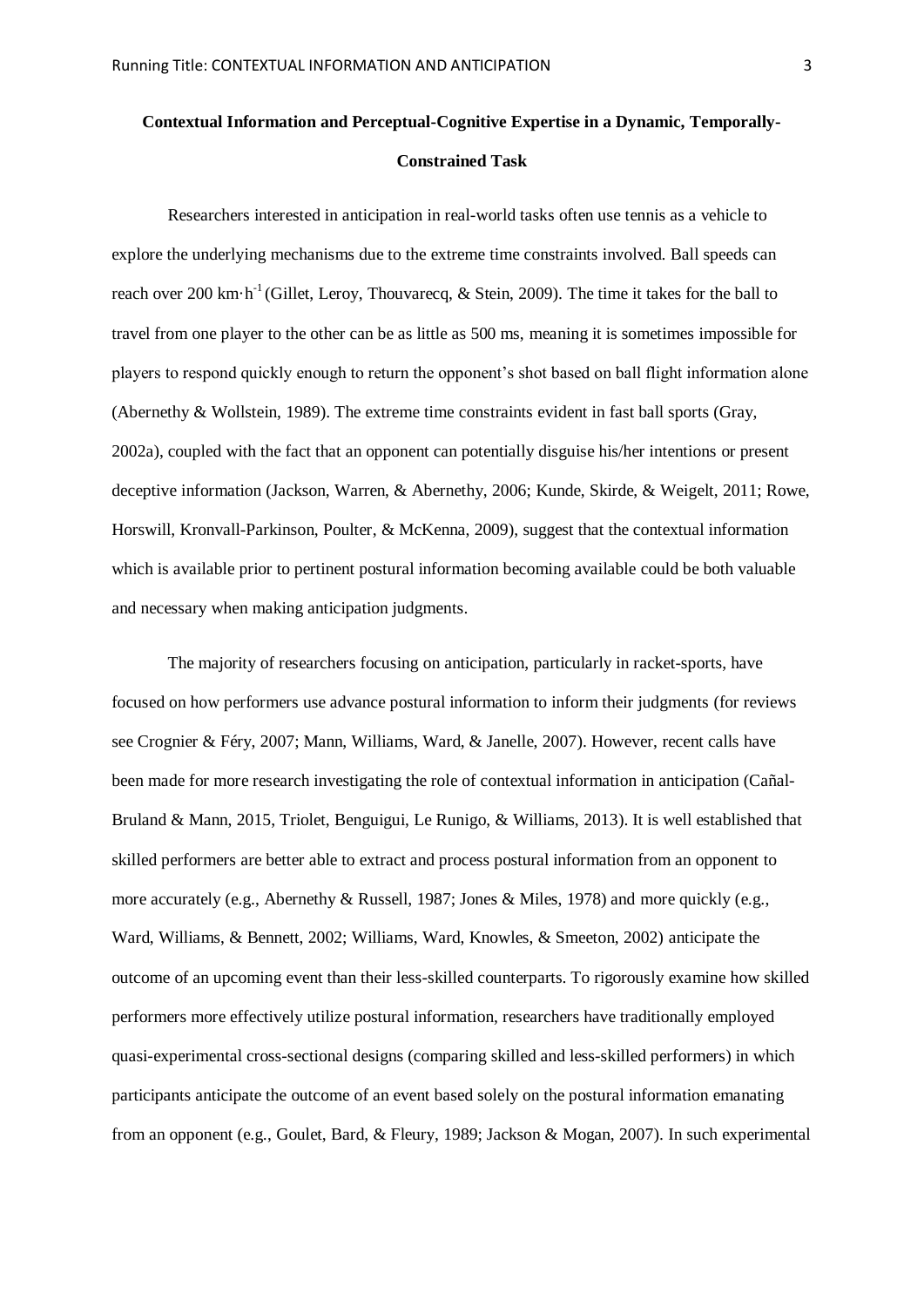**Contextual Information and Perceptual-Cognitive Expertise in a Dynamic, Temporally-Constrained Task**

Researchers interested in anticipation in real-world tasks often use tennis as a vehicle to explore the underlying mechanisms due to the extreme time constraints involved. Ball speeds can reach over 200 km·h$^{-1}$ (Gillet, Leroy, Thouvarecq, & Stein, 2009). The time it takes for the ball to travel from one player to the other can be as little as 500 ms, meaning it is sometimes impossible for players to respond quickly enough to return the opponent's shot based on ball flight information alone (Abernethy & Wollstein, 1989). The extreme time constraints evident in fast ball sports (Gray, 2002a), coupled with the fact that an opponent can potentially disguise his/her intentions or present deceptive information (Jackson, Warren, & Abernethy, 2006; Kunde, Skirde, & Weigelt, 2011; Rowe, Horswill, Kronvall-Parkinson, Poulter, & McKenna, 2009), suggest that the contextual information which is available prior to pertinent postural information becoming available could be both valuable and necessary when making anticipation judgments.

The majority of researchers focusing on anticipation, particularly in racket-sports, have focused on how performers use advance postural information to inform their judgments (for reviews see Crognier & Féry, 2007; Mann, Williams, Ward, & Janelle, 2007). However, recent calls have been made for more research investigating the role of contextual information in anticipation (Cañal-Bruland & Mann, 2015, Triolet, Benguigui, Le Runigo, & Williams, 2013). It is well established that skilled performers are better able to extract and process postural information from an opponent to more accurately (e.g., Abernethy & Russell, 1987; Jones & Miles, 1978) and more quickly (e.g., Ward, Williams, & Bennett, 2002; Williams, Ward, Knowles, & Smeeton, 2002) anticipate the outcome of an upcoming event than their less-skilled counterparts. To rigorously examine how skilled performers more effectively utilize postural information, researchers have traditionally employed quasi-experimental cross-sectional designs (comparing skilled and less-skilled performers) in which participants anticipate the outcome of an event based solely on the postural information emanating from an opponent (e.g., Goulet, Bard, & Fleury, 1989; Jackson & Mogan, 2007). In such experimental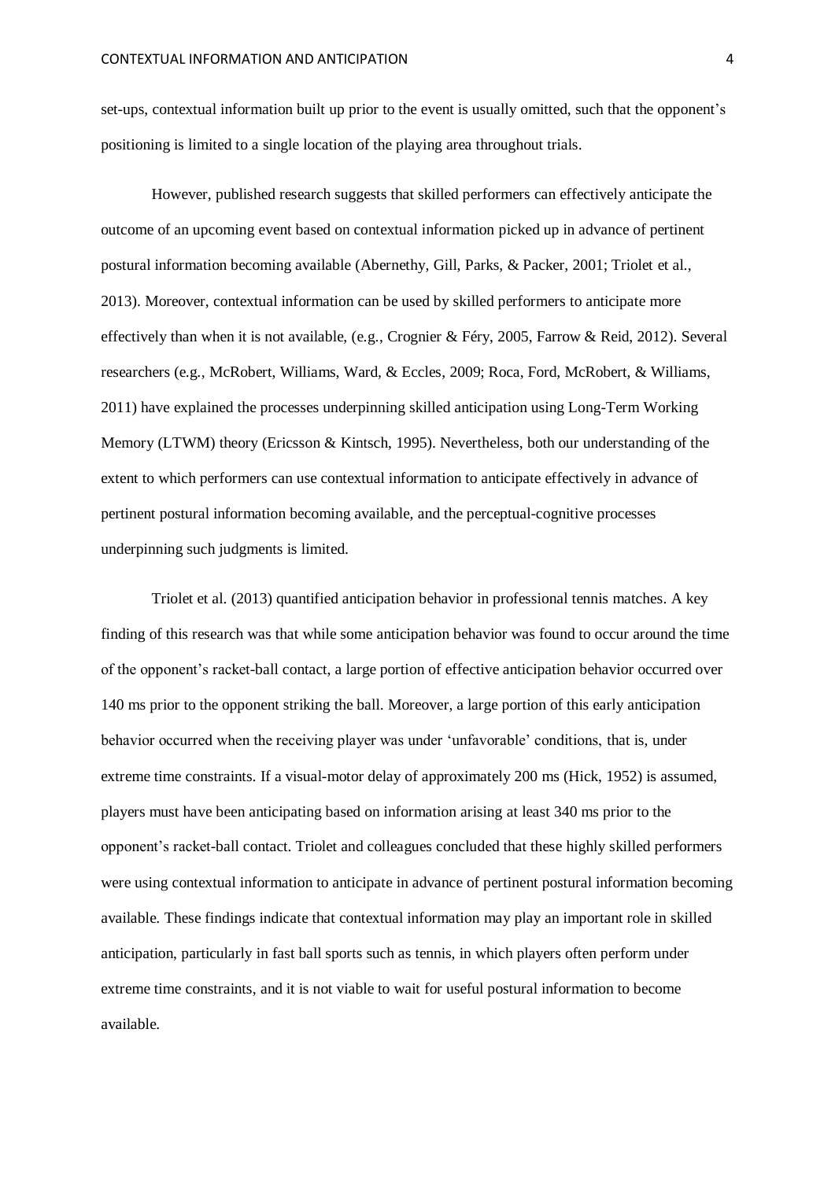set-ups, contextual information built up prior to the event is usually omitted, such that the opponent's positioning is limited to a single location of the playing area throughout trials.

However, published research suggests that skilled performers can effectively anticipate the outcome of an upcoming event based on contextual information picked up in advance of pertinent postural information becoming available (Abernethy, Gill, Parks, & Packer, 2001; Triolet et al., 2013). Moreover, contextual information can be used by skilled performers to anticipate more effectively than when it is not available, (e.g., Crognier & Féry, 2005, Farrow & Reid, 2012). Several researchers (e.g., McRobert, Williams, Ward, & Eccles, 2009; Roca, Ford, McRobert, & Williams, 2011) have explained the processes underpinning skilled anticipation using Long-Term Working Memory (LTWM) theory (Ericsson & Kintsch, 1995). Nevertheless, both our understanding of the extent to which performers can use contextual information to anticipate effectively in advance of pertinent postural information becoming available, and the perceptual-cognitive processes underpinning such judgments is limited.

Triolet et al. (2013) quantified anticipation behavior in professional tennis matches. A key finding of this research was that while some anticipation behavior was found to occur around the time of the opponent's racket-ball contact, a large portion of effective anticipation behavior occurred over 140 ms prior to the opponent striking the ball. Moreover, a large portion of this early anticipation behavior occurred when the receiving player was under 'unfavorable' conditions, that is, under extreme time constraints. If a visual-motor delay of approximately 200 ms (Hick, 1952) is assumed, players must have been anticipating based on information arising at least 340 ms prior to the opponent's racket-ball contact. Triolet and colleagues concluded that these highly skilled performers were using contextual information to anticipate in advance of pertinent postural information becoming available. These findings indicate that contextual information may play an important role in skilled anticipation, particularly in fast ball sports such as tennis, in which players often perform under extreme time constraints, and it is not viable to wait for useful postural information to become available.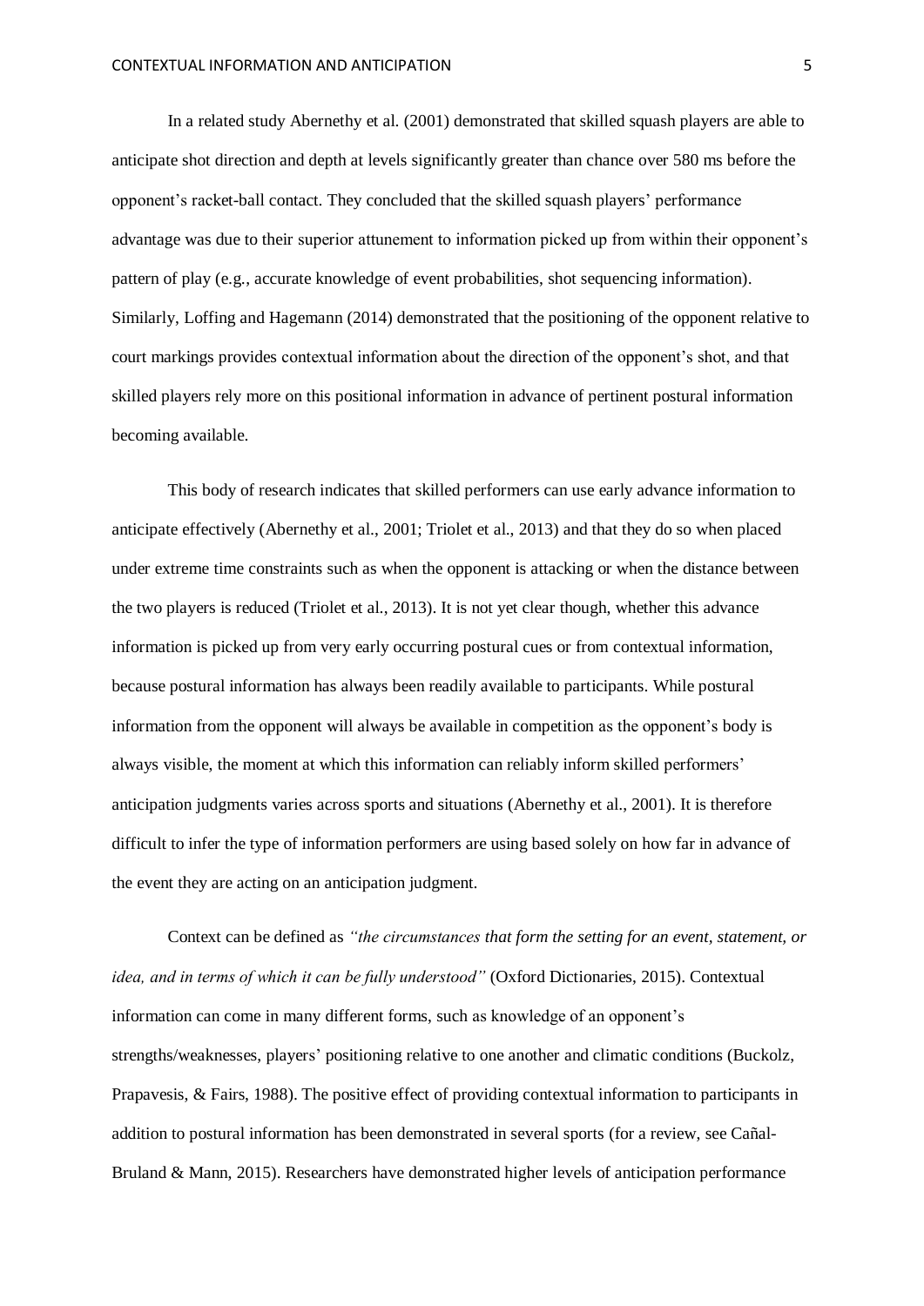In a related study Abernethy et al. (2001) demonstrated that skilled squash players are able to anticipate shot direction and depth at levels significantly greater than chance over 580 ms before the opponent's racket-ball contact. They concluded that the skilled squash players' performance advantage was due to their superior attunement to information picked up from within their opponent's pattern of play (e.g., accurate knowledge of event probabilities, shot sequencing information). Similarly, Loffing and Hagemann (2014) demonstrated that the positioning of the opponent relative to court markings provides contextual information about the direction of the opponent's shot, and that skilled players rely more on this positional information in advance of pertinent postural information becoming available.

This body of research indicates that skilled performers can use early advance information to anticipate effectively (Abernethy et al., 2001; Triolet et al., 2013) and that they do so when placed under extreme time constraints such as when the opponent is attacking or when the distance between the two players is reduced (Triolet et al., 2013). It is not yet clear though, whether this advance information is picked up from very early occurring postural cues or from contextual information, because postural information has always been readily available to participants. While postural information from the opponent will always be available in competition as the opponent's body is always visible, the moment at which this information can reliably inform skilled performers' anticipation judgments varies across sports and situations (Abernethy et al., 2001). It is therefore difficult to infer the type of information performers are using based solely on how far in advance of the event they are acting on an anticipation judgment.

Context can be defined as *"the circumstances that form the setting for an event, statement, or idea, and in terms of which it can be fully understood"* (Oxford Dictionaries, 2015). Contextual information can come in many different forms, such as knowledge of an opponent's strengths/weaknesses, players' positioning relative to one another and climatic conditions (Buckolz, Prapavesis, & Fairs, 1988). The positive effect of providing contextual information to participants in addition to postural information has been demonstrated in several sports (for a review, see Cañal-Bruland & Mann, 2015). Researchers have demonstrated higher levels of anticipation performance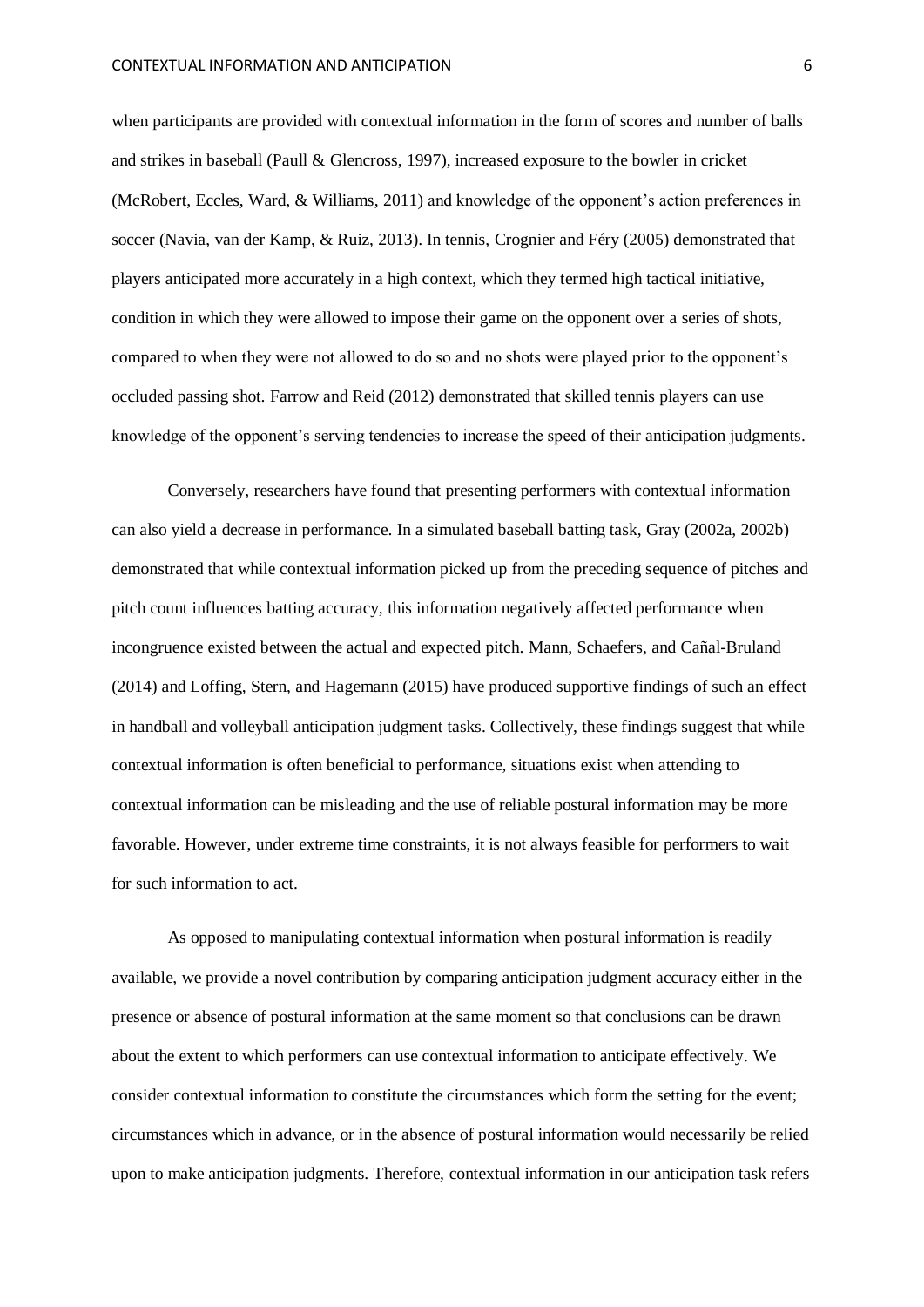when participants are provided with contextual information in the form of scores and number of balls and strikes in baseball (Paull & Glencross, 1997), increased exposure to the bowler in cricket (McRobert, Eccles, Ward, & Williams, 2011) and knowledge of the opponent's action preferences in soccer (Navia, van der Kamp, & Ruiz, 2013). In tennis, Crognier and Féry (2005) demonstrated that players anticipated more accurately in a high context, which they termed high tactical initiative, condition in which they were allowed to impose their game on the opponent over a series of shots, compared to when they were not allowed to do so and no shots were played prior to the opponent's occluded passing shot. Farrow and Reid (2012) demonstrated that skilled tennis players can use knowledge of the opponent's serving tendencies to increase the speed of their anticipation judgments.

Conversely, researchers have found that presenting performers with contextual information can also yield a decrease in performance. In a simulated baseball batting task, Gray (2002a, 2002b) demonstrated that while contextual information picked up from the preceding sequence of pitches and pitch count influences batting accuracy, this information negatively affected performance when incongruence existed between the actual and expected pitch. Mann, Schaefers, and Cañal-Bruland (2014) and Loffing, Stern, and Hagemann (2015) have produced supportive findings of such an effect in handball and volleyball anticipation judgment tasks. Collectively, these findings suggest that while contextual information is often beneficial to performance, situations exist when attending to contextual information can be misleading and the use of reliable postural information may be more favorable. However, under extreme time constraints, it is not always feasible for performers to wait for such information to act.

As opposed to manipulating contextual information when postural information is readily available, we provide a novel contribution by comparing anticipation judgment accuracy either in the presence or absence of postural information at the same moment so that conclusions can be drawn about the extent to which performers can use contextual information to anticipate effectively. We consider contextual information to constitute the circumstances which form the setting for the event; circumstances which in advance, or in the absence of postural information would necessarily be relied upon to make anticipation judgments. Therefore, contextual information in our anticipation task refers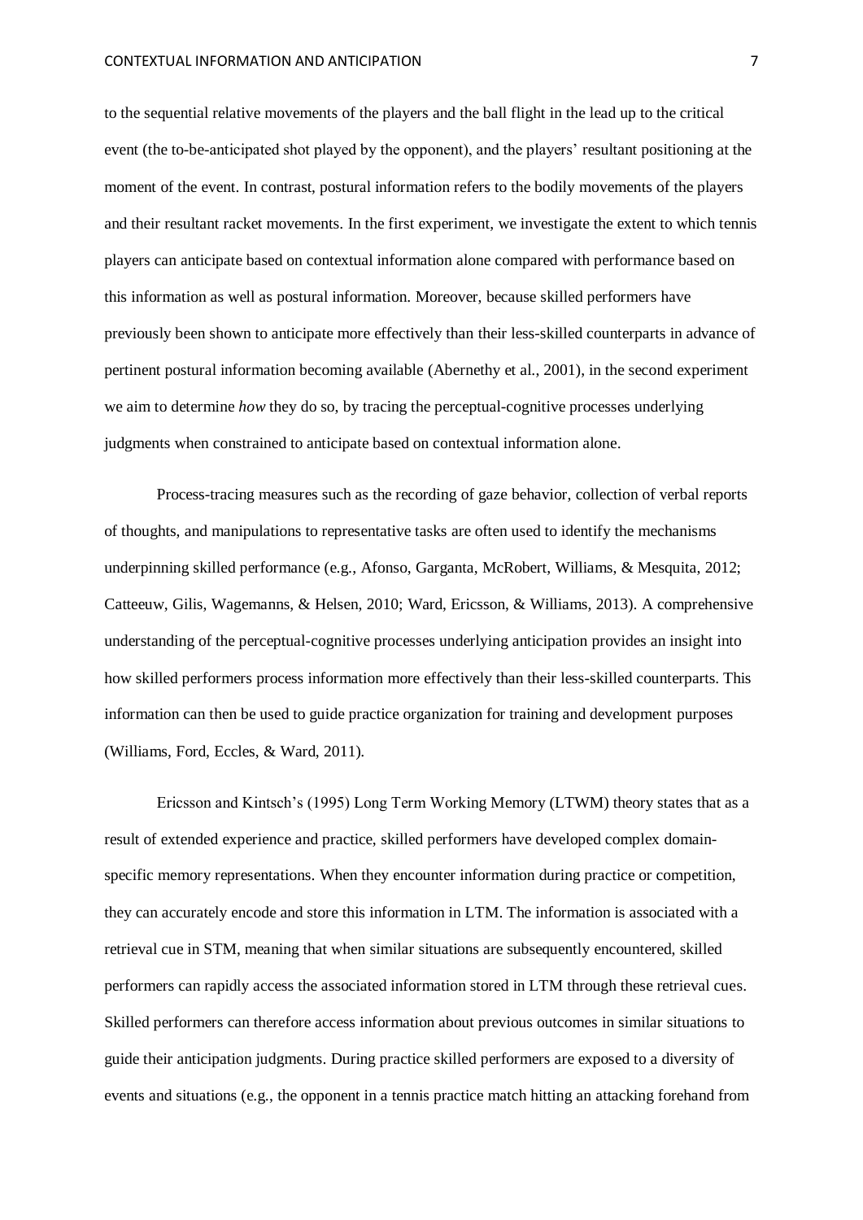to the sequential relative movements of the players and the ball flight in the lead up to the critical event (the to-be-anticipated shot played by the opponent), and the players' resultant positioning at the moment of the event. In contrast, postural information refers to the bodily movements of the players and their resultant racket movements. In the first experiment, we investigate the extent to which tennis players can anticipate based on contextual information alone compared with performance based on this information as well as postural information. Moreover, because skilled performers have previously been shown to anticipate more effectively than their less-skilled counterparts in advance of pertinent postural information becoming available (Abernethy et al., 2001), in the second experiment we aim to determine *how* they do so, by tracing the perceptual-cognitive processes underlying judgments when constrained to anticipate based on contextual information alone.

Process-tracing measures such as the recording of gaze behavior, collection of verbal reports of thoughts, and manipulations to representative tasks are often used to identify the mechanisms underpinning skilled performance (e.g., Afonso, Garganta, McRobert, Williams, & Mesquita, 2012; Catteeuw, Gilis, Wagemanns, & Helsen, 2010; Ward, Ericsson, & Williams, 2013). A comprehensive understanding of the perceptual-cognitive processes underlying anticipation provides an insight into how skilled performers process information more effectively than their less-skilled counterparts. This information can then be used to guide practice organization for training and development purposes (Williams, Ford, Eccles, & Ward, 2011).

Ericsson and Kintsch's (1995) Long Term Working Memory (LTWM) theory states that as a result of extended experience and practice, skilled performers have developed complex domain-specific memory representations. When they encounter information during practice or competition, they can accurately encode and store this information in LTM. The information is associated with a retrieval cue in STM, meaning that when similar situations are subsequently encountered, skilled performers can rapidly access the associated information stored in LTM through these retrieval cues. Skilled performers can therefore access information about previous outcomes in similar situations to guide their anticipation judgments. During practice skilled performers are exposed to a diversity of events and situations (e.g., the opponent in a tennis practice match hitting an attacking forehand from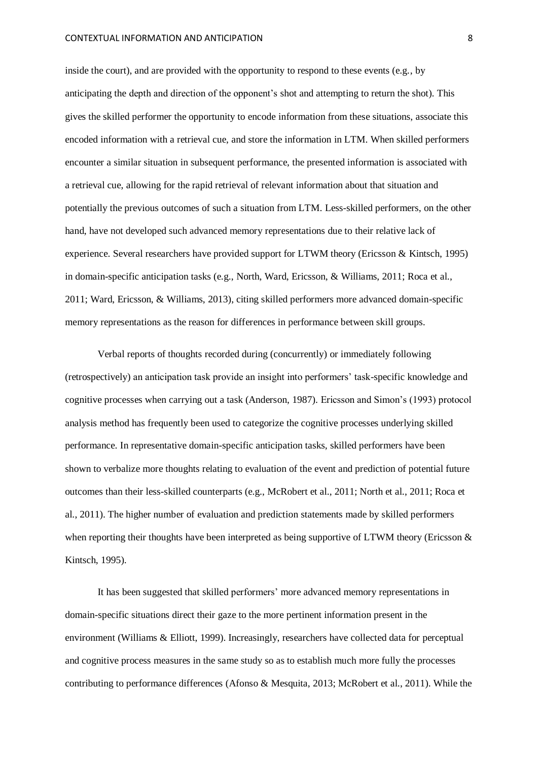inside the court), and are provided with the opportunity to respond to these events (e.g., by anticipating the depth and direction of the opponent's shot and attempting to return the shot). This gives the skilled performer the opportunity to encode information from these situations, associate this encoded information with a retrieval cue, and store the information in LTM. When skilled performers encounter a similar situation in subsequent performance, the presented information is associated with a retrieval cue, allowing for the rapid retrieval of relevant information about that situation and potentially the previous outcomes of such a situation from LTM. Less-skilled performers, on the other hand, have not developed such advanced memory representations due to their relative lack of experience. Several researchers have provided support for LTWM theory (Ericsson & Kintsch, 1995) in domain-specific anticipation tasks (e.g., North, Ward, Ericsson, & Williams, 2011; Roca et al., 2011; Ward, Ericsson, & Williams, 2013), citing skilled performers more advanced domain-specific memory representations as the reason for differences in performance between skill groups.

Verbal reports of thoughts recorded during (concurrently) or immediately following (retrospectively) an anticipation task provide an insight into performers' task-specific knowledge and cognitive processes when carrying out a task (Anderson, 1987). Ericsson and Simon's (1993) protocol analysis method has frequently been used to categorize the cognitive processes underlying skilled performance. In representative domain-specific anticipation tasks, skilled performers have been shown to verbalize more thoughts relating to evaluation of the event and prediction of potential future outcomes than their less-skilled counterparts (e.g., McRobert et al., 2011; North et al., 2011; Roca et al., 2011). The higher number of evaluation and prediction statements made by skilled performers when reporting their thoughts have been interpreted as being supportive of LTWM theory (Ericsson & Kintsch, 1995).

It has been suggested that skilled performers' more advanced memory representations in domain-specific situations direct their gaze to the more pertinent information present in the environment (Williams & Elliott, 1999). Increasingly, researchers have collected data for perceptual and cognitive process measures in the same study so as to establish much more fully the processes contributing to performance differences (Afonso & Mesquita, 2013; McRobert et al., 2011). While the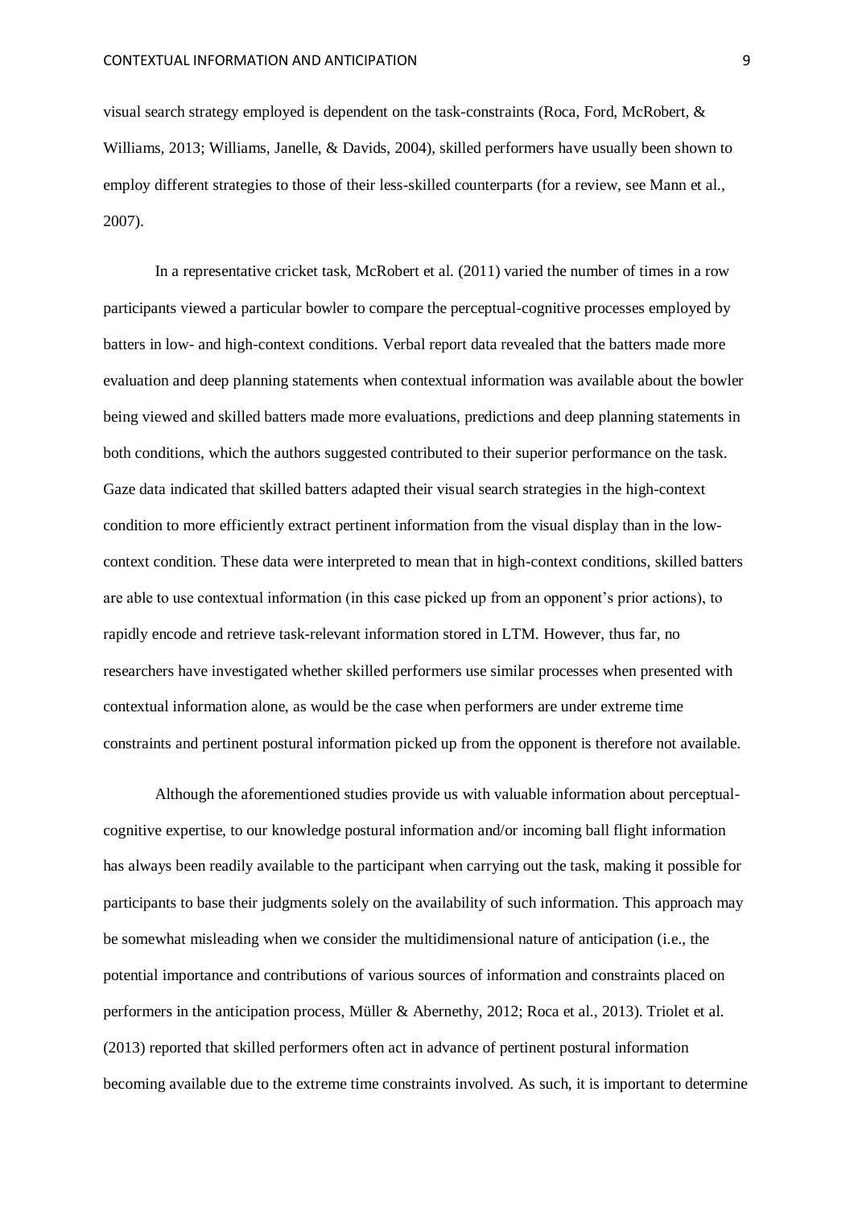visual search strategy employed is dependent on the task-constraints (Roca, Ford, McRobert, & Williams, 2013; Williams, Janelle, & Davids, 2004), skilled performers have usually been shown to employ different strategies to those of their less-skilled counterparts (for a review, see Mann et al., 2007).

In a representative cricket task, McRobert et al. (2011) varied the number of times in a row participants viewed a particular bowler to compare the perceptual-cognitive processes employed by batters in low- and high-context conditions. Verbal report data revealed that the batters made more evaluation and deep planning statements when contextual information was available about the bowler being viewed and skilled batters made more evaluations, predictions and deep planning statements in both conditions, which the authors suggested contributed to their superior performance on the task. Gaze data indicated that skilled batters adapted their visual search strategies in the high-context condition to more efficiently extract pertinent information from the visual display than in the low-context condition. These data were interpreted to mean that in high-context conditions, skilled batters are able to use contextual information (in this case picked up from an opponent's prior actions), to rapidly encode and retrieve task-relevant information stored in LTM. However, thus far, no researchers have investigated whether skilled performers use similar processes when presented with contextual information alone, as would be the case when performers are under extreme time constraints and pertinent postural information picked up from the opponent is therefore not available.

Although the aforementioned studies provide us with valuable information about perceptual-cognitive expertise, to our knowledge postural information and/or incoming ball flight information has always been readily available to the participant when carrying out the task, making it possible for participants to base their judgments solely on the availability of such information. This approach may be somewhat misleading when we consider the multidimensional nature of anticipation (i.e., the potential importance and contributions of various sources of information and constraints placed on performers in the anticipation process, Müller & Abernethy, 2012; Roca et al., 2013). Triolet et al. (2013) reported that skilled performers often act in advance of pertinent postural information becoming available due to the extreme time constraints involved. As such, it is important to determine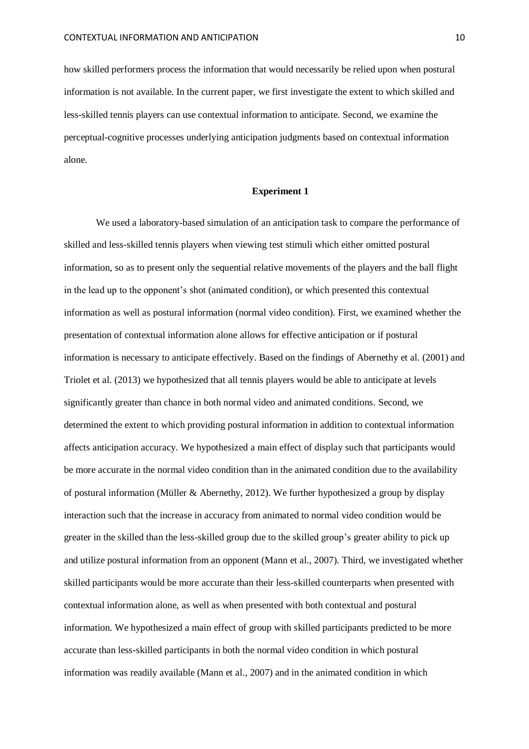how skilled performers process the information that would necessarily be relied upon when postural information is not available. In the current paper, we first investigate the extent to which skilled and less-skilled tennis players can use contextual information to anticipate. Second, we examine the perceptual-cognitive processes underlying anticipation judgments based on contextual information alone.

## Experiment 1

We used a laboratory-based simulation of an anticipation task to compare the performance of skilled and less-skilled tennis players when viewing test stimuli which either omitted postural information, so as to present only the sequential relative movements of the players and the ball flight in the lead up to the opponent's shot (animated condition), or which presented this contextual information as well as postural information (normal video condition). First, we examined whether the presentation of contextual information alone allows for effective anticipation or if postural information is necessary to anticipate effectively. Based on the findings of Abernethy et al. (2001) and Triolet et al. (2013) we hypothesized that all tennis players would be able to anticipate at levels significantly greater than chance in both normal video and animated conditions. Second, we determined the extent to which providing postural information in addition to contextual information affects anticipation accuracy. We hypothesized a main effect of display such that participants would be more accurate in the normal video condition than in the animated condition due to the availability of postural information (Müller & Abernethy, 2012). We further hypothesized a group by display interaction such that the increase in accuracy from animated to normal video condition would be greater in the skilled than the less-skilled group due to the skilled group's greater ability to pick up and utilize postural information from an opponent (Mann et al., 2007). Third, we investigated whether skilled participants would be more accurate than their less-skilled counterparts when presented with contextual information alone, as well as when presented with both contextual and postural information. We hypothesized a main effect of group with skilled participants predicted to be more accurate than less-skilled participants in both the normal video condition in which postural information was readily available (Mann et al., 2007) and in the animated condition in which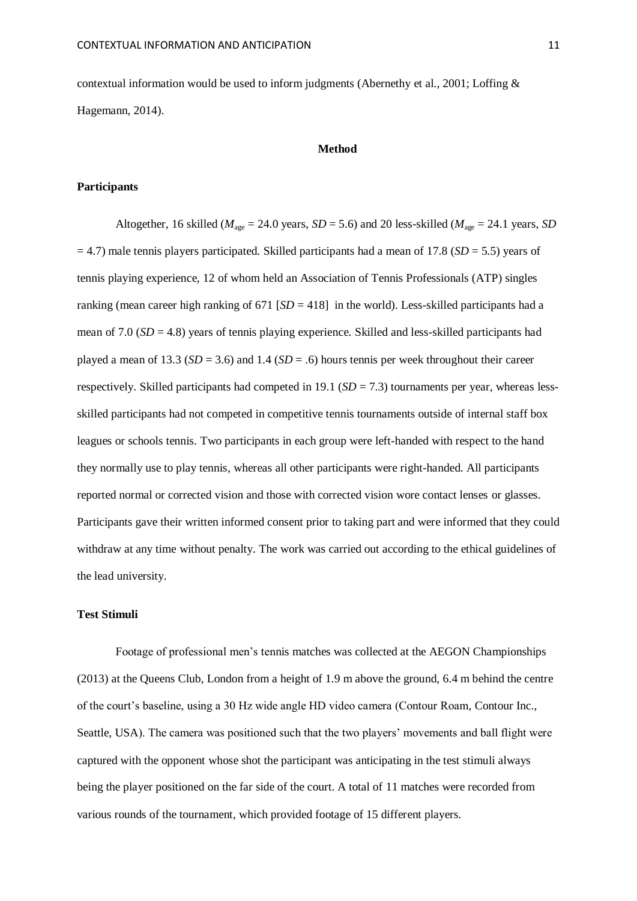contextual information would be used to inform judgments (Abernethy et al., 2001; Loffing & Hagemann, 2014).

## Method

### Participants

Altogether, 16 skilled ($M_{age}$ = 24.0 years, *SD* = 5.6) and 20 less-skilled ($M_{age}$ = 24.1 years, *SD* = 4.7) male tennis players participated. Skilled participants had a mean of 17.8 (*SD* = 5.5) years of tennis playing experience, 12 of whom held an Association of Tennis Professionals (ATP) singles ranking (mean career high ranking of 671 [*SD* = 418] in the world). Less-skilled participants had a mean of 7.0 (*SD* = 4.8) years of tennis playing experience. Skilled and less-skilled participants had played a mean of 13.3 (*SD* = 3.6) and 1.4 (*SD* = .6) hours tennis per week throughout their career respectively. Skilled participants had competed in 19.1 (*SD* = 7.3) tournaments per year, whereas less-skilled participants had not competed in competitive tennis tournaments outside of internal staff box leagues or schools tennis. Two participants in each group were left-handed with respect to the hand they normally use to play tennis, whereas all other participants were right-handed. All participants reported normal or corrected vision and those with corrected vision wore contact lenses or glasses. Participants gave their written informed consent prior to taking part and were informed that they could withdraw at any time without penalty. The work was carried out according to the ethical guidelines of the lead university.

### Test Stimuli

Footage of professional men's tennis matches was collected at the AEGON Championships (2013) at the Queens Club, London from a height of 1.9 m above the ground, 6.4 m behind the centre of the court's baseline, using a 30 Hz wide angle HD video camera (Contour Roam, Contour Inc., Seattle, USA). The camera was positioned such that the two players' movements and ball flight were captured with the opponent whose shot the participant was anticipating in the test stimuli always being the player positioned on the far side of the court. A total of 11 matches were recorded from various rounds of the tournament, which provided footage of 15 different players.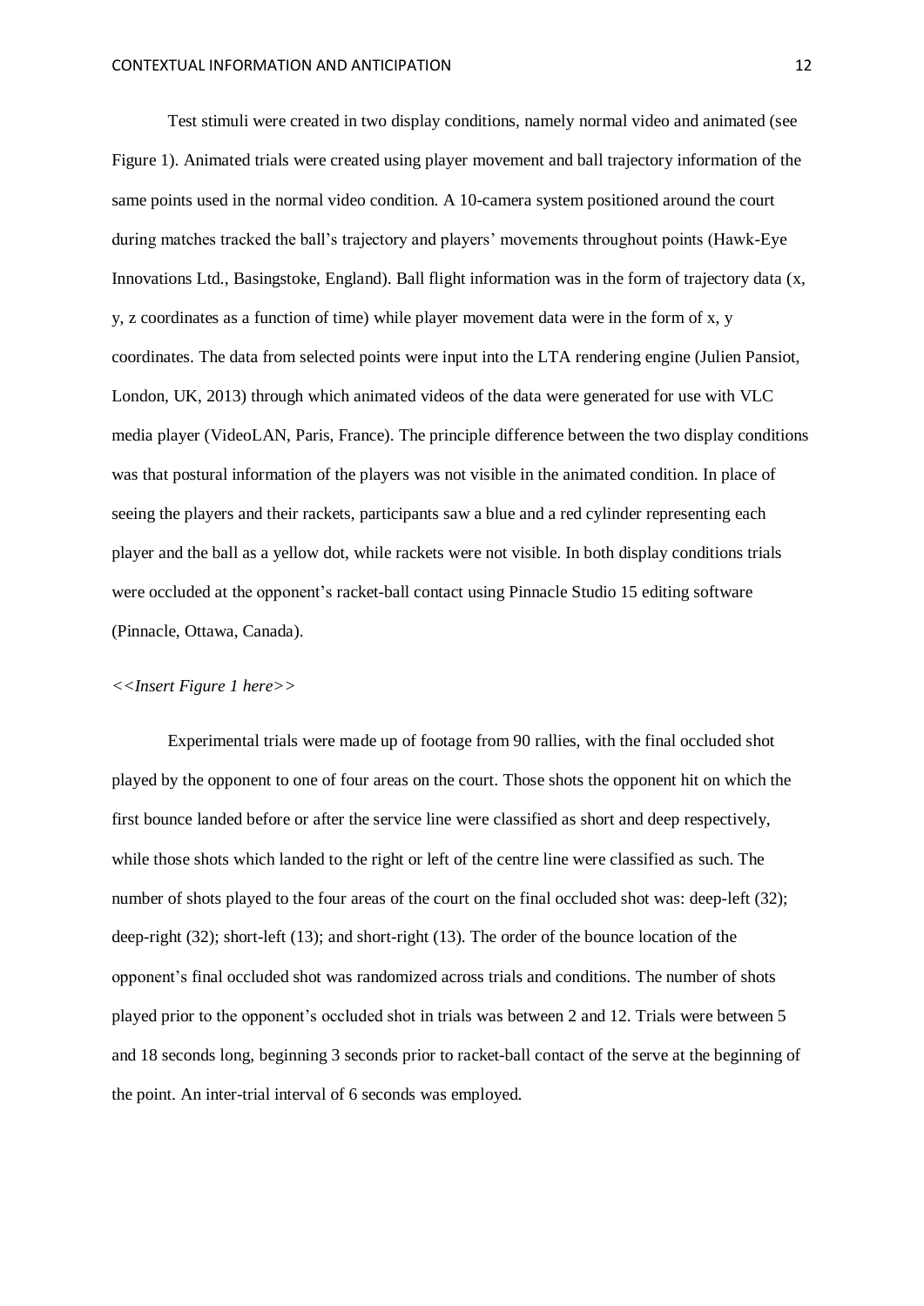Test stimuli were created in two display conditions, namely normal video and animated (see Figure 1). Animated trials were created using player movement and ball trajectory information of the same points used in the normal video condition. A 10-camera system positioned around the court during matches tracked the ball's trajectory and players' movements throughout points (Hawk-Eye Innovations Ltd., Basingstoke, England). Ball flight information was in the form of trajectory data (x, y, z coordinates as a function of time) while player movement data were in the form of x, y coordinates. The data from selected points were input into the LTA rendering engine (Julien Pansiot, London, UK, 2013) through which animated videos of the data were generated for use with VLC media player (VideoLAN, Paris, France). The principle difference between the two display conditions was that postural information of the players was not visible in the animated condition. In place of seeing the players and their rackets, participants saw a blue and a red cylinder representing each player and the ball as a yellow dot, while rackets were not visible. In both display conditions trials were occluded at the opponent's racket-ball contact using Pinnacle Studio 15 editing software (Pinnacle, Ottawa, Canada).

*<<Insert Figure 1 here>>*

Experimental trials were made up of footage from 90 rallies, with the final occluded shot played by the opponent to one of four areas on the court. Those shots the opponent hit on which the first bounce landed before or after the service line were classified as short and deep respectively, while those shots which landed to the right or left of the centre line were classified as such. The number of shots played to the four areas of the court on the final occluded shot was: deep-left (32); deep-right (32); short-left (13); and short-right (13). The order of the bounce location of the opponent's final occluded shot was randomized across trials and conditions. The number of shots played prior to the opponent's occluded shot in trials was between 2 and 12. Trials were between 5 and 18 seconds long, beginning 3 seconds prior to racket-ball contact of the serve at the beginning of the point. An inter-trial interval of 6 seconds was employed.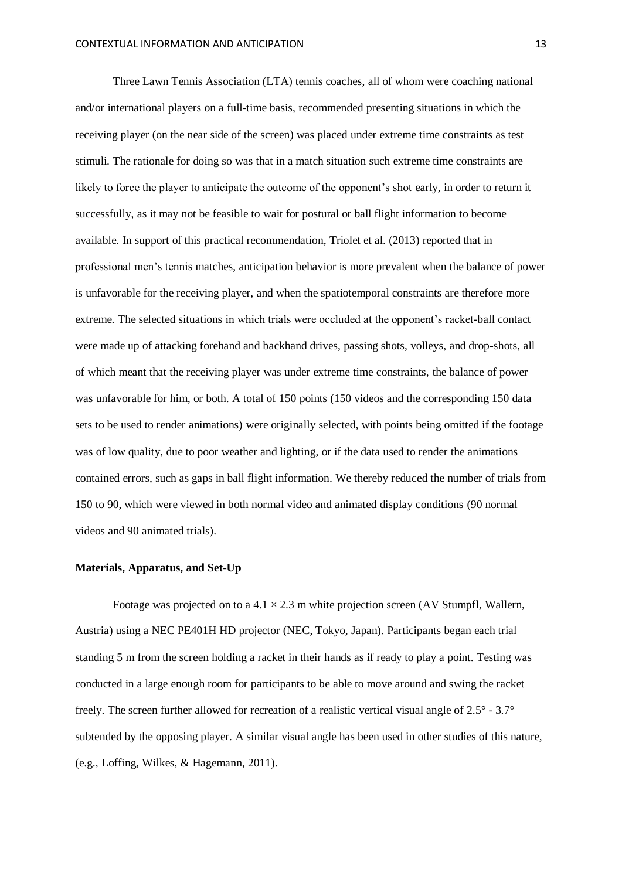Three Lawn Tennis Association (LTA) tennis coaches, all of whom were coaching national and/or international players on a full-time basis, recommended presenting situations in which the receiving player (on the near side of the screen) was placed under extreme time constraints as test stimuli. The rationale for doing so was that in a match situation such extreme time constraints are likely to force the player to anticipate the outcome of the opponent's shot early, in order to return it successfully, as it may not be feasible to wait for postural or ball flight information to become available. In support of this practical recommendation, Triolet et al. (2013) reported that in professional men's tennis matches, anticipation behavior is more prevalent when the balance of power is unfavorable for the receiving player, and when the spatiotemporal constraints are therefore more extreme. The selected situations in which trials were occluded at the opponent's racket-ball contact were made up of attacking forehand and backhand drives, passing shots, volleys, and drop-shots, all of which meant that the receiving player was under extreme time constraints, the balance of power was unfavorable for him, or both. A total of 150 points (150 videos and the corresponding 150 data sets to be used to render animations) were originally selected, with points being omitted if the footage was of low quality, due to poor weather and lighting, or if the data used to render the animations contained errors, such as gaps in ball flight information. We thereby reduced the number of trials from 150 to 90, which were viewed in both normal video and animated display conditions (90 normal videos and 90 animated trials).

### Materials, Apparatus, and Set-Up

Footage was projected on to a $4.1 \times 2.3$ m white projection screen (AV Stumpfl, Wallern, Austria) using a NEC PE401H HD projector (NEC, Tokyo, Japan). Participants began each trial standing 5 m from the screen holding a racket in their hands as if ready to play a point. Testing was conducted in a large enough room for participants to be able to move around and swing the racket freely. The screen further allowed for recreation of a realistic vertical visual angle of 2.5° - 3.7° subtended by the opposing player. A similar visual angle has been used in other studies of this nature, (e.g., Loffing, Wilkes, & Hagemann, 2011).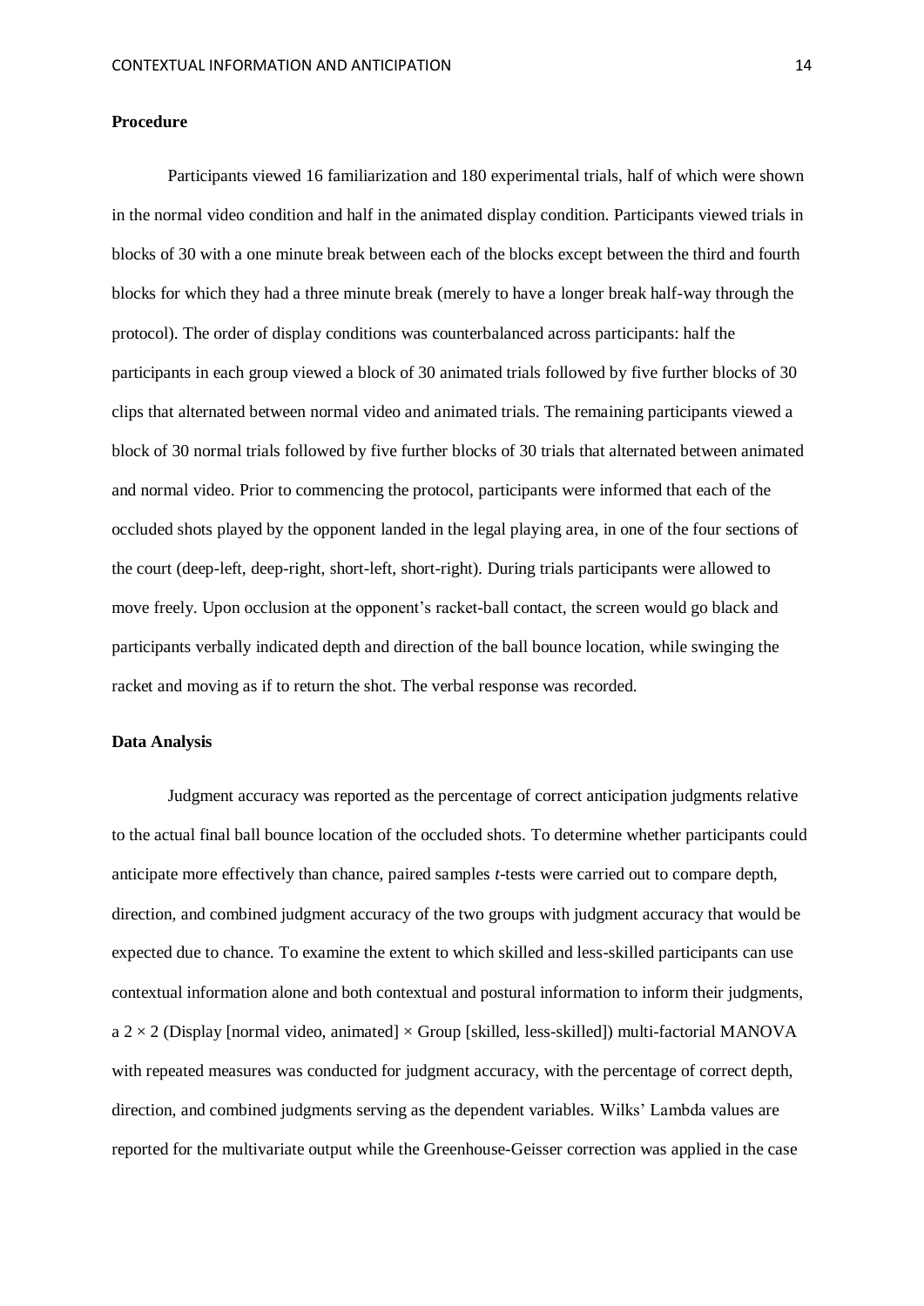**Procedure**

Participants viewed 16 familiarization and 180 experimental trials, half of which were shown in the normal video condition and half in the animated display condition. Participants viewed trials in blocks of 30 with a one minute break between each of the blocks except between the third and fourth blocks for which they had a three minute break (merely to have a longer break half-way through the protocol). The order of display conditions was counterbalanced across participants: half the participants in each group viewed a block of 30 animated trials followed by five further blocks of 30 clips that alternated between normal video and animated trials. The remaining participants viewed a block of 30 normal trials followed by five further blocks of 30 trials that alternated between animated and normal video. Prior to commencing the protocol, participants were informed that each of the occluded shots played by the opponent landed in the legal playing area, in one of the four sections of the court (deep-left, deep-right, short-left, short-right). During trials participants were allowed to move freely. Upon occlusion at the opponent's racket-ball contact, the screen would go black and participants verbally indicated depth and direction of the ball bounce location, while swinging the racket and moving as if to return the shot. The verbal response was recorded.

**Data Analysis**

Judgment accuracy was reported as the percentage of correct anticipation judgments relative to the actual final ball bounce location of the occluded shots. To determine whether participants could anticipate more effectively than chance, paired samples *t*-tests were carried out to compare depth, direction, and combined judgment accuracy of the two groups with judgment accuracy that would be expected due to chance. To examine the extent to which skilled and less-skilled participants can use contextual information alone and both contextual and postural information to inform their judgments, a $2 \times 2$ (Display [normal video, animated] $\times$ Group [skilled, less-skilled]) multi-factorial MANOVA with repeated measures was conducted for judgment accuracy, with the percentage of correct depth, direction, and combined judgments serving as the dependent variables. Wilks' Lambda values are reported for the multivariate output while the Greenhouse-Geisser correction was applied in the case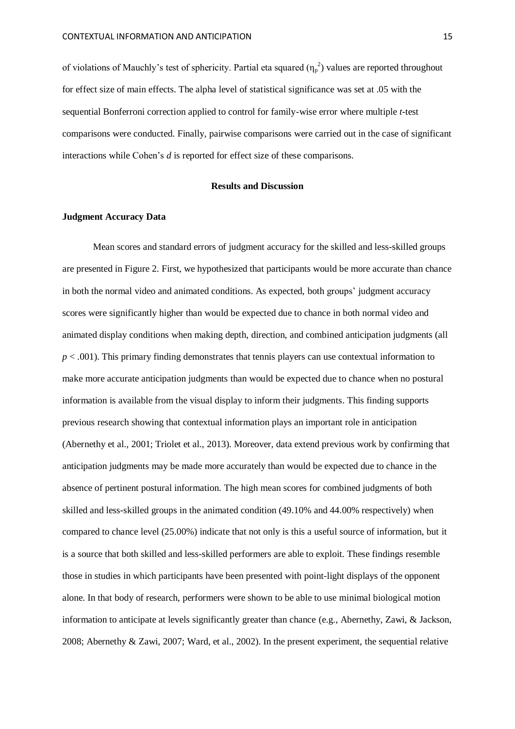of violations of Mauchly's test of sphericity. Partial eta squared ($\eta_p^2$) values are reported throughout for effect size of main effects. The alpha level of statistical significance was set at .05 with the sequential Bonferroni correction applied to control for family-wise error where multiple *t*-test comparisons were conducted. Finally, pairwise comparisons were carried out in the case of significant interactions while Cohen's *d* is reported for effect size of these comparisons.

## Results and Discussion

### Judgment Accuracy Data

Mean scores and standard errors of judgment accuracy for the skilled and less-skilled groups are presented in Figure 2. First, we hypothesized that participants would be more accurate than chance in both the normal video and animated conditions. As expected, both groups' judgment accuracy scores were significantly higher than would be expected due to chance in both normal video and animated display conditions when making depth, direction, and combined anticipation judgments (all $p < .001$). This primary finding demonstrates that tennis players can use contextual information to make more accurate anticipation judgments than would be expected due to chance when no postural information is available from the visual display to inform their judgments. This finding supports previous research showing that contextual information plays an important role in anticipation (Abernethy et al., 2001; Triolet et al., 2013). Moreover, data extend previous work by confirming that anticipation judgments may be made more accurately than would be expected due to chance in the absence of pertinent postural information. The high mean scores for combined judgments of both skilled and less-skilled groups in the animated condition (49.10% and 44.00% respectively) when compared to chance level (25.00%) indicate that not only is this a useful source of information, but it is a source that both skilled and less-skilled performers are able to exploit. These findings resemble those in studies in which participants have been presented with point-light displays of the opponent alone. In that body of research, performers were shown to be able to use minimal biological motion information to anticipate at levels significantly greater than chance (e.g., Abernethy, Zawi, & Jackson, 2008; Abernethy & Zawi, 2007; Ward, et al., 2002). In the present experiment, the sequential relative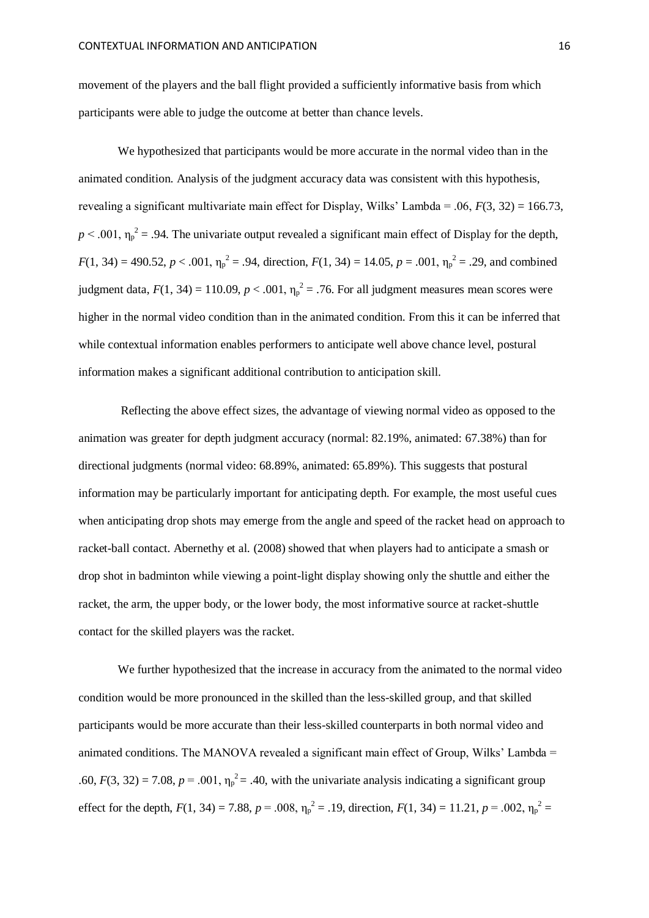movement of the players and the ball flight provided a sufficiently informative basis from which participants were able to judge the outcome at better than chance levels.

We hypothesized that participants would be more accurate in the normal video than in the animated condition. Analysis of the judgment accuracy data was consistent with this hypothesis, revealing a significant multivariate main effect for Display, Wilks' Lambda = .06, $F(3, 32) = 166.73$, $p < .001$, $\eta_p^2 = .94$. The univariate output revealed a significant main effect of Display for the depth, $F(1, 34) = 490.52$, $p < .001$, $\eta_p^2 = .94$, direction, $F(1, 34) = 14.05$, $p = .001$, $\eta_p^2 = .29$, and combined judgment data, $F(1, 34) = 110.09$, $p < .001$, $\eta_p^2 = .76$. For all judgment measures mean scores were higher in the normal video condition than in the animated condition. From this it can be inferred that while contextual information enables performers to anticipate well above chance level, postural information makes a significant additional contribution to anticipation skill.

Reflecting the above effect sizes, the advantage of viewing normal video as opposed to the animation was greater for depth judgment accuracy (normal: 82.19%, animated: 67.38%) than for directional judgments (normal video: 68.89%, animated: 65.89%). This suggests that postural information may be particularly important for anticipating depth. For example, the most useful cues when anticipating drop shots may emerge from the angle and speed of the racket head on approach to racket-ball contact. Abernethy et al. (2008) showed that when players had to anticipate a smash or drop shot in badminton while viewing a point-light display showing only the shuttle and either the racket, the arm, the upper body, or the lower body, the most informative source at racket-shuttle contact for the skilled players was the racket.

We further hypothesized that the increase in accuracy from the animated to the normal video condition would be more pronounced in the skilled than the less-skilled group, and that skilled participants would be more accurate than their less-skilled counterparts in both normal video and animated conditions. The MANOVA revealed a significant main effect of Group, Wilks' Lambda = .60, $F(3, 32) = 7.08$, $p = .001$, $\eta_p^2 = .40$, with the univariate analysis indicating a significant group effect for the depth, $F(1, 34) = 7.88$, $p = .008$, $\eta_p^2 = .19$, direction, $F(1, 34) = 11.21$, $p = .002$, $\eta_p^2 =$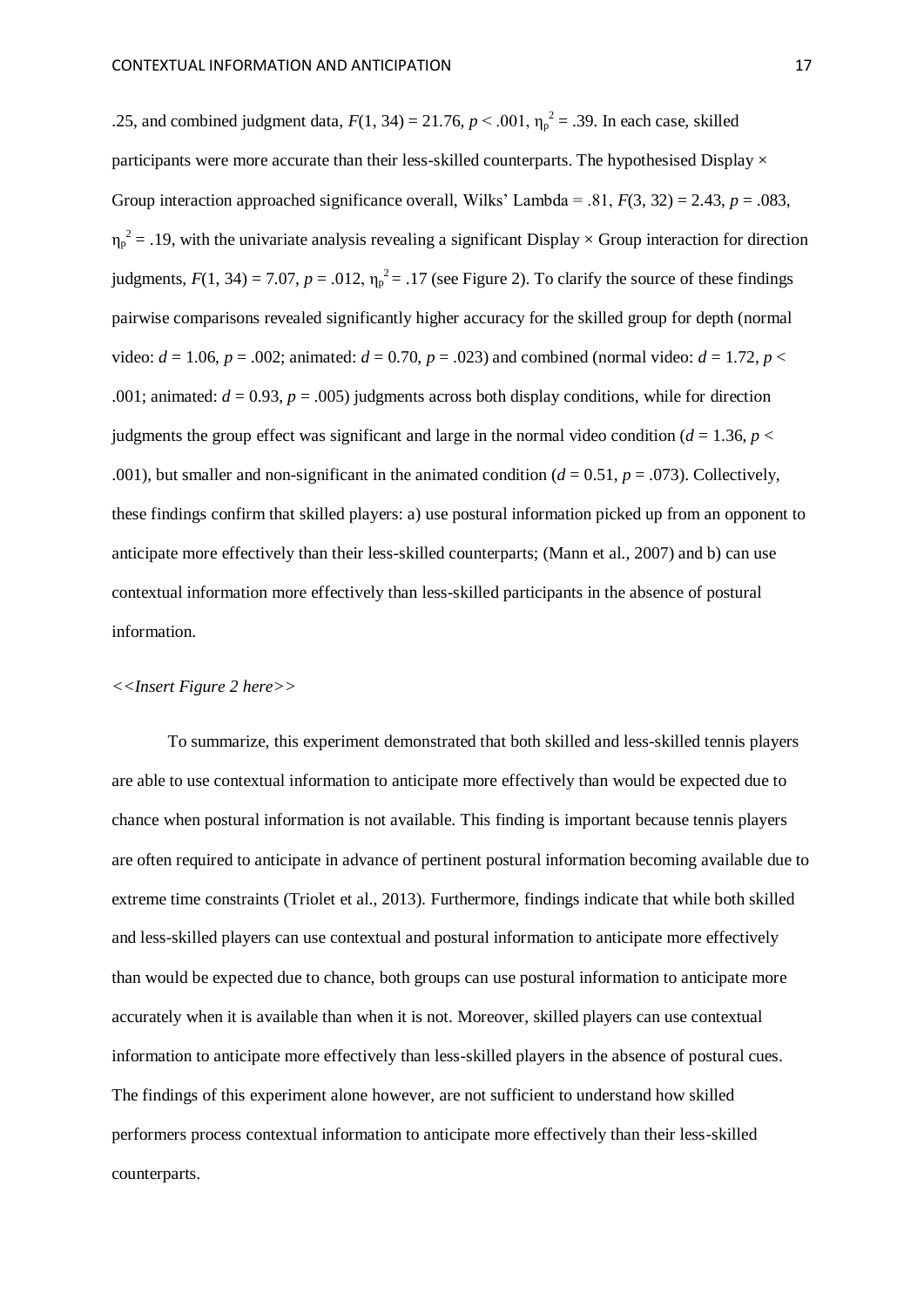.25, and combined judgment data, $F(1, 34) = 21.76$, $p < .001$, $\eta_p^2 = .39$. In each case, skilled participants were more accurate than their less-skilled counterparts. The hypothesised Display × Group interaction approached significance overall, Wilks' Lambda = .81, $F(3, 32) = 2.43$, $p = .083$, $\eta_p^2 = .19$, with the univariate analysis revealing a significant Display × Group interaction for direction judgments, $F(1, 34) = 7.07$, $p = .012$, $\eta_p^2 = .17$ (see Figure 2). To clarify the source of these findings pairwise comparisons revealed significantly higher accuracy for the skilled group for depth (normal video: $d = 1.06$, $p = .002$; animated: $d = 0.70$, $p = .023$) and combined (normal video: $d = 1.72$, $p < .001$; animated: $d = 0.93$, $p = .005$) judgments across both display conditions, while for direction judgments the group effect was significant and large in the normal video condition ($d = 1.36$, $p < .001$), but smaller and non-significant in the animated condition ($d = 0.51$, $p = .073$). Collectively, these findings confirm that skilled players: a) use postural information picked up from an opponent to anticipate more effectively than their less-skilled counterparts; (Mann et al., 2007) and b) can use contextual information more effectively than less-skilled participants in the absence of postural information.

*<<Insert Figure 2 here>>*

To summarize, this experiment demonstrated that both skilled and less-skilled tennis players are able to use contextual information to anticipate more effectively than would be expected due to chance when postural information is not available. This finding is important because tennis players are often required to anticipate in advance of pertinent postural information becoming available due to extreme time constraints (Triolet et al., 2013). Furthermore, findings indicate that while both skilled and less-skilled players can use contextual and postural information to anticipate more effectively than would be expected due to chance, both groups can use postural information to anticipate more accurately when it is available than when it is not. Moreover, skilled players can use contextual information to anticipate more effectively than less-skilled players in the absence of postural cues. The findings of this experiment alone however, are not sufficient to understand how skilled performers process contextual information to anticipate more effectively than their less-skilled counterparts.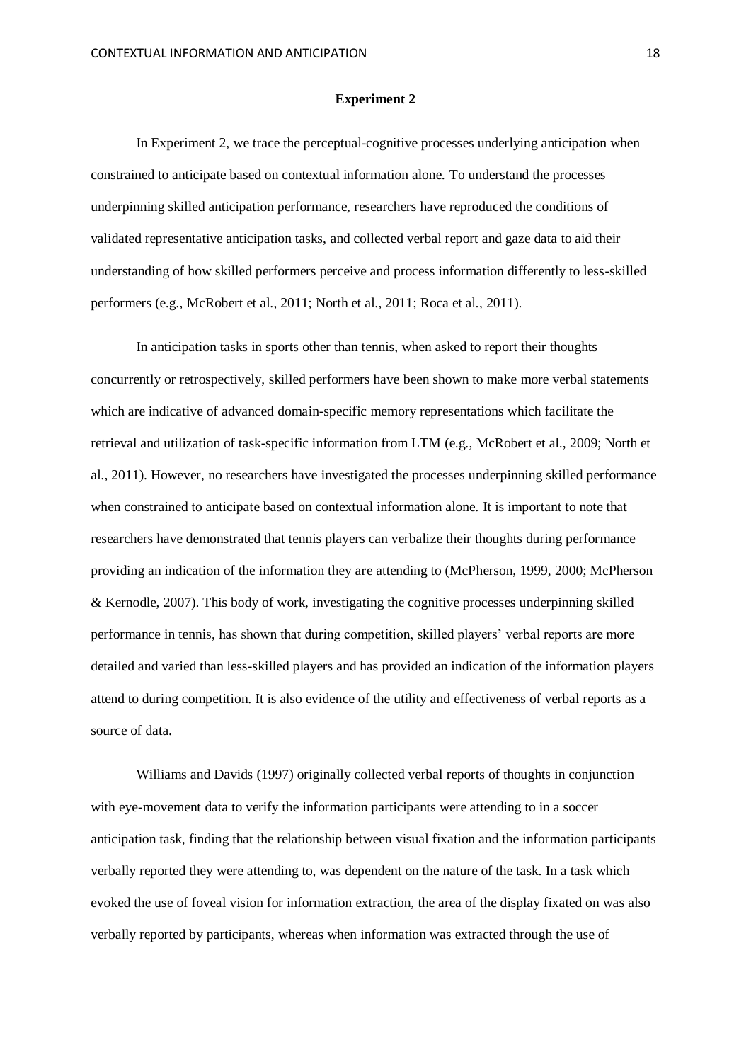## Experiment 2

In Experiment 2, we trace the perceptual-cognitive processes underlying anticipation when constrained to anticipate based on contextual information alone. To understand the processes underpinning skilled anticipation performance, researchers have reproduced the conditions of validated representative anticipation tasks, and collected verbal report and gaze data to aid their understanding of how skilled performers perceive and process information differently to less-skilled performers (e.g., McRobert et al., 2011; North et al., 2011; Roca et al., 2011).

In anticipation tasks in sports other than tennis, when asked to report their thoughts concurrently or retrospectively, skilled performers have been shown to make more verbal statements which are indicative of advanced domain-specific memory representations which facilitate the retrieval and utilization of task-specific information from LTM (e.g., McRobert et al., 2009; North et al., 2011). However, no researchers have investigated the processes underpinning skilled performance when constrained to anticipate based on contextual information alone. It is important to note that researchers have demonstrated that tennis players can verbalize their thoughts during performance providing an indication of the information they are attending to (McPherson, 1999, 2000; McPherson & Kernodle, 2007). This body of work, investigating the cognitive processes underpinning skilled performance in tennis, has shown that during competition, skilled players' verbal reports are more detailed and varied than less-skilled players and has provided an indication of the information players attend to during competition. It is also evidence of the utility and effectiveness of verbal reports as a source of data.

Williams and Davids (1997) originally collected verbal reports of thoughts in conjunction with eye-movement data to verify the information participants were attending to in a soccer anticipation task, finding that the relationship between visual fixation and the information participants verbally reported they were attending to, was dependent on the nature of the task. In a task which evoked the use of foveal vision for information extraction, the area of the display fixated on was also verbally reported by participants, whereas when information was extracted through the use of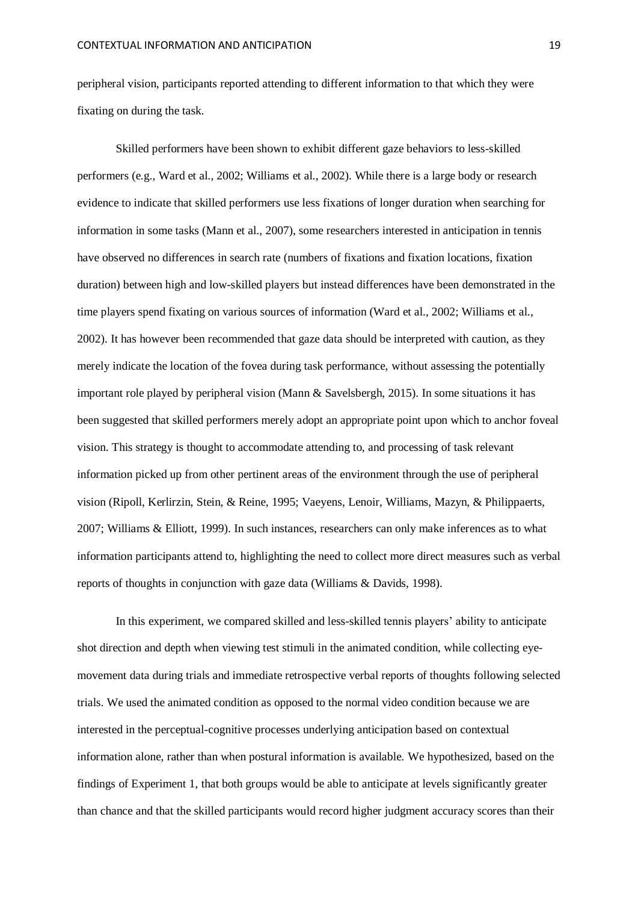peripheral vision, participants reported attending to different information to that which they were fixating on during the task.

Skilled performers have been shown to exhibit different gaze behaviors to less-skilled performers (e.g., Ward et al., 2002; Williams et al., 2002). While there is a large body or research evidence to indicate that skilled performers use less fixations of longer duration when searching for information in some tasks (Mann et al., 2007), some researchers interested in anticipation in tennis have observed no differences in search rate (numbers of fixations and fixation locations, fixation duration) between high and low-skilled players but instead differences have been demonstrated in the time players spend fixating on various sources of information (Ward et al., 2002; Williams et al., 2002). It has however been recommended that gaze data should be interpreted with caution, as they merely indicate the location of the fovea during task performance, without assessing the potentially important role played by peripheral vision (Mann & Savelsbergh, 2015). In some situations it has been suggested that skilled performers merely adopt an appropriate point upon which to anchor foveal vision. This strategy is thought to accommodate attending to, and processing of task relevant information picked up from other pertinent areas of the environment through the use of peripheral vision (Ripoll, Kerlirzin, Stein, & Reine, 1995; Vaeyens, Lenoir, Williams, Mazyn, & Philippaerts, 2007; Williams & Elliott, 1999). In such instances, researchers can only make inferences as to what information participants attend to, highlighting the need to collect more direct measures such as verbal reports of thoughts in conjunction with gaze data (Williams & Davids, 1998).

In this experiment, we compared skilled and less-skilled tennis players' ability to anticipate shot direction and depth when viewing test stimuli in the animated condition, while collecting eye-movement data during trials and immediate retrospective verbal reports of thoughts following selected trials. We used the animated condition as opposed to the normal video condition because we are interested in the perceptual-cognitive processes underlying anticipation based on contextual information alone, rather than when postural information is available. We hypothesized, based on the findings of Experiment 1, that both groups would be able to anticipate at levels significantly greater than chance and that the skilled participants would record higher judgment accuracy scores than their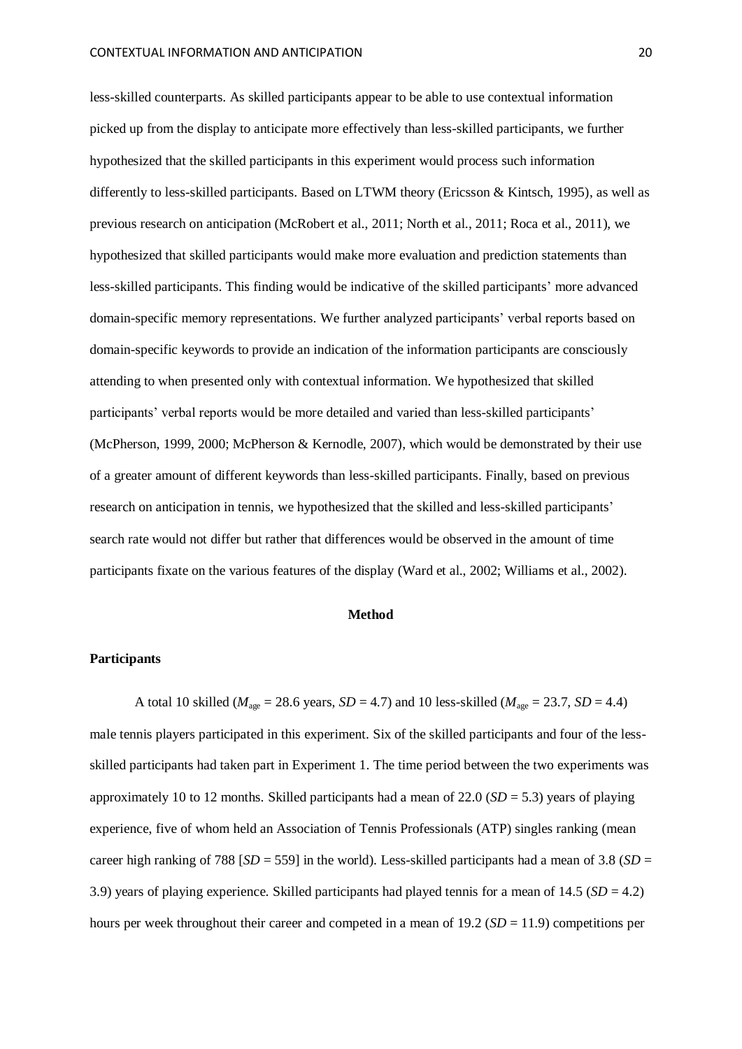less-skilled counterparts. As skilled participants appear to be able to use contextual information picked up from the display to anticipate more effectively than less-skilled participants, we further hypothesized that the skilled participants in this experiment would process such information differently to less-skilled participants. Based on LTWM theory (Ericsson & Kintsch, 1995), as well as previous research on anticipation (McRobert et al., 2011; North et al., 2011; Roca et al., 2011), we hypothesized that skilled participants would make more evaluation and prediction statements than less-skilled participants. This finding would be indicative of the skilled participants' more advanced domain-specific memory representations. We further analyzed participants' verbal reports based on domain-specific keywords to provide an indication of the information participants are consciously attending to when presented only with contextual information. We hypothesized that skilled participants' verbal reports would be more detailed and varied than less-skilled participants' (McPherson, 1999, 2000; McPherson & Kernodle, 2007), which would be demonstrated by their use of a greater amount of different keywords than less-skilled participants. Finally, based on previous research on anticipation in tennis, we hypothesized that the skilled and less-skilled participants' search rate would not differ but rather that differences would be observed in the amount of time participants fixate on the various features of the display (Ward et al., 2002; Williams et al., 2002).

## Method

### Participants

A total 10 skilled ($M_{\text{age}}$ = 28.6 years, *SD* = 4.7) and 10 less-skilled ($M_{\text{age}}$ = 23.7, *SD* = 4.4) male tennis players participated in this experiment. Six of the skilled participants and four of the less-skilled participants had taken part in Experiment 1. The time period between the two experiments was approximately 10 to 12 months. Skilled participants had a mean of 22.0 (*SD* = 5.3) years of playing experience, five of whom held an Association of Tennis Professionals (ATP) singles ranking (mean career high ranking of 788 [*SD* = 559] in the world). Less-skilled participants had a mean of 3.8 (*SD* = 3.9) years of playing experience. Skilled participants had played tennis for a mean of 14.5 (*SD* = 4.2) hours per week throughout their career and competed in a mean of 19.2 (*SD* = 11.9) competitions per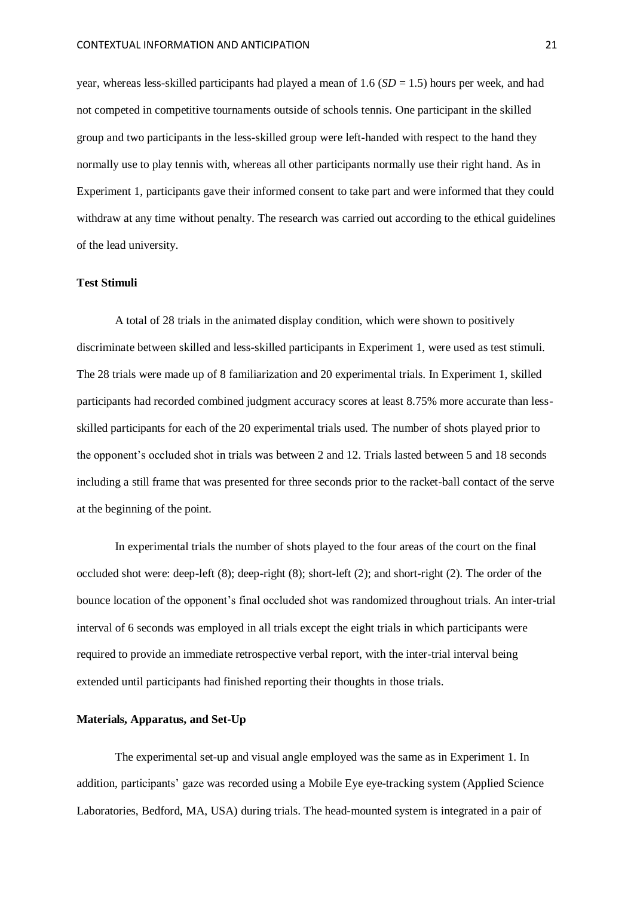year, whereas less-skilled participants had played a mean of 1.6 (*SD* = 1.5) hours per week, and had not competed in competitive tournaments outside of schools tennis. One participant in the skilled group and two participants in the less-skilled group were left-handed with respect to the hand they normally use to play tennis with, whereas all other participants normally use their right hand. As in Experiment 1, participants gave their informed consent to take part and were informed that they could withdraw at any time without penalty. The research was carried out according to the ethical guidelines of the lead university.

**Test Stimuli**

A total of 28 trials in the animated display condition, which were shown to positively discriminate between skilled and less-skilled participants in Experiment 1, were used as test stimuli. The 28 trials were made up of 8 familiarization and 20 experimental trials. In Experiment 1, skilled participants had recorded combined judgment accuracy scores at least 8.75% more accurate than less-skilled participants for each of the 20 experimental trials used. The number of shots played prior to the opponent's occluded shot in trials was between 2 and 12. Trials lasted between 5 and 18 seconds including a still frame that was presented for three seconds prior to the racket-ball contact of the serve at the beginning of the point.

In experimental trials the number of shots played to the four areas of the court on the final occluded shot were: deep-left (8); deep-right (8); short-left (2); and short-right (2). The order of the bounce location of the opponent's final occluded shot was randomized throughout trials. An inter-trial interval of 6 seconds was employed in all trials except the eight trials in which participants were required to provide an immediate retrospective verbal report, with the inter-trial interval being extended until participants had finished reporting their thoughts in those trials.

**Materials, Apparatus, and Set-Up**

The experimental set-up and visual angle employed was the same as in Experiment 1. In addition, participants' gaze was recorded using a Mobile Eye eye-tracking system (Applied Science Laboratories, Bedford, MA, USA) during trials. The head-mounted system is integrated in a pair of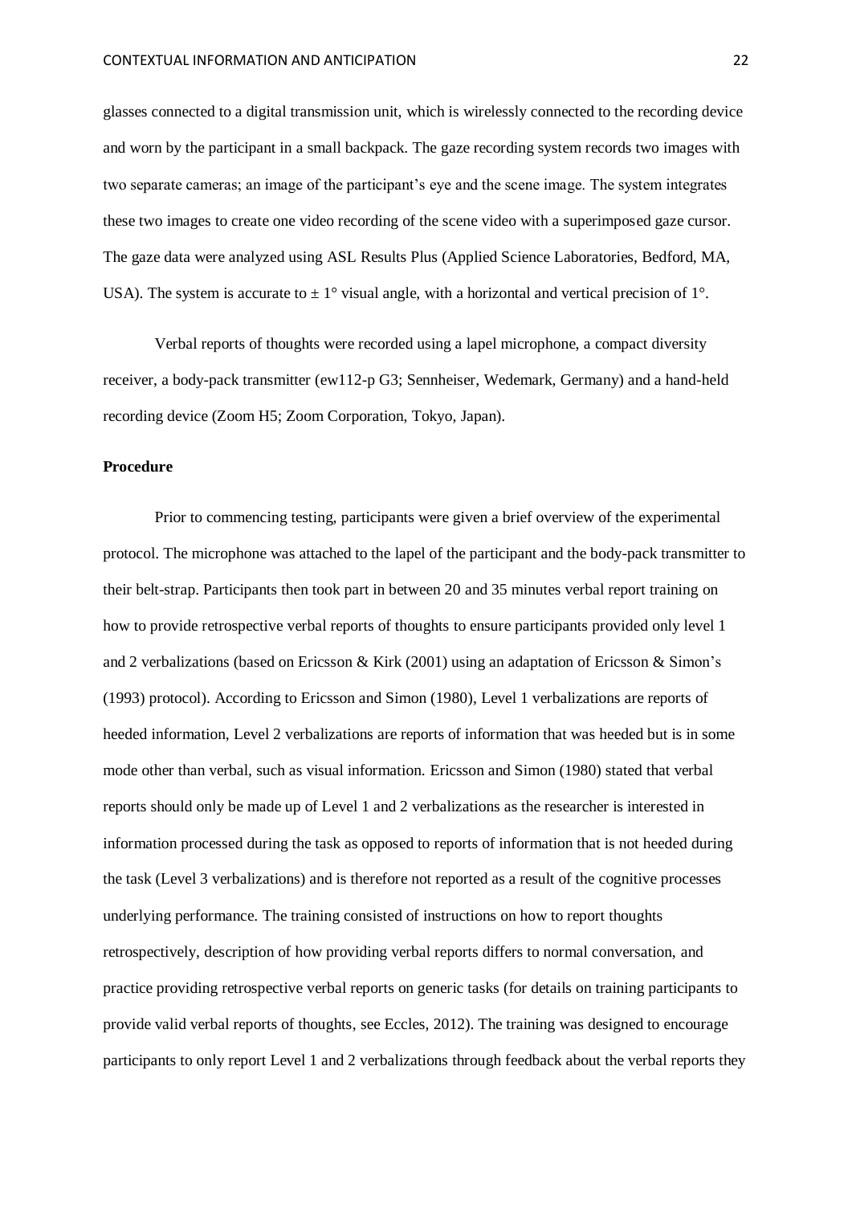glasses connected to a digital transmission unit, which is wirelessly connected to the recording device and worn by the participant in a small backpack. The gaze recording system records two images with two separate cameras; an image of the participant's eye and the scene image. The system integrates these two images to create one video recording of the scene video with a superimposed gaze cursor. The gaze data were analyzed using ASL Results Plus (Applied Science Laboratories, Bedford, MA, USA). The system is accurate to $\pm 1°$ visual angle, with a horizontal and vertical precision of 1°.

Verbal reports of thoughts were recorded using a lapel microphone, a compact diversity receiver, a body-pack transmitter (ew112-p G3; Sennheiser, Wedemark, Germany) and a hand-held recording device (Zoom H5; Zoom Corporation, Tokyo, Japan).

**Procedure**

Prior to commencing testing, participants were given a brief overview of the experimental protocol. The microphone was attached to the lapel of the participant and the body-pack transmitter to their belt-strap. Participants then took part in between 20 and 35 minutes verbal report training on how to provide retrospective verbal reports of thoughts to ensure participants provided only level 1 and 2 verbalizations (based on Ericsson & Kirk (2001) using an adaptation of Ericsson & Simon's (1993) protocol). According to Ericsson and Simon (1980), Level 1 verbalizations are reports of heeded information, Level 2 verbalizations are reports of information that was heeded but is in some mode other than verbal, such as visual information. Ericsson and Simon (1980) stated that verbal reports should only be made up of Level 1 and 2 verbalizations as the researcher is interested in information processed during the task as opposed to reports of information that is not heeded during the task (Level 3 verbalizations) and is therefore not reported as a result of the cognitive processes underlying performance. The training consisted of instructions on how to report thoughts retrospectively, description of how providing verbal reports differs to normal conversation, and practice providing retrospective verbal reports on generic tasks (for details on training participants to provide valid verbal reports of thoughts, see Eccles, 2012). The training was designed to encourage participants to only report Level 1 and 2 verbalizations through feedback about the verbal reports they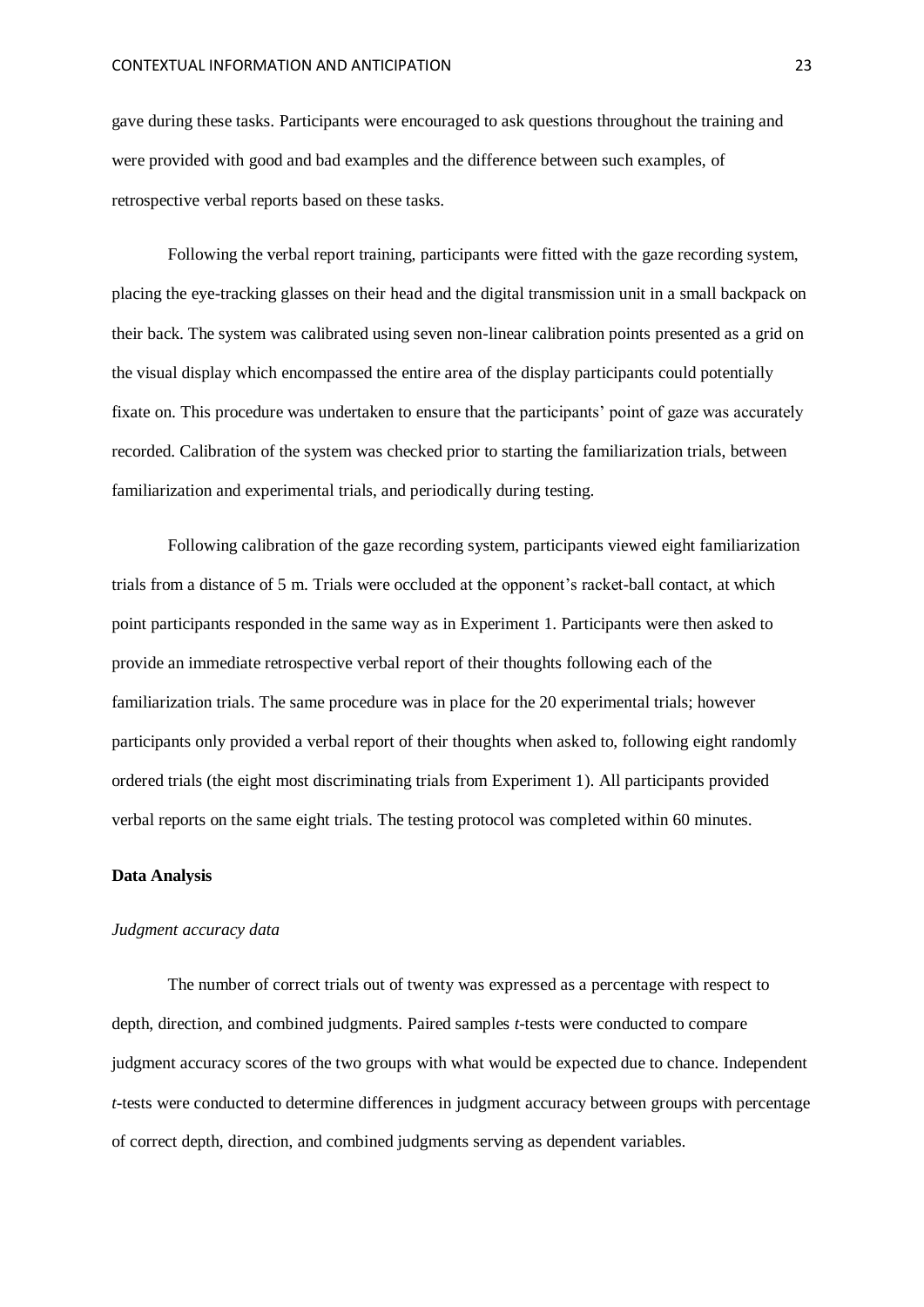gave during these tasks. Participants were encouraged to ask questions throughout the training and were provided with good and bad examples and the difference between such examples, of retrospective verbal reports based on these tasks.

Following the verbal report training, participants were fitted with the gaze recording system, placing the eye-tracking glasses on their head and the digital transmission unit in a small backpack on their back. The system was calibrated using seven non-linear calibration points presented as a grid on the visual display which encompassed the entire area of the display participants could potentially fixate on. This procedure was undertaken to ensure that the participants' point of gaze was accurately recorded. Calibration of the system was checked prior to starting the familiarization trials, between familiarization and experimental trials, and periodically during testing.

Following calibration of the gaze recording system, participants viewed eight familiarization trials from a distance of 5 m. Trials were occluded at the opponent's racket-ball contact, at which point participants responded in the same way as in Experiment 1. Participants were then asked to provide an immediate retrospective verbal report of their thoughts following each of the familiarization trials. The same procedure was in place for the 20 experimental trials; however participants only provided a verbal report of their thoughts when asked to, following eight randomly ordered trials (the eight most discriminating trials from Experiment 1). All participants provided verbal reports on the same eight trials. The testing protocol was completed within 60 minutes.

**Data Analysis**

*Judgment accuracy data*

The number of correct trials out of twenty was expressed as a percentage with respect to depth, direction, and combined judgments. Paired samples *t*-tests were conducted to compare judgment accuracy scores of the two groups with what would be expected due to chance. Independent *t*-tests were conducted to determine differences in judgment accuracy between groups with percentage of correct depth, direction, and combined judgments serving as dependent variables.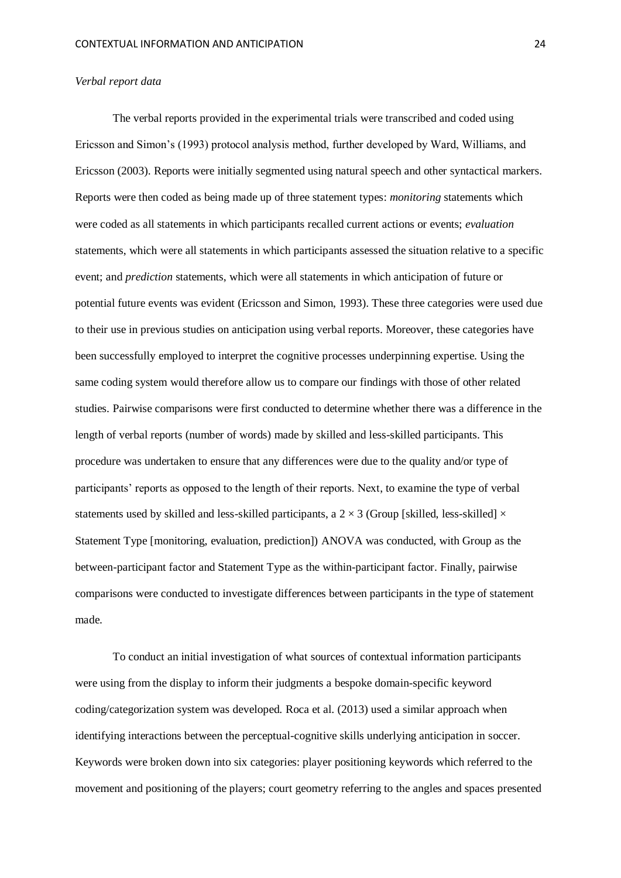*Verbal report data*

The verbal reports provided in the experimental trials were transcribed and coded using Ericsson and Simon's (1993) protocol analysis method, further developed by Ward, Williams, and Ericsson (2003). Reports were initially segmented using natural speech and other syntactical markers. Reports were then coded as being made up of three statement types: *monitoring* statements which were coded as all statements in which participants recalled current actions or events; *evaluation* statements, which were all statements in which participants assessed the situation relative to a specific event; and *prediction* statements, which were all statements in which anticipation of future or potential future events was evident (Ericsson and Simon, 1993). These three categories were used due to their use in previous studies on anticipation using verbal reports. Moreover, these categories have been successfully employed to interpret the cognitive processes underpinning expertise. Using the same coding system would therefore allow us to compare our findings with those of other related studies. Pairwise comparisons were first conducted to determine whether there was a difference in the length of verbal reports (number of words) made by skilled and less-skilled participants. This procedure was undertaken to ensure that any differences were due to the quality and/or type of participants' reports as opposed to the length of their reports. Next, to examine the type of verbal statements used by skilled and less-skilled participants, a $2 \times 3$ (Group [skilled, less-skilled] $\times$ Statement Type [monitoring, evaluation, prediction]) ANOVA was conducted, with Group as the between-participant factor and Statement Type as the within-participant factor. Finally, pairwise comparisons were conducted to investigate differences between participants in the type of statement made.

To conduct an initial investigation of what sources of contextual information participants were using from the display to inform their judgments a bespoke domain-specific keyword coding/categorization system was developed. Roca et al. (2013) used a similar approach when identifying interactions between the perceptual-cognitive skills underlying anticipation in soccer. Keywords were broken down into six categories: player positioning keywords which referred to the movement and positioning of the players; court geometry referring to the angles and spaces presented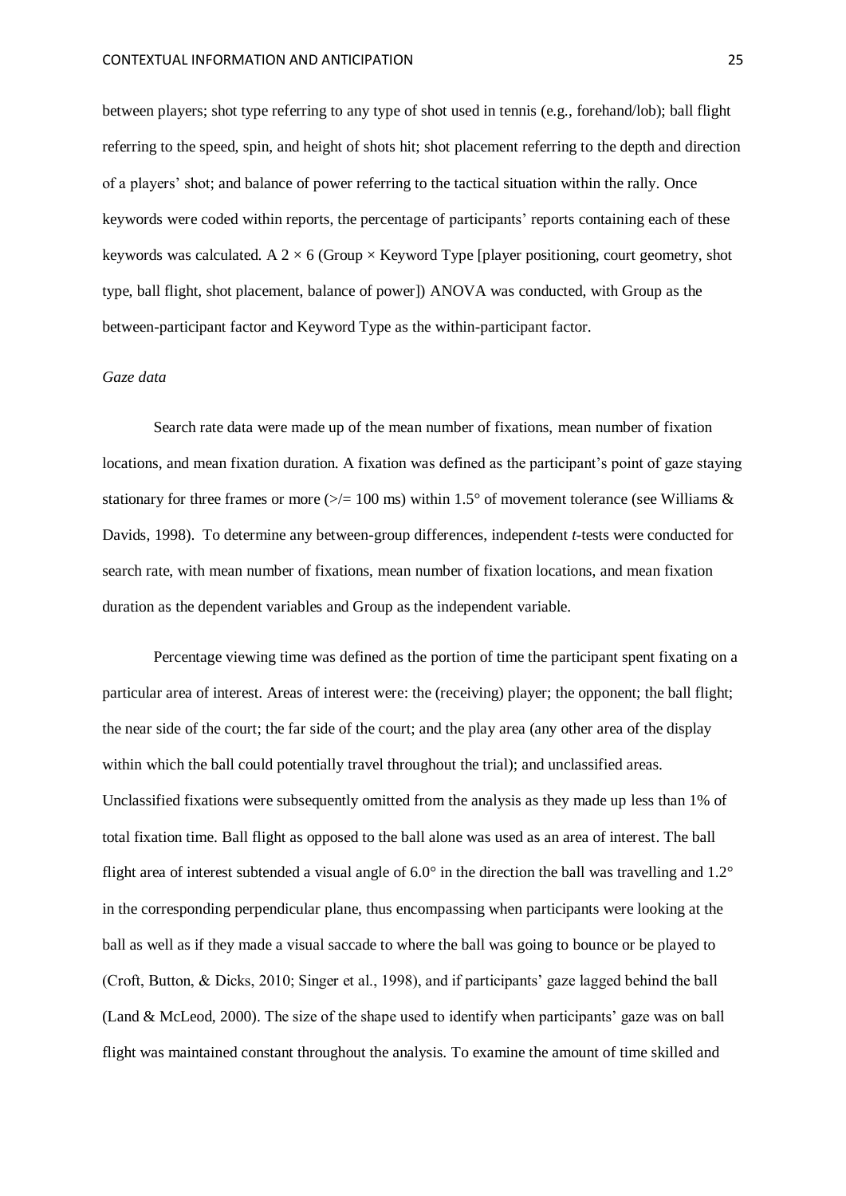between players; shot type referring to any type of shot used in tennis (e.g., forehand/lob); ball flight referring to the speed, spin, and height of shots hit; shot placement referring to the depth and direction of a players' shot; and balance of power referring to the tactical situation within the rally. Once keywords were coded within reports, the percentage of participants' reports containing each of these keywords was calculated. A $2 \times 6$ (Group × Keyword Type [player positioning, court geometry, shot type, ball flight, shot placement, balance of power]) ANOVA was conducted, with Group as the between-participant factor and Keyword Type as the within-participant factor.

*Gaze data*

Search rate data were made up of the mean number of fixations, mean number of fixation locations, and mean fixation duration. A fixation was defined as the participant's point of gaze staying stationary for three frames or more (>/= 100 ms) within 1.5° of movement tolerance (see Williams & Davids, 1998). To determine any between-group differences, independent *t*-tests were conducted for search rate, with mean number of fixations, mean number of fixation locations, and mean fixation duration as the dependent variables and Group as the independent variable.

Percentage viewing time was defined as the portion of time the participant spent fixating on a particular area of interest. Areas of interest were: the (receiving) player; the opponent; the ball flight; the near side of the court; the far side of the court; and the play area (any other area of the display within which the ball could potentially travel throughout the trial); and unclassified areas. Unclassified fixations were subsequently omitted from the analysis as they made up less than 1% of total fixation time. Ball flight as opposed to the ball alone was used as an area of interest. The ball flight area of interest subtended a visual angle of 6.0° in the direction the ball was travelling and 1.2° in the corresponding perpendicular plane, thus encompassing when participants were looking at the ball as well as if they made a visual saccade to where the ball was going to bounce or be played to (Croft, Button, & Dicks, 2010; Singer et al., 1998), and if participants' gaze lagged behind the ball (Land & McLeod, 2000). The size of the shape used to identify when participants' gaze was on ball flight was maintained constant throughout the analysis. To examine the amount of time skilled and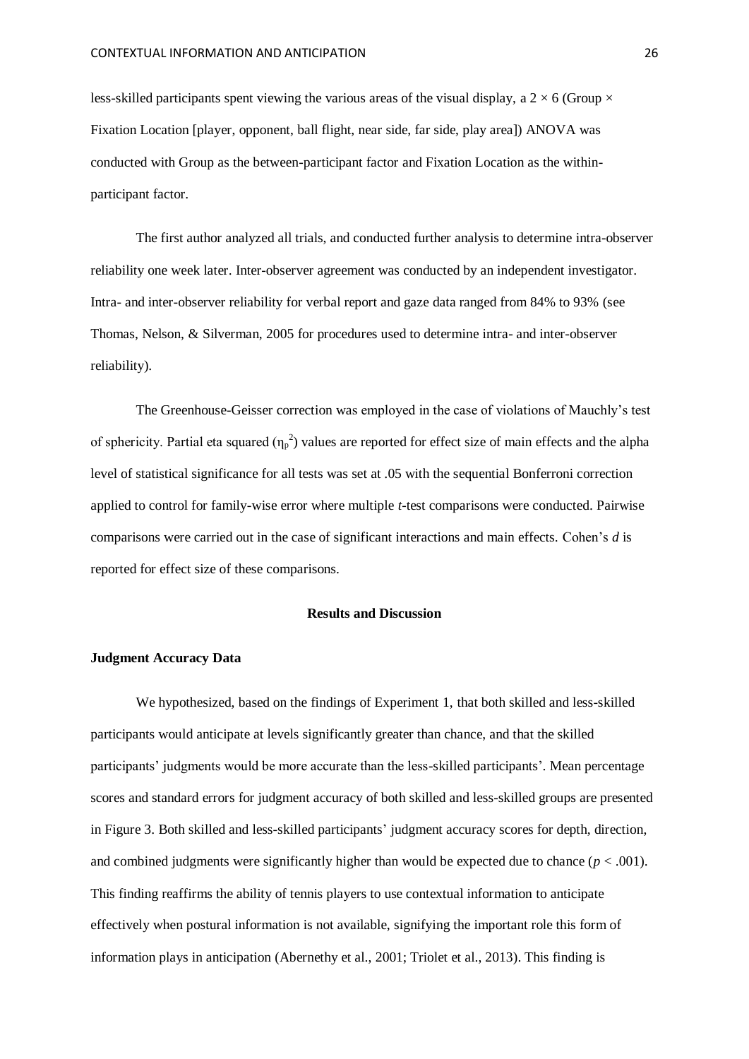less-skilled participants spent viewing the various areas of the visual display, a 2 × 6 (Group × Fixation Location [player, opponent, ball flight, near side, far side, play area]) ANOVA was conducted with Group as the between-participant factor and Fixation Location as the within-participant factor.

The first author analyzed all trials, and conducted further analysis to determine intra-observer reliability one week later. Inter-observer agreement was conducted by an independent investigator. Intra- and inter-observer reliability for verbal report and gaze data ranged from 84% to 93% (see Thomas, Nelson, & Silverman, 2005 for procedures used to determine intra- and inter-observer reliability).

The Greenhouse-Geisser correction was employed in the case of violations of Mauchly's test of sphericity. Partial eta squared ($\eta_p^2$) values are reported for effect size of main effects and the alpha level of statistical significance for all tests was set at .05 with the sequential Bonferroni correction applied to control for family-wise error where multiple *t*-test comparisons were conducted. Pairwise comparisons were carried out in the case of significant interactions and main effects. Cohen's *d* is reported for effect size of these comparisons.

## Results and Discussion

### Judgment Accuracy Data

We hypothesized, based on the findings of Experiment 1, that both skilled and less-skilled participants would anticipate at levels significantly greater than chance, and that the skilled participants' judgments would be more accurate than the less-skilled participants'. Mean percentage scores and standard errors for judgment accuracy of both skilled and less-skilled groups are presented in Figure 3. Both skilled and less-skilled participants' judgment accuracy scores for depth, direction, and combined judgments were significantly higher than would be expected due to chance ($p < .001$). This finding reaffirms the ability of tennis players to use contextual information to anticipate effectively when postural information is not available, signifying the important role this form of information plays in anticipation (Abernethy et al., 2001; Triolet et al., 2013). This finding is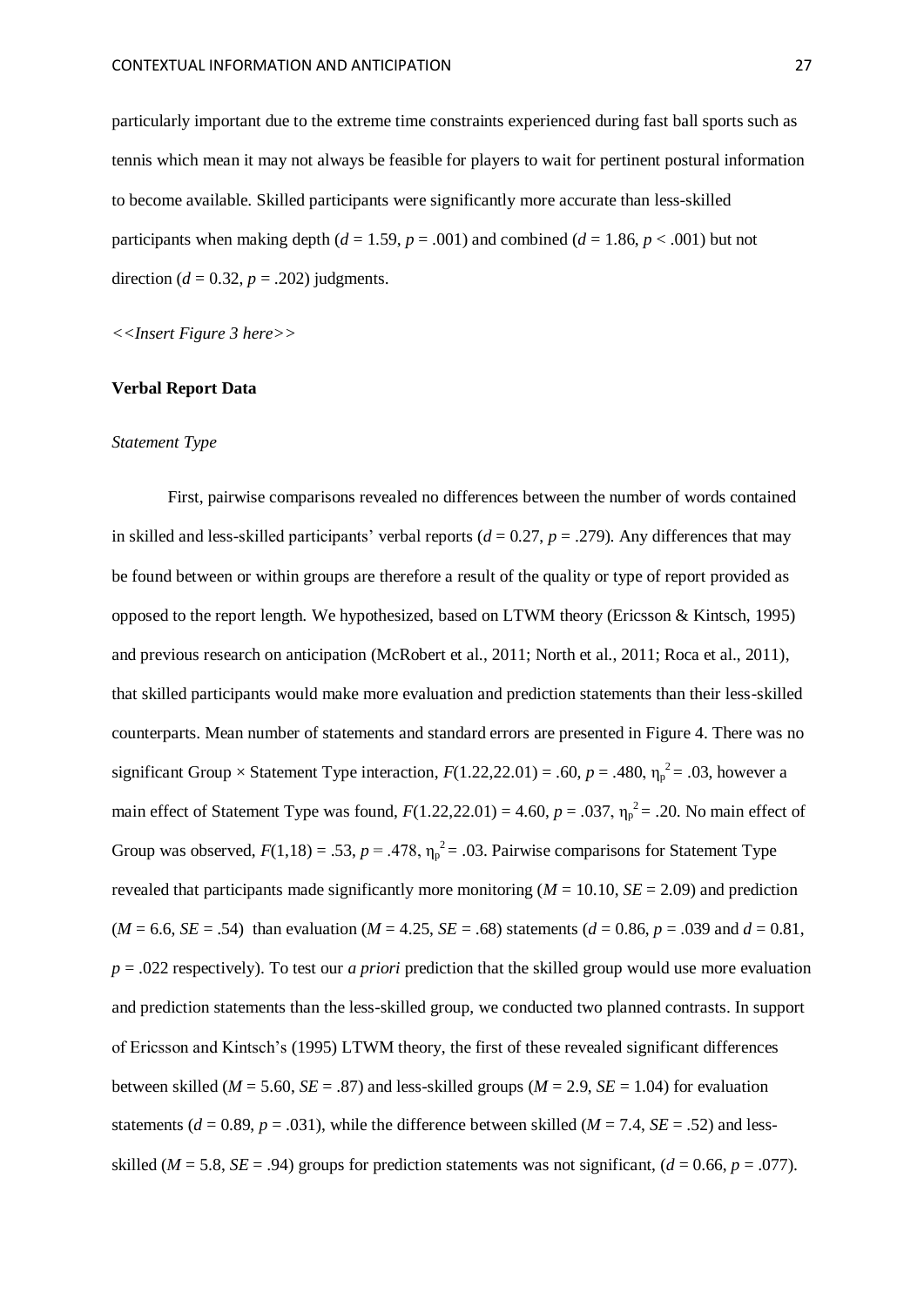particularly important due to the extreme time constraints experienced during fast ball sports such as tennis which mean it may not always be feasible for players to wait for pertinent postural information to become available. Skilled participants were significantly more accurate than less-skilled participants when making depth ($d$ = 1.59, $p$ = .001) and combined ($d$ = 1.86, $p$ < .001) but not direction ($d$ = 0.32, $p$ = .202) judgments.

*<<Insert Figure 3 here>>*

**Verbal Report Data**

*Statement Type*

First, pairwise comparisons revealed no differences between the number of words contained in skilled and less-skilled participants' verbal reports ($d$ = 0.27, $p$ = .279). Any differences that may be found between or within groups are therefore a result of the quality or type of report provided as opposed to the report length. We hypothesized, based on LTWM theory (Ericsson & Kintsch, 1995) and previous research on anticipation (McRobert et al., 2011; North et al., 2011; Roca et al., 2011), that skilled participants would make more evaluation and prediction statements than their less-skilled counterparts. Mean number of statements and standard errors are presented in Figure 4. There was no significant Group × Statement Type interaction, $F(1.22,22.01)$ = .60, $p$ = .480, $\eta_p^2$ = .03, however a main effect of Statement Type was found, $F(1.22,22.01)$ = 4.60, $p$ = .037, $\eta_p^2$ = .20. No main effect of Group was observed, $F(1,18)$ = .53, $p$ = .478, $\eta_p^2$ = .03. Pairwise comparisons for Statement Type revealed that participants made significantly more monitoring ($M$ = 10.10, $SE$ = 2.09) and prediction ($M$ = 6.6, $SE$ = .54) than evaluation ($M$ = 4.25, $SE$ = .68) statements ($d$ = 0.86, $p$ = .039 and $d$ = 0.81, $p$ = .022 respectively). To test our *a priori* prediction that the skilled group would use more evaluation and prediction statements than the less-skilled group, we conducted two planned contrasts. In support of Ericsson and Kintsch's (1995) LTWM theory, the first of these revealed significant differences between skilled ($M$ = 5.60, $SE$ = .87) and less-skilled groups ($M$ = 2.9, $SE$ = 1.04) for evaluation statements ($d$ = 0.89, $p$ = .031), while the difference between skilled ($M$ = 7.4, $SE$ = .52) and less-skilled ($M$ = 5.8, $SE$ = .94) groups for prediction statements was not significant, ($d$ = 0.66, $p$ = .077).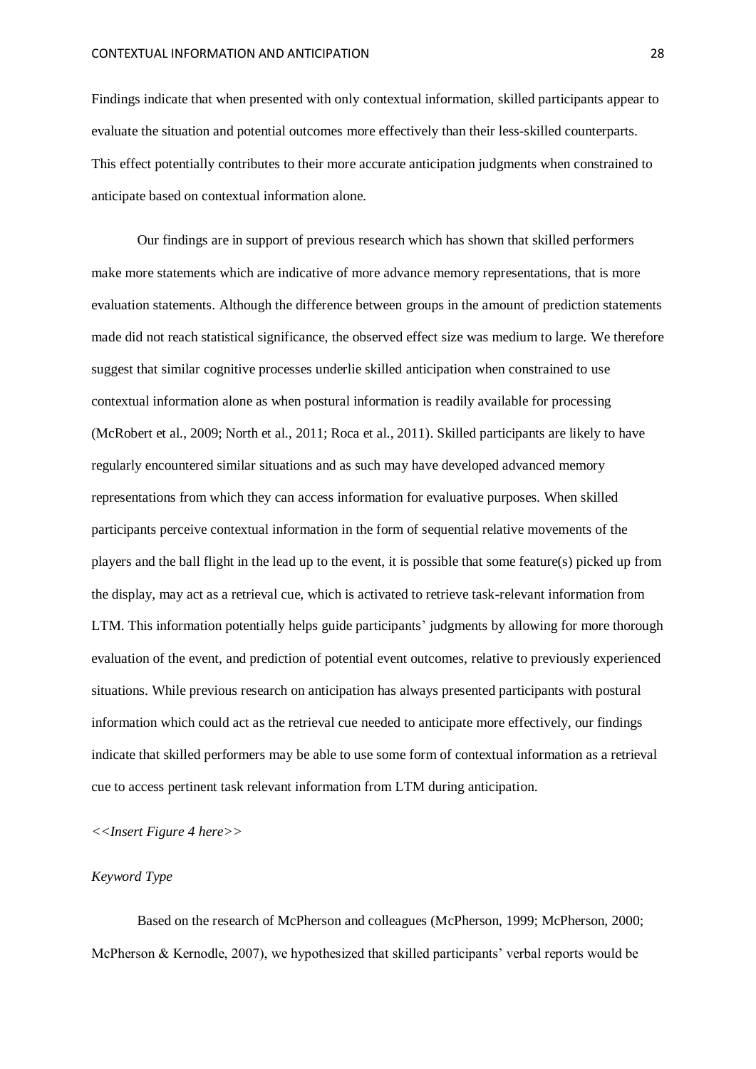Findings indicate that when presented with only contextual information, skilled participants appear to evaluate the situation and potential outcomes more effectively than their less-skilled counterparts. This effect potentially contributes to their more accurate anticipation judgments when constrained to anticipate based on contextual information alone.

Our findings are in support of previous research which has shown that skilled performers make more statements which are indicative of more advance memory representations, that is more evaluation statements. Although the difference between groups in the amount of prediction statements made did not reach statistical significance, the observed effect size was medium to large. We therefore suggest that similar cognitive processes underlie skilled anticipation when constrained to use contextual information alone as when postural information is readily available for processing (McRobert et al., 2009; North et al., 2011; Roca et al., 2011). Skilled participants are likely to have regularly encountered similar situations and as such may have developed advanced memory representations from which they can access information for evaluative purposes. When skilled participants perceive contextual information in the form of sequential relative movements of the players and the ball flight in the lead up to the event, it is possible that some feature(s) picked up from the display, may act as a retrieval cue, which is activated to retrieve task-relevant information from LTM. This information potentially helps guide participants' judgments by allowing for more thorough evaluation of the event, and prediction of potential event outcomes, relative to previously experienced situations. While previous research on anticipation has always presented participants with postural information which could act as the retrieval cue needed to anticipate more effectively, our findings indicate that skilled performers may be able to use some form of contextual information as a retrieval cue to access pertinent task relevant information from LTM during anticipation.

*<<Insert Figure 4 here>>*

*Keyword Type*

Based on the research of McPherson and colleagues (McPherson, 1999; McPherson, 2000; McPherson & Kernodle, 2007), we hypothesized that skilled participants' verbal reports would be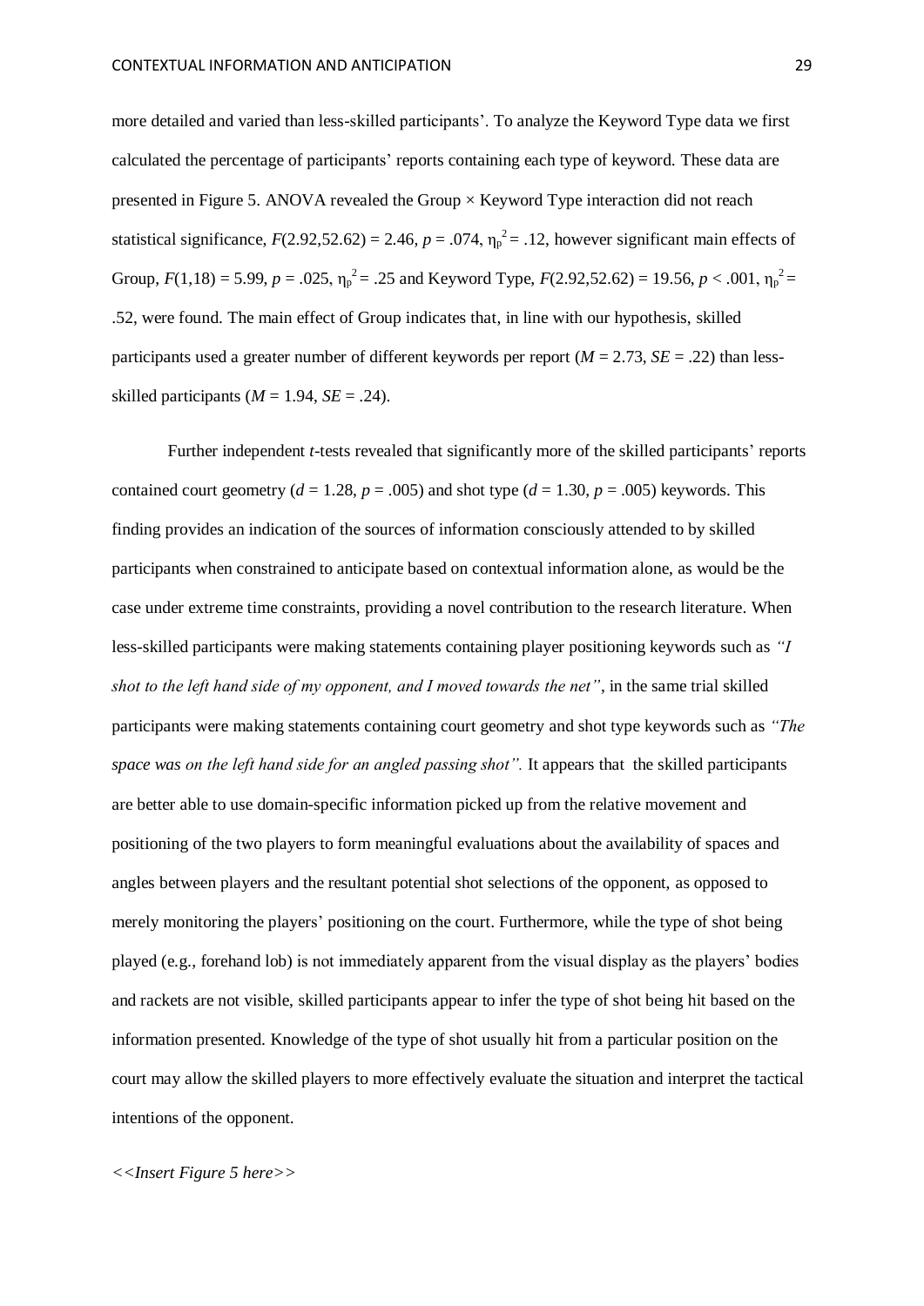more detailed and varied than less-skilled participants'. To analyze the Keyword Type data we first calculated the percentage of participants' reports containing each type of keyword. These data are presented in Figure 5. ANOVA revealed the Group × Keyword Type interaction did not reach statistical significance, $F(2.92, 52.62) = 2.46$, $p = .074$, $\eta_p^2 = .12$, however significant main effects of Group, $F(1, 18) = 5.99$, $p = .025$, $\eta_p^2 = .25$ and Keyword Type, $F(2.92, 52.62) = 19.56$, $p < .001$, $\eta_p^2 = .52$, were found. The main effect of Group indicates that, in line with our hypothesis, skilled participants used a greater number of different keywords per report ($M = 2.73$, $SE = .22$) than less-skilled participants ($M = 1.94$, $SE = .24$).

Further independent *t*-tests revealed that significantly more of the skilled participants' reports contained court geometry ($d = 1.28$, $p = .005$) and shot type ($d = 1.30$, $p = .005$) keywords. This finding provides an indication of the sources of information consciously attended to by skilled participants when constrained to anticipate based on contextual information alone, as would be the case under extreme time constraints, providing a novel contribution to the research literature. When less-skilled participants were making statements containing player positioning keywords such as *"I shot to the left hand side of my opponent, and I moved towards the net"*, in the same trial skilled participants were making statements containing court geometry and shot type keywords such as *"The space was on the left hand side for an angled passing shot".* It appears that the skilled participants are better able to use domain-specific information picked up from the relative movement and positioning of the two players to form meaningful evaluations about the availability of spaces and angles between players and the resultant potential shot selections of the opponent, as opposed to merely monitoring the players' positioning on the court. Furthermore, while the type of shot being played (e.g., forehand lob) is not immediately apparent from the visual display as the players' bodies and rackets are not visible, skilled participants appear to infer the type of shot being hit based on the information presented. Knowledge of the type of shot usually hit from a particular position on the court may allow the skilled players to more effectively evaluate the situation and interpret the tactical intentions of the opponent.

*<<Insert Figure 5 here>>*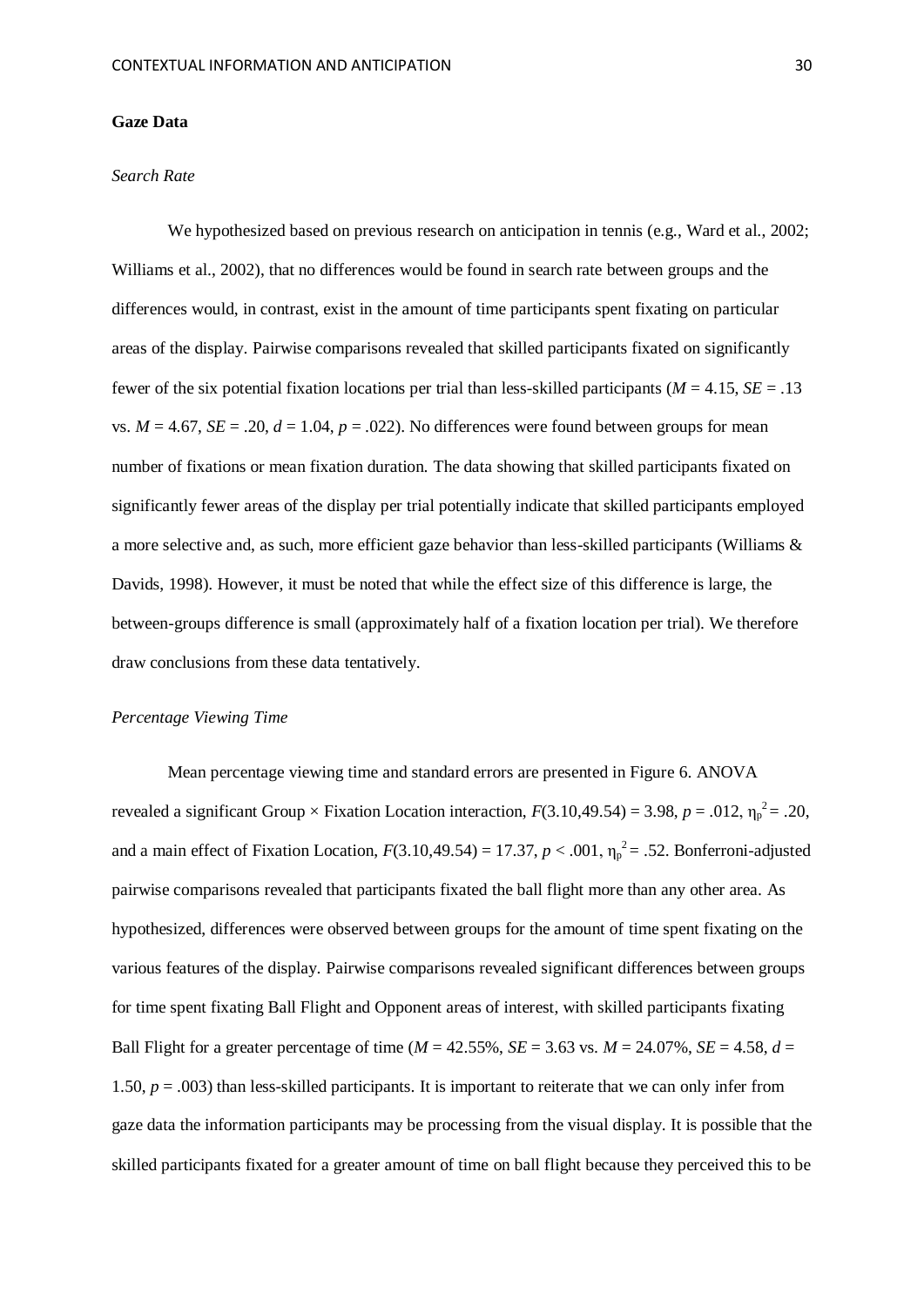## Gaze Data

### *Search Rate*

We hypothesized based on previous research on anticipation in tennis (e.g., Ward et al., 2002; Williams et al., 2002), that no differences would be found in search rate between groups and the differences would, in contrast, exist in the amount of time participants spent fixating on particular areas of the display. Pairwise comparisons revealed that skilled participants fixated on significantly fewer of the six potential fixation locations per trial than less-skilled participants ($M$ = 4.15, $SE$ = .13 vs. $M$ = 4.67, $SE$ = .20, $d$ = 1.04, $p$ = .022). No differences were found between groups for mean number of fixations or mean fixation duration. The data showing that skilled participants fixated on significantly fewer areas of the display per trial potentially indicate that skilled participants employed a more selective and, as such, more efficient gaze behavior than less-skilled participants (Williams & Davids, 1998). However, it must be noted that while the effect size of this difference is large, the between-groups difference is small (approximately half of a fixation location per trial). We therefore draw conclusions from these data tentatively.

### *Percentage Viewing Time*

Mean percentage viewing time and standard errors are presented in Figure 6. ANOVA revealed a significant Group × Fixation Location interaction, $F(3.10,49.54) = 3.98$, $p = .012$, $\eta_p^2 = .20$, and a main effect of Fixation Location, $F(3.10,49.54) = 17.37$, $p < .001$, $\eta_p^2 = .52$. Bonferroni-adjusted pairwise comparisons revealed that participants fixated the ball flight more than any other area. As hypothesized, differences were observed between groups for the amount of time spent fixating on the various features of the display. Pairwise comparisons revealed significant differences between groups for time spent fixating Ball Flight and Opponent areas of interest, with skilled participants fixating Ball Flight for a greater percentage of time ($M$ = 42.55%, $SE$ = 3.63 vs. $M$ = 24.07%, $SE$ = 4.58, $d$ = 1.50, $p$ = .003) than less-skilled participants. It is important to reiterate that we can only infer from gaze data the information participants may be processing from the visual display. It is possible that the skilled participants fixated for a greater amount of time on ball flight because they perceived this to be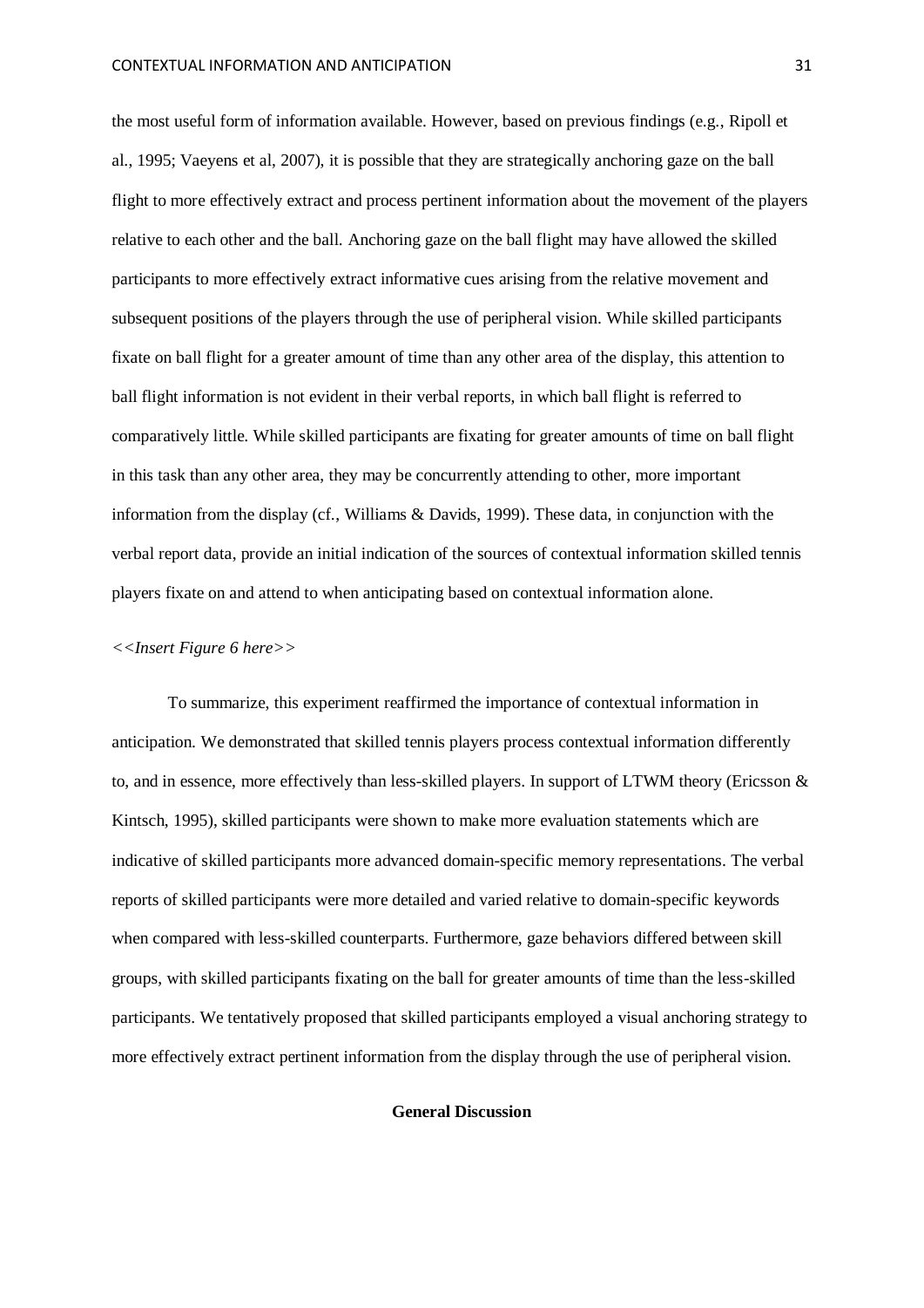the most useful form of information available. However, based on previous findings (e.g., Ripoll et al., 1995; Vaeyens et al, 2007), it is possible that they are strategically anchoring gaze on the ball flight to more effectively extract and process pertinent information about the movement of the players relative to each other and the ball. Anchoring gaze on the ball flight may have allowed the skilled participants to more effectively extract informative cues arising from the relative movement and subsequent positions of the players through the use of peripheral vision. While skilled participants fixate on ball flight for a greater amount of time than any other area of the display, this attention to ball flight information is not evident in their verbal reports, in which ball flight is referred to comparatively little. While skilled participants are fixating for greater amounts of time on ball flight in this task than any other area, they may be concurrently attending to other, more important information from the display (cf., Williams & Davids, 1999). These data, in conjunction with the verbal report data, provide an initial indication of the sources of contextual information skilled tennis players fixate on and attend to when anticipating based on contextual information alone.

*<<Insert Figure 6 here>>*

To summarize, this experiment reaffirmed the importance of contextual information in anticipation. We demonstrated that skilled tennis players process contextual information differently to, and in essence, more effectively than less-skilled players. In support of LTWM theory (Ericsson & Kintsch, 1995), skilled participants were shown to make more evaluation statements which are indicative of skilled participants more advanced domain-specific memory representations. The verbal reports of skilled participants were more detailed and varied relative to domain-specific keywords when compared with less-skilled counterparts. Furthermore, gaze behaviors differed between skill groups, with skilled participants fixating on the ball for greater amounts of time than the less-skilled participants. We tentatively proposed that skilled participants employed a visual anchoring strategy to more effectively extract pertinent information from the display through the use of peripheral vision.

## General Discussion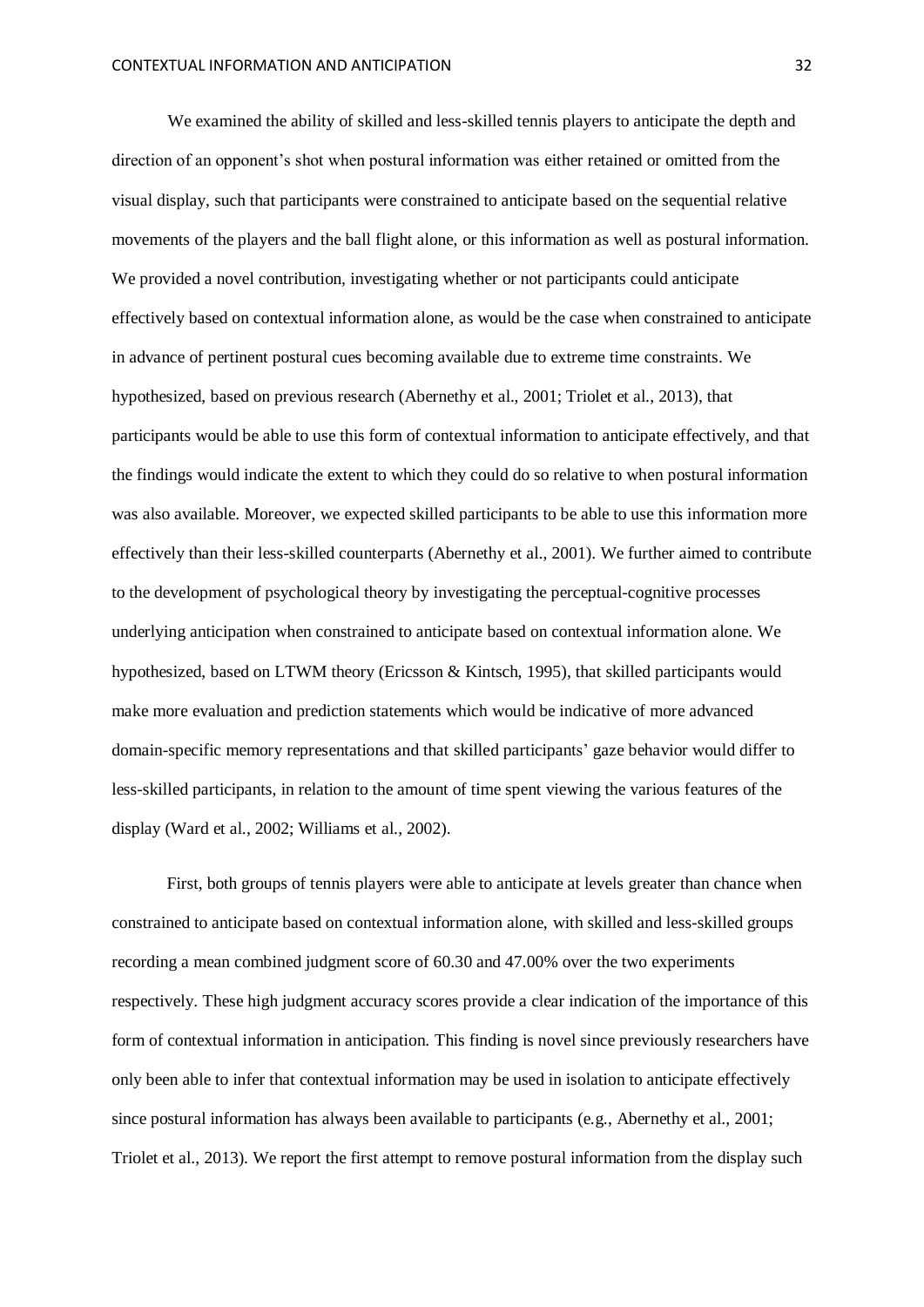We examined the ability of skilled and less-skilled tennis players to anticipate the depth and direction of an opponent's shot when postural information was either retained or omitted from the visual display, such that participants were constrained to anticipate based on the sequential relative movements of the players and the ball flight alone, or this information as well as postural information. We provided a novel contribution, investigating whether or not participants could anticipate effectively based on contextual information alone, as would be the case when constrained to anticipate in advance of pertinent postural cues becoming available due to extreme time constraints. We hypothesized, based on previous research (Abernethy et al., 2001; Triolet et al., 2013), that participants would be able to use this form of contextual information to anticipate effectively, and that the findings would indicate the extent to which they could do so relative to when postural information was also available. Moreover, we expected skilled participants to be able to use this information more effectively than their less-skilled counterparts (Abernethy et al., 2001). We further aimed to contribute to the development of psychological theory by investigating the perceptual-cognitive processes underlying anticipation when constrained to anticipate based on contextual information alone. We hypothesized, based on LTWM theory (Ericsson & Kintsch, 1995), that skilled participants would make more evaluation and prediction statements which would be indicative of more advanced domain-specific memory representations and that skilled participants' gaze behavior would differ to less-skilled participants, in relation to the amount of time spent viewing the various features of the display (Ward et al., 2002; Williams et al., 2002).

First, both groups of tennis players were able to anticipate at levels greater than chance when constrained to anticipate based on contextual information alone, with skilled and less-skilled groups recording a mean combined judgment score of 60.30 and 47.00% over the two experiments respectively. These high judgment accuracy scores provide a clear indication of the importance of this form of contextual information in anticipation. This finding is novel since previously researchers have only been able to infer that contextual information may be used in isolation to anticipate effectively since postural information has always been available to participants (e.g., Abernethy et al., 2001; Triolet et al., 2013). We report the first attempt to remove postural information from the display such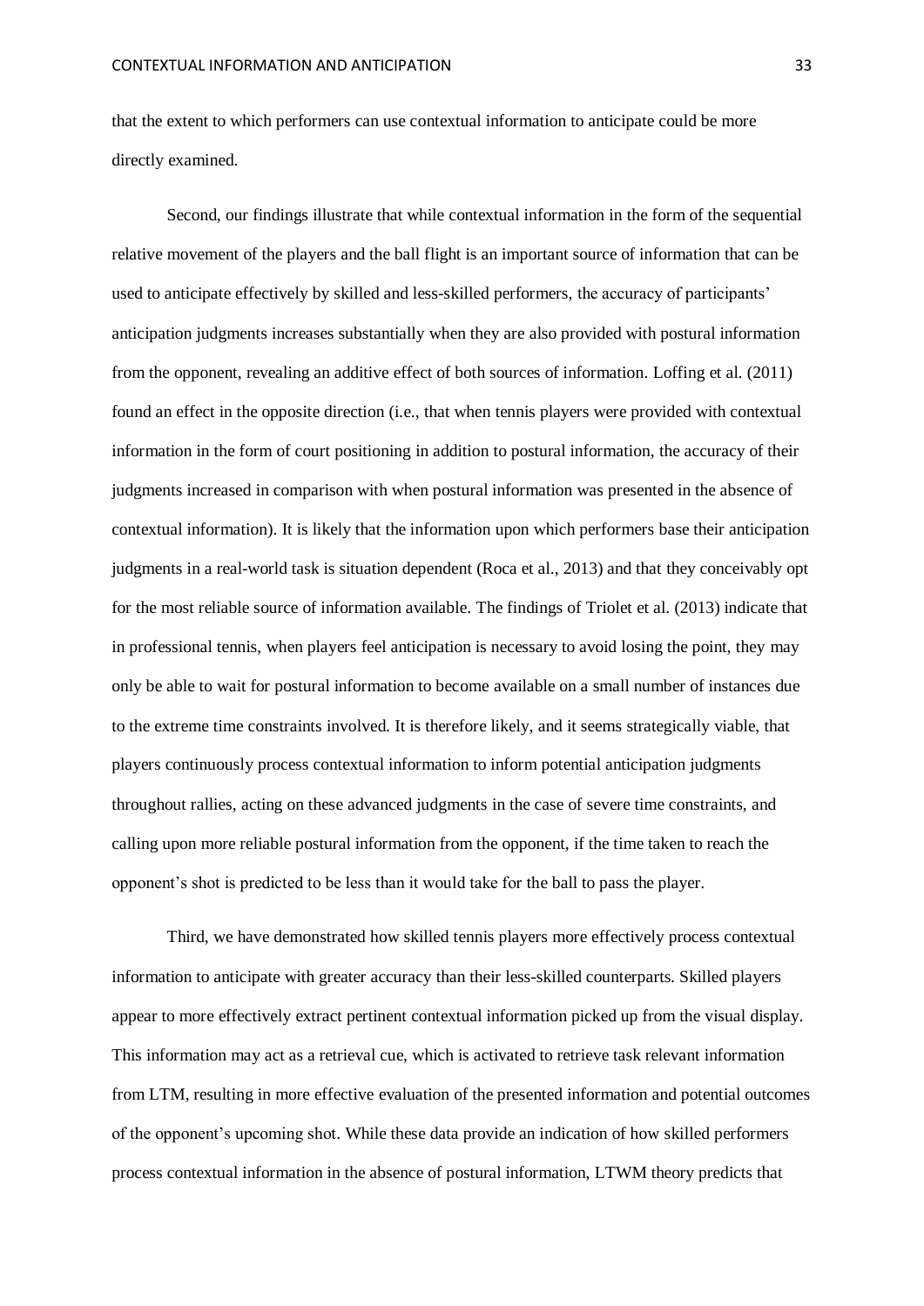that the extent to which performers can use contextual information to anticipate could be more directly examined.

Second, our findings illustrate that while contextual information in the form of the sequential relative movement of the players and the ball flight is an important source of information that can be used to anticipate effectively by skilled and less-skilled performers, the accuracy of participants' anticipation judgments increases substantially when they are also provided with postural information from the opponent, revealing an additive effect of both sources of information. Loffing et al. (2011) found an effect in the opposite direction (i.e., that when tennis players were provided with contextual information in the form of court positioning in addition to postural information, the accuracy of their judgments increased in comparison with when postural information was presented in the absence of contextual information). It is likely that the information upon which performers base their anticipation judgments in a real-world task is situation dependent (Roca et al., 2013) and that they conceivably opt for the most reliable source of information available. The findings of Triolet et al. (2013) indicate that in professional tennis, when players feel anticipation is necessary to avoid losing the point, they may only be able to wait for postural information to become available on a small number of instances due to the extreme time constraints involved. It is therefore likely, and it seems strategically viable, that players continuously process contextual information to inform potential anticipation judgments throughout rallies, acting on these advanced judgments in the case of severe time constraints, and calling upon more reliable postural information from the opponent, if the time taken to reach the opponent's shot is predicted to be less than it would take for the ball to pass the player.

Third, we have demonstrated how skilled tennis players more effectively process contextual information to anticipate with greater accuracy than their less-skilled counterparts. Skilled players appear to more effectively extract pertinent contextual information picked up from the visual display. This information may act as a retrieval cue, which is activated to retrieve task relevant information from LTM, resulting in more effective evaluation of the presented information and potential outcomes of the opponent's upcoming shot. While these data provide an indication of how skilled performers process contextual information in the absence of postural information, LTWM theory predicts that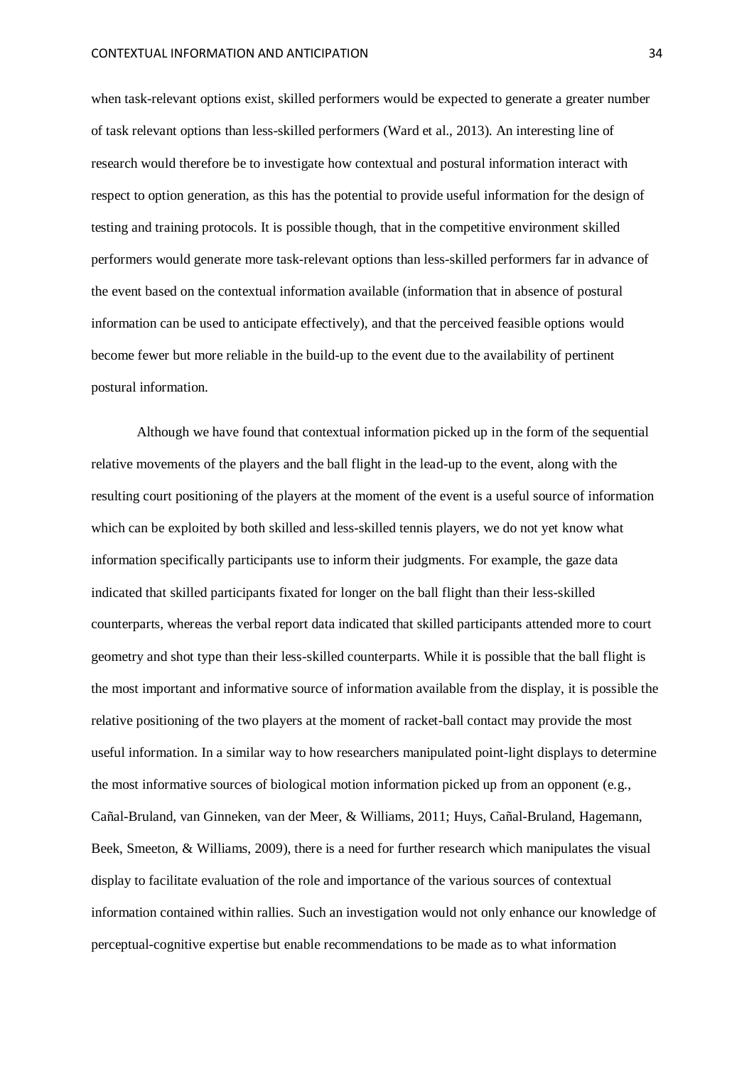when task-relevant options exist, skilled performers would be expected to generate a greater number of task relevant options than less-skilled performers (Ward et al., 2013). An interesting line of research would therefore be to investigate how contextual and postural information interact with respect to option generation, as this has the potential to provide useful information for the design of testing and training protocols. It is possible though, that in the competitive environment skilled performers would generate more task-relevant options than less-skilled performers far in advance of the event based on the contextual information available (information that in absence of postural information can be used to anticipate effectively), and that the perceived feasible options would become fewer but more reliable in the build-up to the event due to the availability of pertinent postural information.

Although we have found that contextual information picked up in the form of the sequential relative movements of the players and the ball flight in the lead-up to the event, along with the resulting court positioning of the players at the moment of the event is a useful source of information which can be exploited by both skilled and less-skilled tennis players, we do not yet know what information specifically participants use to inform their judgments. For example, the gaze data indicated that skilled participants fixated for longer on the ball flight than their less-skilled counterparts, whereas the verbal report data indicated that skilled participants attended more to court geometry and shot type than their less-skilled counterparts. While it is possible that the ball flight is the most important and informative source of information available from the display, it is possible the relative positioning of the two players at the moment of racket-ball contact may provide the most useful information. In a similar way to how researchers manipulated point-light displays to determine the most informative sources of biological motion information picked up from an opponent (e.g., Cañal-Bruland, van Ginneken, van der Meer, & Williams, 2011; Huys, Cañal-Bruland, Hagemann, Beek, Smeeton, & Williams, 2009), there is a need for further research which manipulates the visual display to facilitate evaluation of the role and importance of the various sources of contextual information contained within rallies. Such an investigation would not only enhance our knowledge of perceptual-cognitive expertise but enable recommendations to be made as to what information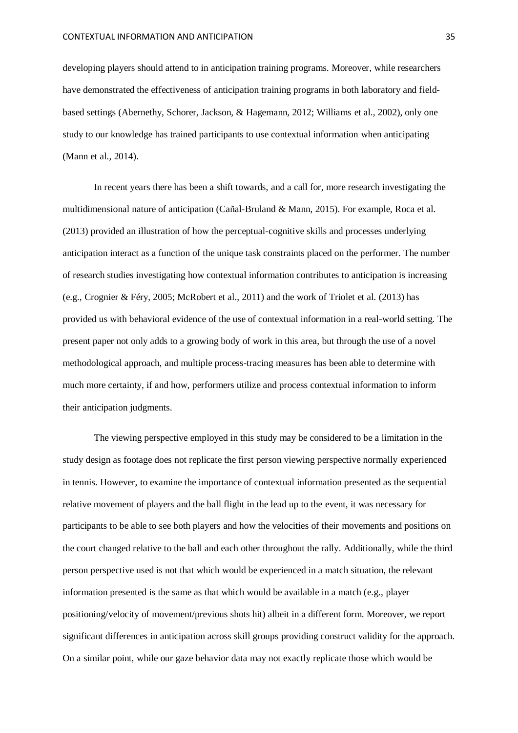developing players should attend to in anticipation training programs. Moreover, while researchers have demonstrated the effectiveness of anticipation training programs in both laboratory and field-based settings (Abernethy, Schorer, Jackson, & Hagemann, 2012; Williams et al., 2002), only one study to our knowledge has trained participants to use contextual information when anticipating (Mann et al., 2014).

In recent years there has been a shift towards, and a call for, more research investigating the multidimensional nature of anticipation (Cañal-Bruland & Mann, 2015). For example, Roca et al. (2013) provided an illustration of how the perceptual-cognitive skills and processes underlying anticipation interact as a function of the unique task constraints placed on the performer. The number of research studies investigating how contextual information contributes to anticipation is increasing (e.g., Crognier & Féry, 2005; McRobert et al., 2011) and the work of Triolet et al. (2013) has provided us with behavioral evidence of the use of contextual information in a real-world setting. The present paper not only adds to a growing body of work in this area, but through the use of a novel methodological approach, and multiple process-tracing measures has been able to determine with much more certainty, if and how, performers utilize and process contextual information to inform their anticipation judgments.

The viewing perspective employed in this study may be considered to be a limitation in the study design as footage does not replicate the first person viewing perspective normally experienced in tennis. However, to examine the importance of contextual information presented as the sequential relative movement of players and the ball flight in the lead up to the event, it was necessary for participants to be able to see both players and how the velocities of their movements and positions on the court changed relative to the ball and each other throughout the rally. Additionally, while the third person perspective used is not that which would be experienced in a match situation, the relevant information presented is the same as that which would be available in a match (e.g., player positioning/velocity of movement/previous shots hit) albeit in a different form. Moreover, we report significant differences in anticipation across skill groups providing construct validity for the approach. On a similar point, while our gaze behavior data may not exactly replicate those which would be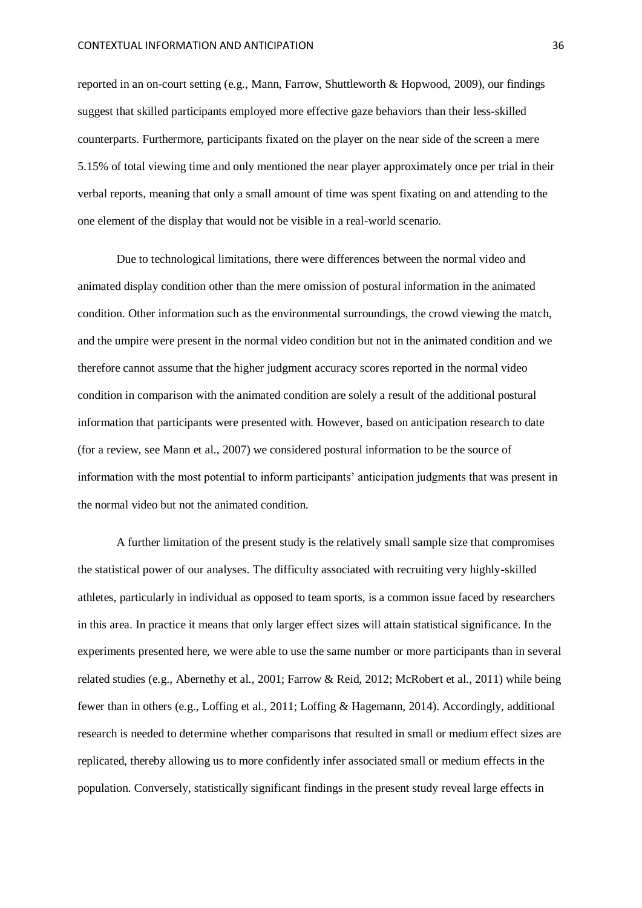reported in an on-court setting (e.g., Mann, Farrow, Shuttleworth & Hopwood, 2009), our findings suggest that skilled participants employed more effective gaze behaviors than their less-skilled counterparts. Furthermore, participants fixated on the player on the near side of the screen a mere 5.15% of total viewing time and only mentioned the near player approximately once per trial in their verbal reports, meaning that only a small amount of time was spent fixating on and attending to the one element of the display that would not be visible in a real-world scenario.

Due to technological limitations, there were differences between the normal video and animated display condition other than the mere omission of postural information in the animated condition. Other information such as the environmental surroundings, the crowd viewing the match, and the umpire were present in the normal video condition but not in the animated condition and we therefore cannot assume that the higher judgment accuracy scores reported in the normal video condition in comparison with the animated condition are solely a result of the additional postural information that participants were presented with. However, based on anticipation research to date (for a review, see Mann et al., 2007) we considered postural information to be the source of information with the most potential to inform participants' anticipation judgments that was present in the normal video but not the animated condition.

A further limitation of the present study is the relatively small sample size that compromises the statistical power of our analyses. The difficulty associated with recruiting very highly-skilled athletes, particularly in individual as opposed to team sports, is a common issue faced by researchers in this area. In practice it means that only larger effect sizes will attain statistical significance. In the experiments presented here, we were able to use the same number or more participants than in several related studies (e.g., Abernethy et al., 2001; Farrow & Reid, 2012; McRobert et al., 2011) while being fewer than in others (e.g., Loffing et al., 2011; Loffing & Hagemann, 2014). Accordingly, additional research is needed to determine whether comparisons that resulted in small or medium effect sizes are replicated, thereby allowing us to more confidently infer associated small or medium effects in the population. Conversely, statistically significant findings in the present study reveal large effects in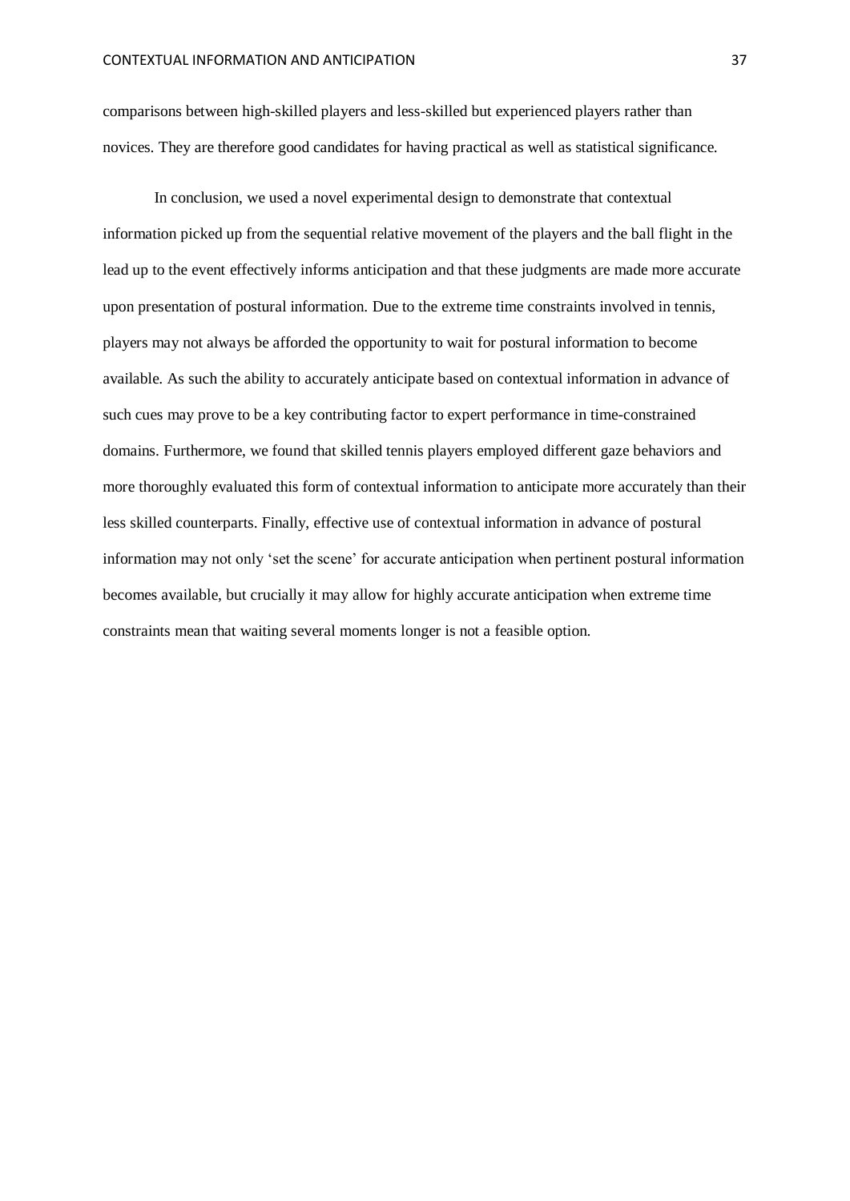comparisons between high-skilled players and less-skilled but experienced players rather than novices. They are therefore good candidates for having practical as well as statistical significance.

In conclusion, we used a novel experimental design to demonstrate that contextual information picked up from the sequential relative movement of the players and the ball flight in the lead up to the event effectively informs anticipation and that these judgments are made more accurate upon presentation of postural information. Due to the extreme time constraints involved in tennis, players may not always be afforded the opportunity to wait for postural information to become available. As such the ability to accurately anticipate based on contextual information in advance of such cues may prove to be a key contributing factor to expert performance in time-constrained domains. Furthermore, we found that skilled tennis players employed different gaze behaviors and more thoroughly evaluated this form of contextual information to anticipate more accurately than their less skilled counterparts. Finally, effective use of contextual information in advance of postural information may not only 'set the scene' for accurate anticipation when pertinent postural information becomes available, but crucially it may allow for highly accurate anticipation when extreme time constraints mean that waiting several moments longer is not a feasible option.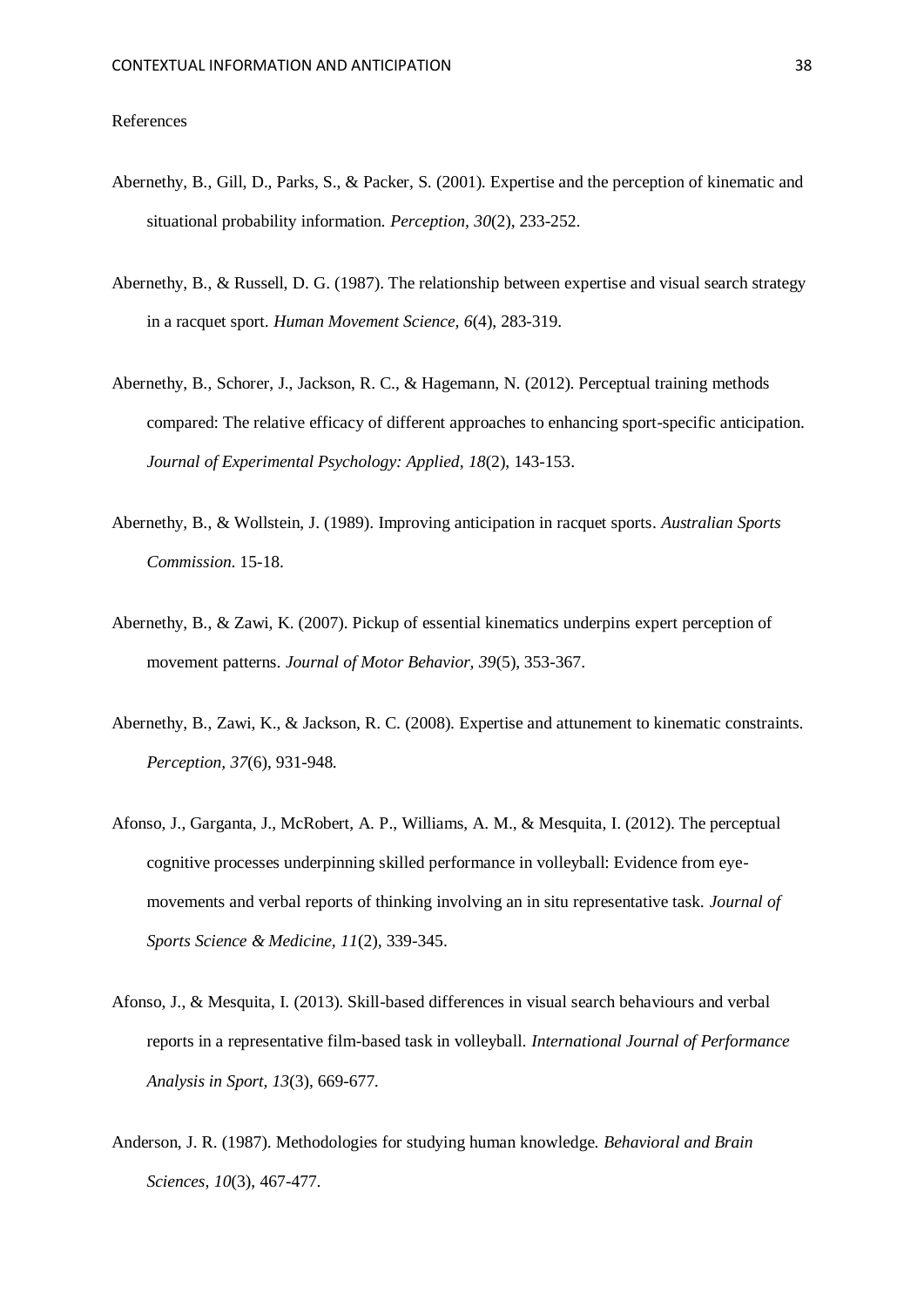References

Abernethy, B., Gill, D., Parks, S., & Packer, S. (2001). Expertise and the perception of kinematic and situational probability information. *Perception, 30*(2), 233-252.

Abernethy, B., & Russell, D. G. (1987). The relationship between expertise and visual search strategy in a racquet sport. *Human Movement Science, 6*(4), 283-319.

Abernethy, B., Schorer, J., Jackson, R. C., & Hagemann, N. (2012). Perceptual training methods compared: The relative efficacy of different approaches to enhancing sport-specific anticipation. *Journal of Experimental Psychology: Applied, 18*(2), 143-153.

Abernethy, B., & Wollstein, J. (1989). Improving anticipation in racquet sports. *Australian Sports Commission*. 15-18.

Abernethy, B., & Zawi, K. (2007). Pickup of essential kinematics underpins expert perception of movement patterns. *Journal of Motor Behavior, 39*(5), 353-367.

Abernethy, B., Zawi, K., & Jackson, R. C. (2008). Expertise and attunement to kinematic constraints. *Perception, 37*(6), 931-948.

Afonso, J., Garganta, J., McRobert, A. P., Williams, A. M., & Mesquita, I. (2012). The perceptual cognitive processes underpinning skilled performance in volleyball: Evidence from eye-movements and verbal reports of thinking involving an in situ representative task. *Journal of Sports Science & Medicine, 11*(2), 339-345.

Afonso, J., & Mesquita, I. (2013). Skill-based differences in visual search behaviours and verbal reports in a representative film-based task in volleyball. *International Journal of Performance Analysis in Sport, 13*(3), 669-677.

Anderson, J. R. (1987). Methodologies for studying human knowledge. *Behavioral and Brain Sciences, 10*(3), 467-477.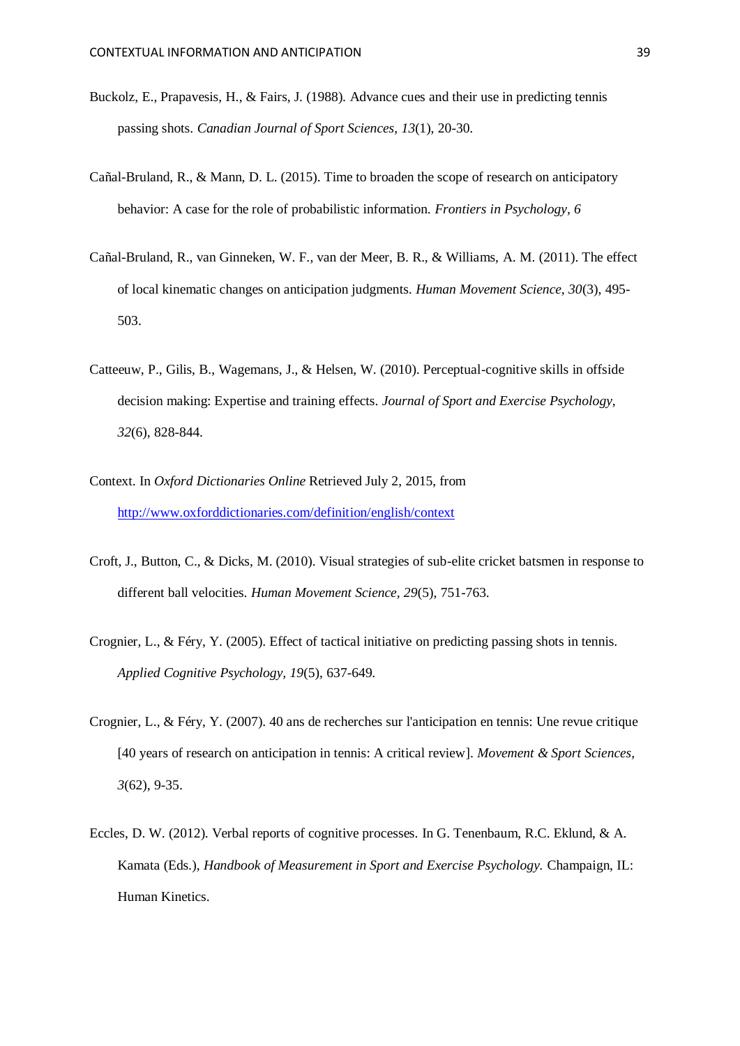Buckolz, E., Prapavesis, H., & Fairs, J. (1988). Advance cues and their use in predicting tennis passing shots. *Canadian Journal of Sport Sciences, 13*(1), 20-30.

Cañal-Bruland, R., & Mann, D. L. (2015). Time to broaden the scope of research on anticipatory behavior: A case for the role of probabilistic information. *Frontiers in Psychology, 6*

Cañal-Bruland, R., van Ginneken, W. F., van der Meer, B. R., & Williams, A. M. (2011). The effect of local kinematic changes on anticipation judgments. *Human Movement Science, 30*(3), 495-503.

Catteeuw, P., Gilis, B., Wagemans, J., & Helsen, W. (2010). Perceptual-cognitive skills in offside decision making: Expertise and training effects. *Journal of Sport and Exercise Psychology, 32*(6), 828-844.

Context. In *Oxford Dictionaries Online* Retrieved July 2, 2015, from http://www.oxforddictionaries.com/definition/english/context

Croft, J., Button, C., & Dicks, M. (2010). Visual strategies of sub-elite cricket batsmen in response to different ball velocities. *Human Movement Science, 29*(5), 751-763.

Crognier, L., & Féry, Y. (2005). Effect of tactical initiative on predicting passing shots in tennis. *Applied Cognitive Psychology, 19*(5), 637-649.

Crognier, L., & Féry, Y. (2007). 40 ans de recherches sur l'anticipation en tennis: Une revue critique [40 years of research on anticipation in tennis: A critical review]. *Movement & Sport Sciences, 3*(62), 9-35.

Eccles, D. W. (2012). Verbal reports of cognitive processes. In G. Tenenbaum, R.C. Eklund, & A. Kamata (Eds.), *Handbook of Measurement in Sport and Exercise Psychology.* Champaign, IL: Human Kinetics.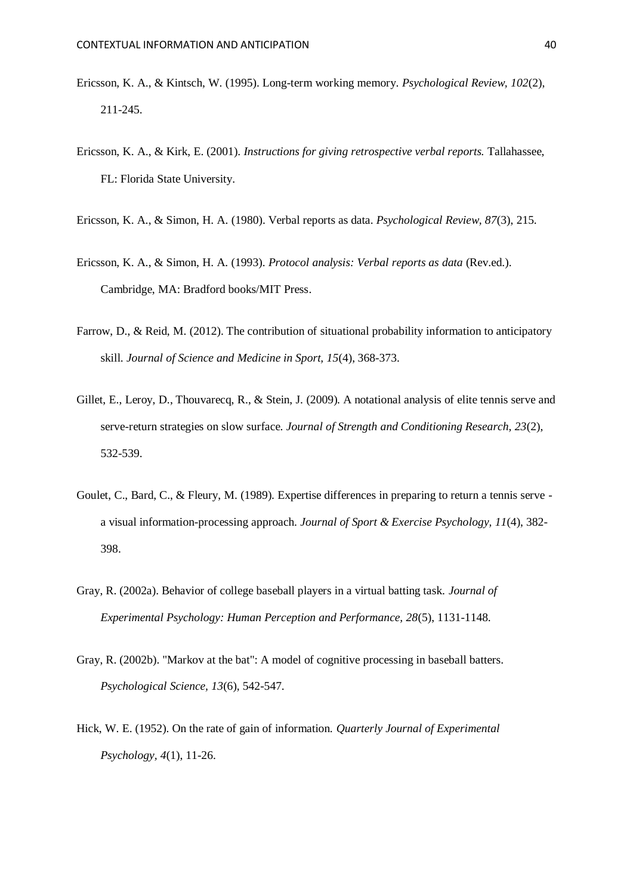Ericsson, K. A., & Kintsch, W. (1995). Long-term working memory. *Psychological Review, 102*(2), 211-245.

Ericsson, K. A., & Kirk, E. (2001). *Instructions for giving retrospective verbal reports.* Tallahassee, FL: Florida State University.

Ericsson, K. A., & Simon, H. A. (1980). Verbal reports as data. *Psychological Review, 87*(3), 215.

Ericsson, K. A., & Simon, H. A. (1993). *Protocol analysis: Verbal reports as data* (Rev.ed.). Cambridge, MA: Bradford books/MIT Press.

Farrow, D., & Reid, M. (2012). The contribution of situational probability information to anticipatory skill. *Journal of Science and Medicine in Sport, 15*(4), 368-373.

Gillet, E., Leroy, D., Thouvarecq, R., & Stein, J. (2009). A notational analysis of elite tennis serve and serve-return strategies on slow surface. *Journal of Strength and Conditioning Research, 23*(2), 532-539.

Goulet, C., Bard, C., & Fleury, M. (1989). Expertise differences in preparing to return a tennis serve - a visual information-processing approach. *Journal of Sport & Exercise Psychology, 11*(4), 382-398.

Gray, R. (2002a). Behavior of college baseball players in a virtual batting task. *Journal of Experimental Psychology: Human Perception and Performance, 28*(5), 1131-1148.

Gray, R. (2002b). "Markov at the bat": A model of cognitive processing in baseball batters. *Psychological Science, 13*(6), 542-547.

Hick, W. E. (1952). On the rate of gain of information. *Quarterly Journal of Experimental Psychology, 4*(1), 11-26.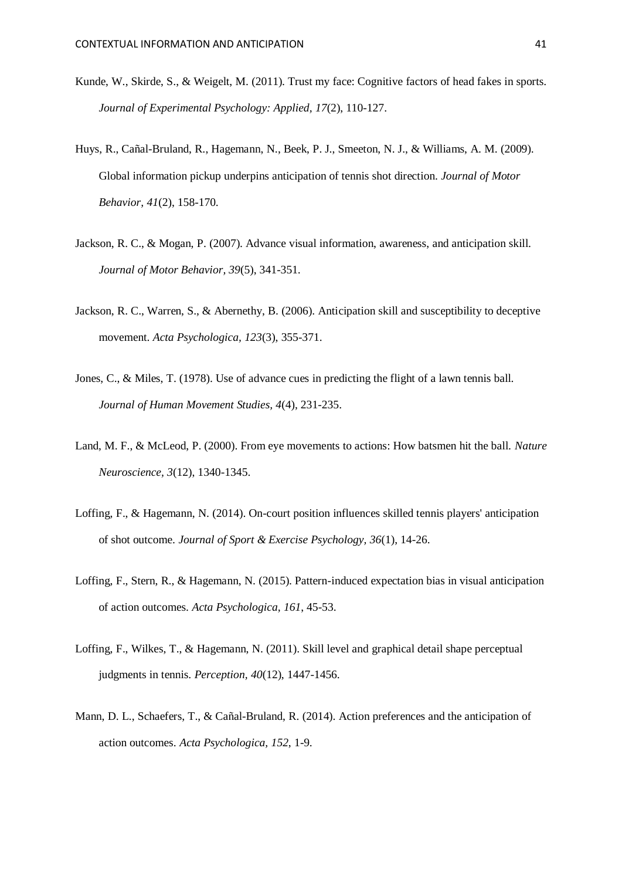Kunde, W., Skirde, S., & Weigelt, M. (2011). Trust my face: Cognitive factors of head fakes in sports. *Journal of Experimental Psychology: Applied, 17*(2), 110-127.

Huys, R., Cañal-Bruland, R., Hagemann, N., Beek, P. J., Smeeton, N. J., & Williams, A. M. (2009). Global information pickup underpins anticipation of tennis shot direction. *Journal of Motor Behavior, 41*(2), 158-170.

Jackson, R. C., & Mogan, P. (2007). Advance visual information, awareness, and anticipation skill. *Journal of Motor Behavior, 39*(5), 341-351.

Jackson, R. C., Warren, S., & Abernethy, B. (2006). Anticipation skill and susceptibility to deceptive movement. *Acta Psychologica, 123*(3), 355-371.

Jones, C., & Miles, T. (1978). Use of advance cues in predicting the flight of a lawn tennis ball. *Journal of Human Movement Studies, 4*(4), 231-235.

Land, M. F., & McLeod, P. (2000). From eye movements to actions: How batsmen hit the ball. *Nature Neuroscience, 3*(12), 1340-1345.

Loffing, F., & Hagemann, N. (2014). On-court position influences skilled tennis players' anticipation of shot outcome. *Journal of Sport & Exercise Psychology, 36*(1), 14-26.

Loffing, F., Stern, R., & Hagemann, N. (2015). Pattern-induced expectation bias in visual anticipation of action outcomes. *Acta Psychologica, 161*, 45-53.

Loffing, F., Wilkes, T., & Hagemann, N. (2011). Skill level and graphical detail shape perceptual judgments in tennis. *Perception, 40*(12), 1447-1456.

Mann, D. L., Schaefers, T., & Cañal-Bruland, R. (2014). Action preferences and the anticipation of action outcomes. *Acta Psychologica, 152*, 1-9.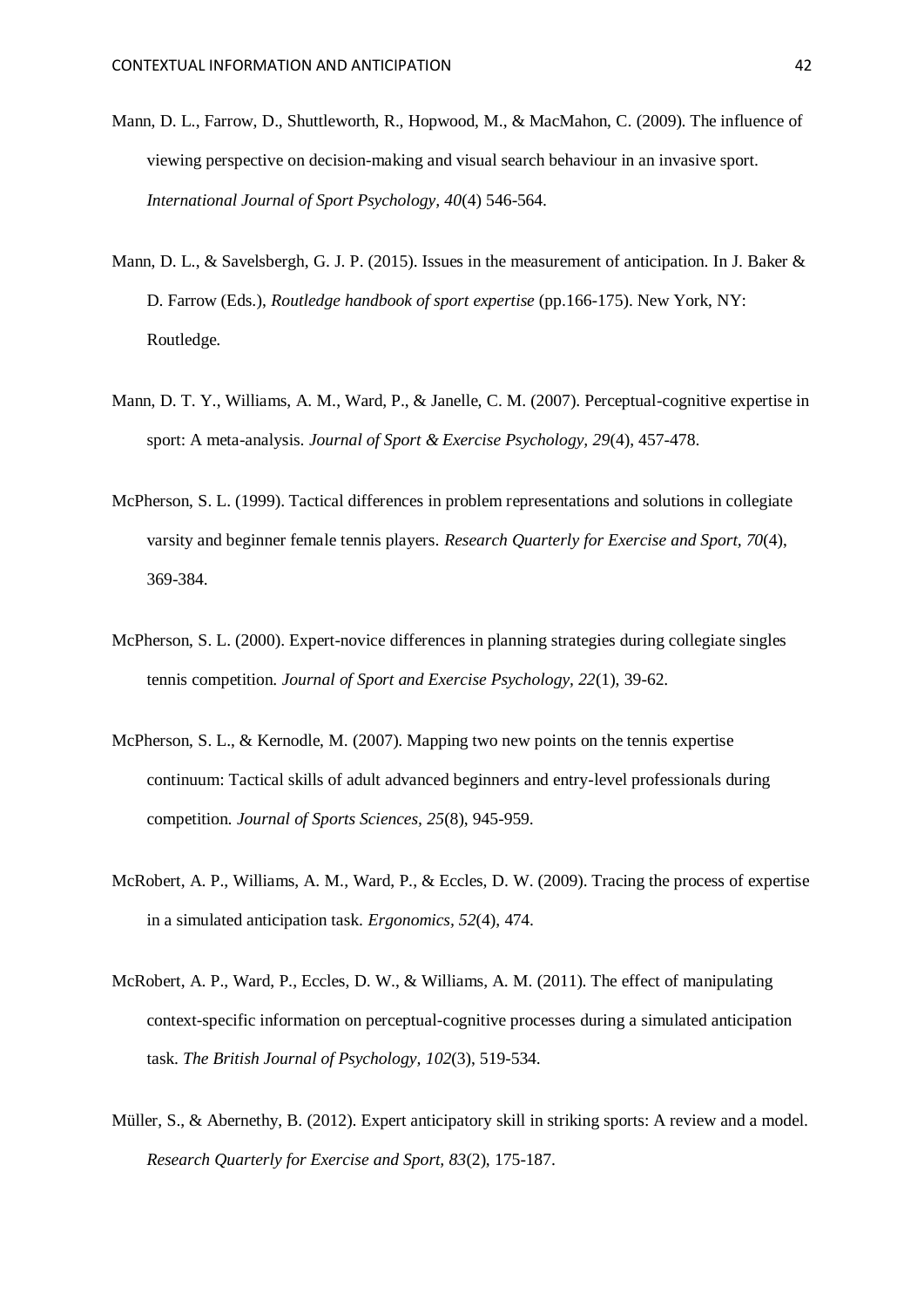Mann, D. L., Farrow, D., Shuttleworth, R., Hopwood, M., & MacMahon, C. (2009). The influence of viewing perspective on decision-making and visual search behaviour in an invasive sport. *International Journal of Sport Psychology, 40*(4) 546-564.

Mann, D. L., & Savelsbergh, G. J. P. (2015). Issues in the measurement of anticipation. In J. Baker & D. Farrow (Eds.), *Routledge handbook of sport expertise* (pp.166-175). New York, NY: Routledge.

Mann, D. T. Y., Williams, A. M., Ward, P., & Janelle, C. M. (2007). Perceptual-cognitive expertise in sport: A meta-analysis. *Journal of Sport & Exercise Psychology, 29*(4), 457-478.

McPherson, S. L. (1999). Tactical differences in problem representations and solutions in collegiate varsity and beginner female tennis players. *Research Quarterly for Exercise and Sport, 70*(4), 369-384.

McPherson, S. L. (2000). Expert-novice differences in planning strategies during collegiate singles tennis competition. *Journal of Sport and Exercise Psychology, 22*(1), 39-62.

McPherson, S. L., & Kernodle, M. (2007). Mapping two new points on the tennis expertise continuum: Tactical skills of adult advanced beginners and entry-level professionals during competition. *Journal of Sports Sciences, 25*(8), 945-959.

McRobert, A. P., Williams, A. M., Ward, P., & Eccles, D. W. (2009). Tracing the process of expertise in a simulated anticipation task. *Ergonomics, 52*(4), 474.

McRobert, A. P., Ward, P., Eccles, D. W., & Williams, A. M. (2011). The effect of manipulating context-specific information on perceptual-cognitive processes during a simulated anticipation task. *The British Journal of Psychology, 102*(3), 519-534.

Müller, S., & Abernethy, B. (2012). Expert anticipatory skill in striking sports: A review and a model. *Research Quarterly for Exercise and Sport, 83*(2), 175-187.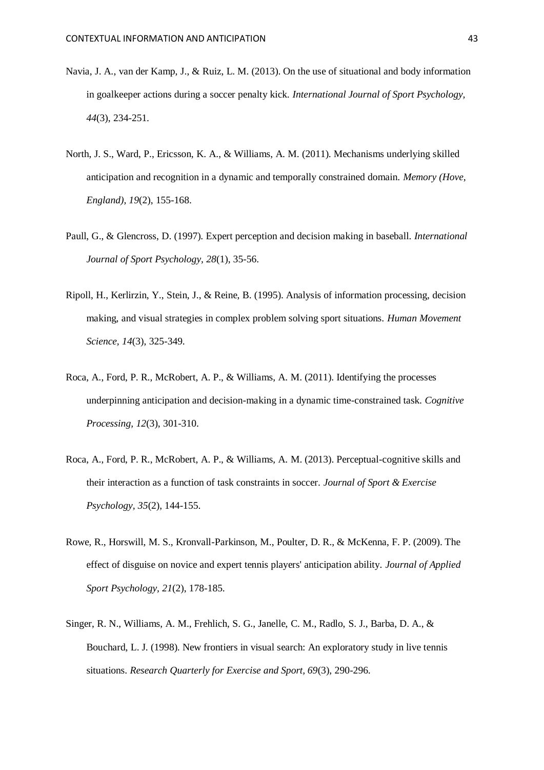Navia, J. A., van der Kamp, J., & Ruiz, L. M. (2013). On the use of situational and body information in goalkeeper actions during a soccer penalty kick. *International Journal of Sport Psychology, 44*(3), 234-251.

North, J. S., Ward, P., Ericsson, K. A., & Williams, A. M. (2011). Mechanisms underlying skilled anticipation and recognition in a dynamic and temporally constrained domain. *Memory (Hove, England), 19*(2), 155-168.

Paull, G., & Glencross, D. (1997). Expert perception and decision making in baseball. *International Journal of Sport Psychology, 28*(1), 35-56.

Ripoll, H., Kerlirzin, Y., Stein, J., & Reine, B. (1995). Analysis of information processing, decision making, and visual strategies in complex problem solving sport situations. *Human Movement Science, 14*(3), 325-349.

Roca, A., Ford, P. R., McRobert, A. P., & Williams, A. M. (2011). Identifying the processes underpinning anticipation and decision-making in a dynamic time-constrained task. *Cognitive Processing, 12*(3), 301-310.

Roca, A., Ford, P. R., McRobert, A. P., & Williams, A. M. (2013). Perceptual-cognitive skills and their interaction as a function of task constraints in soccer. *Journal of Sport & Exercise Psychology, 35*(2), 144-155.

Rowe, R., Horswill, M. S., Kronvall-Parkinson, M., Poulter, D. R., & McKenna, F. P. (2009). The effect of disguise on novice and expert tennis players' anticipation ability. *Journal of Applied Sport Psychology, 21*(2), 178-185.

Singer, R. N., Williams, A. M., Frehlich, S. G., Janelle, C. M., Radlo, S. J., Barba, D. A., & Bouchard, L. J. (1998). New frontiers in visual search: An exploratory study in live tennis situations. *Research Quarterly for Exercise and Sport, 69*(3), 290-296.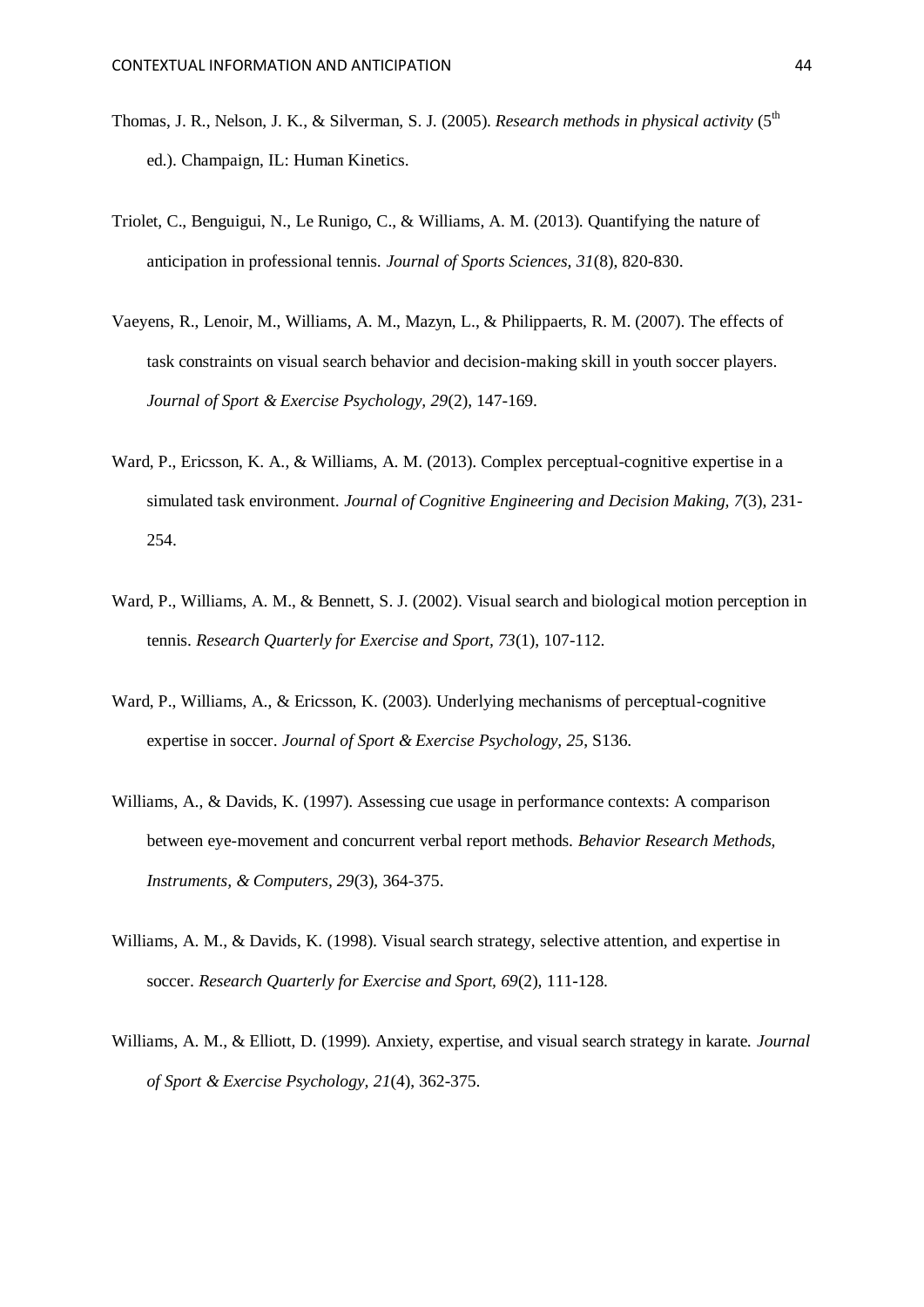Thomas, J. R., Nelson, J. K., & Silverman, S. J. (2005). *Research methods in physical activity* (5th ed.). Champaign, IL: Human Kinetics.

Triolet, C., Benguigui, N., Le Runigo, C., & Williams, A. M. (2013). Quantifying the nature of anticipation in professional tennis. *Journal of Sports Sciences, 31*(8), 820-830.

Vaeyens, R., Lenoir, M., Williams, A. M., Mazyn, L., & Philippaerts, R. M. (2007). The effects of task constraints on visual search behavior and decision-making skill in youth soccer players. *Journal of Sport & Exercise Psychology, 29*(2), 147-169.

Ward, P., Ericsson, K. A., & Williams, A. M. (2013). Complex perceptual-cognitive expertise in a simulated task environment. *Journal of Cognitive Engineering and Decision Making, 7*(3), 231-254.

Ward, P., Williams, A. M., & Bennett, S. J. (2002). Visual search and biological motion perception in tennis. *Research Quarterly for Exercise and Sport, 73*(1), 107-112.

Ward, P., Williams, A., & Ericsson, K. (2003). Underlying mechanisms of perceptual-cognitive expertise in soccer. *Journal of Sport & Exercise Psychology, 25*, S136.

Williams, A., & Davids, K. (1997). Assessing cue usage in performance contexts: A comparison between eye-movement and concurrent verbal report methods. *Behavior Research Methods, Instruments, & Computers, 29*(3), 364-375.

Williams, A. M., & Davids, K. (1998). Visual search strategy, selective attention, and expertise in soccer. *Research Quarterly for Exercise and Sport, 69*(2), 111-128.

Williams, A. M., & Elliott, D. (1999). Anxiety, expertise, and visual search strategy in karate. *Journal of Sport & Exercise Psychology, 21*(4), 362-375.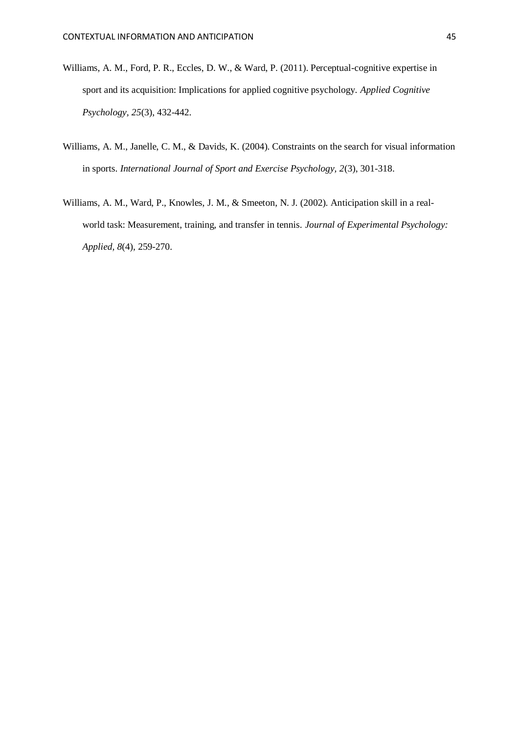Williams, A. M., Ford, P. R., Eccles, D. W., & Ward, P. (2011). Perceptual-cognitive expertise in sport and its acquisition: Implications for applied cognitive psychology. *Applied Cognitive Psychology, 25*(3), 432-442.

Williams, A. M., Janelle, C. M., & Davids, K. (2004). Constraints on the search for visual information in sports. *International Journal of Sport and Exercise Psychology, 2*(3), 301-318.

Williams, A. M., Ward, P., Knowles, J. M., & Smeeton, N. J. (2002). Anticipation skill in a real-world task: Measurement, training, and transfer in tennis. *Journal of Experimental Psychology: Applied, 8*(4), 259-270.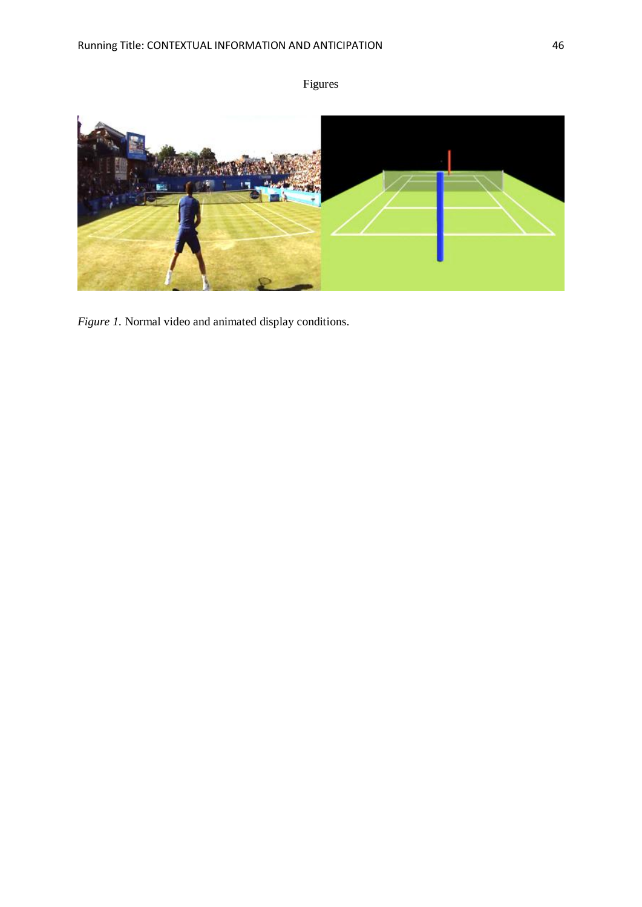Figures

*Figure 1.* Normal video and animated display conditions.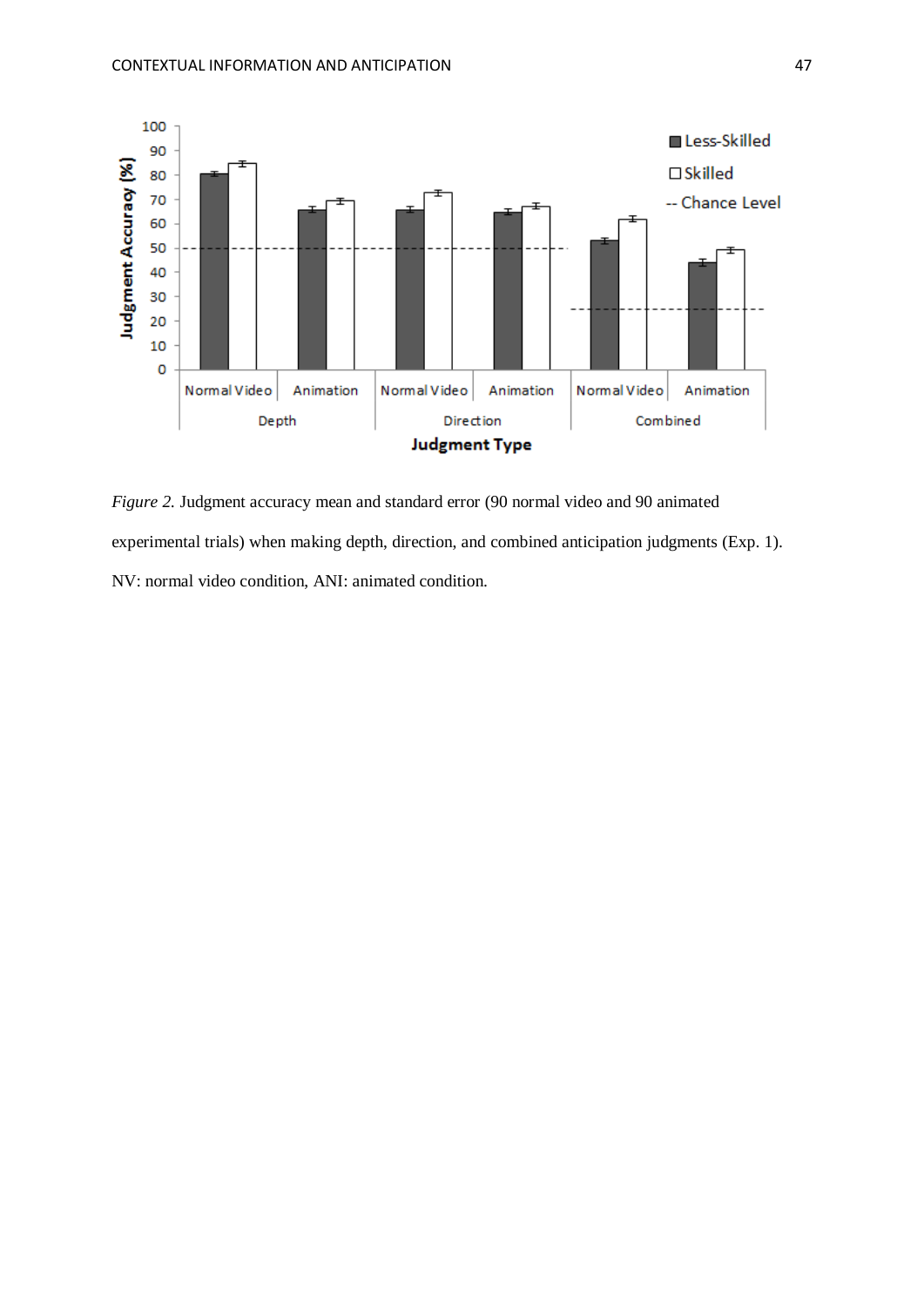*Figure 2.* Judgment accuracy mean and standard error (90 normal video and 90 animated experimental trials) when making depth, direction, and combined anticipation judgments (Exp. 1). NV: normal video condition, ANI: animated condition.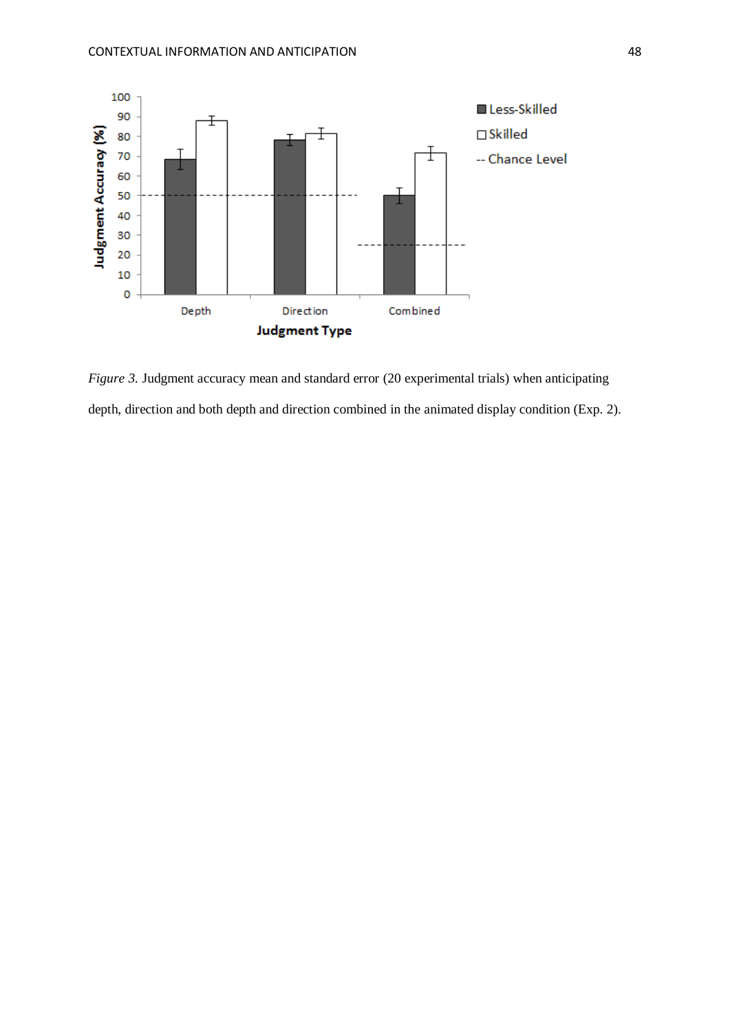*Figure 3.* Judgment accuracy mean and standard error (20 experimental trials) when anticipating depth, direction and both depth and direction combined in the animated display condition (Exp. 2).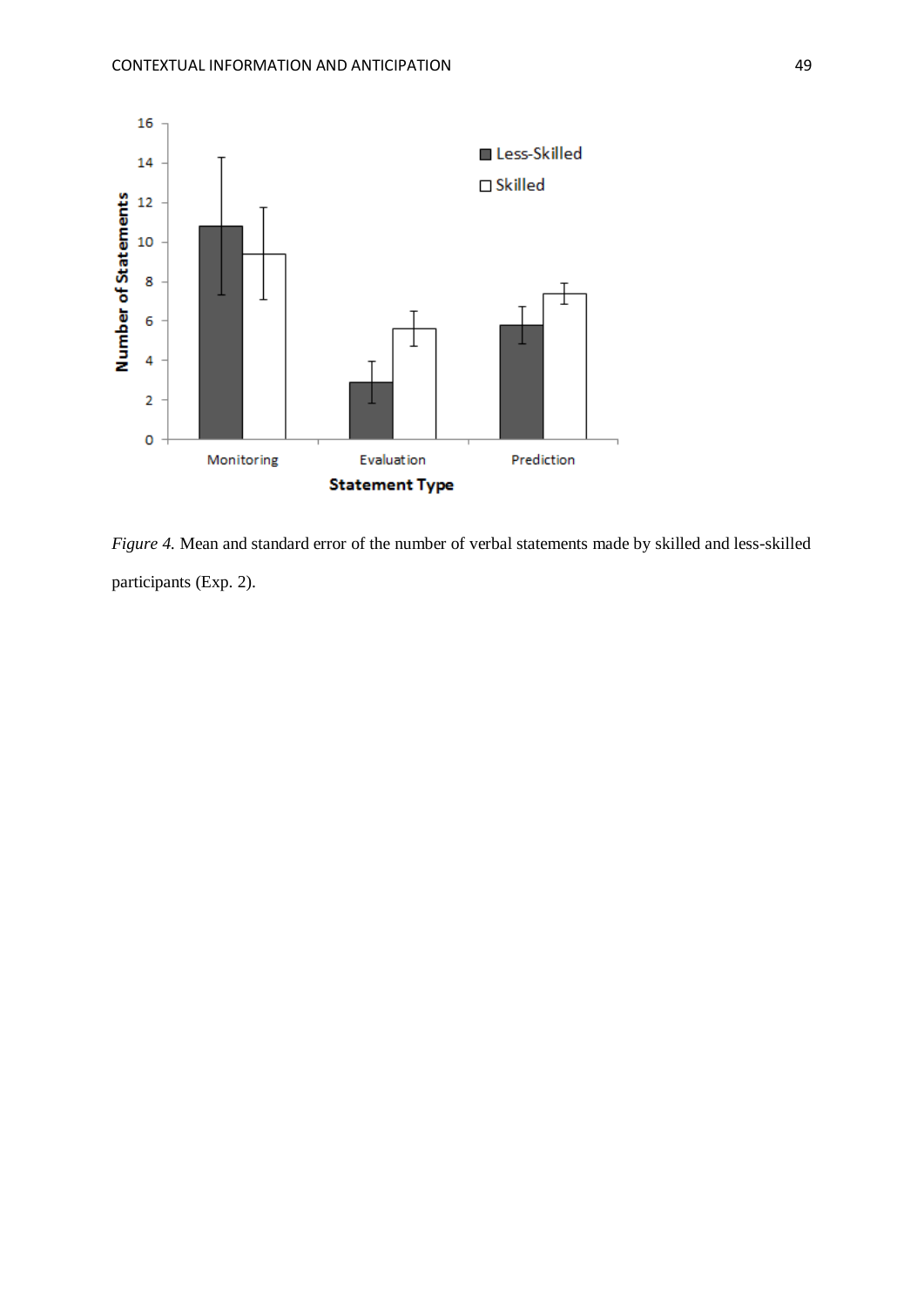*Figure 4.* Mean and standard error of the number of verbal statements made by skilled and less-skilled participants (Exp. 2).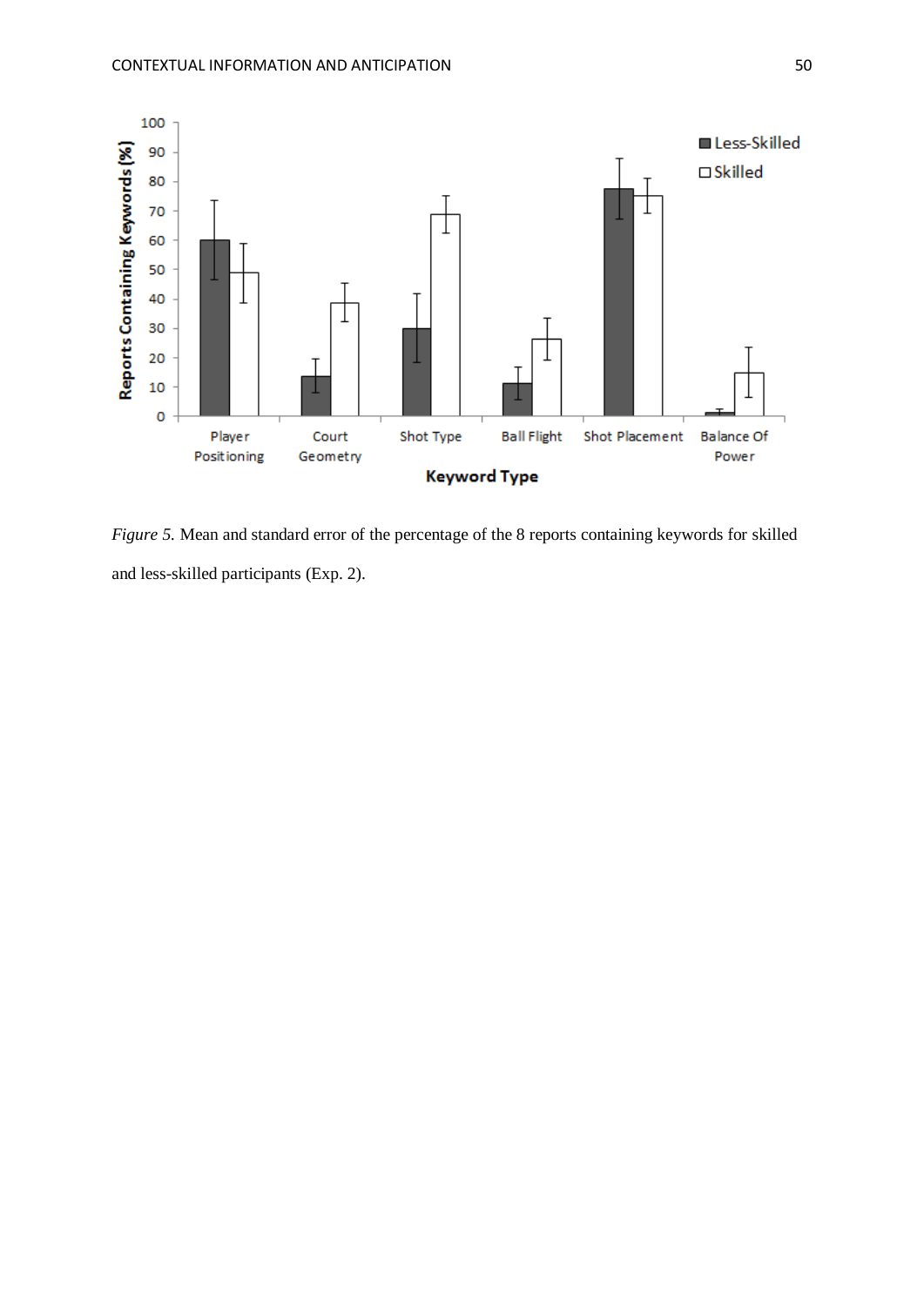*Figure 5.* Mean and standard error of the percentage of the 8 reports containing keywords for skilled and less-skilled participants (Exp. 2).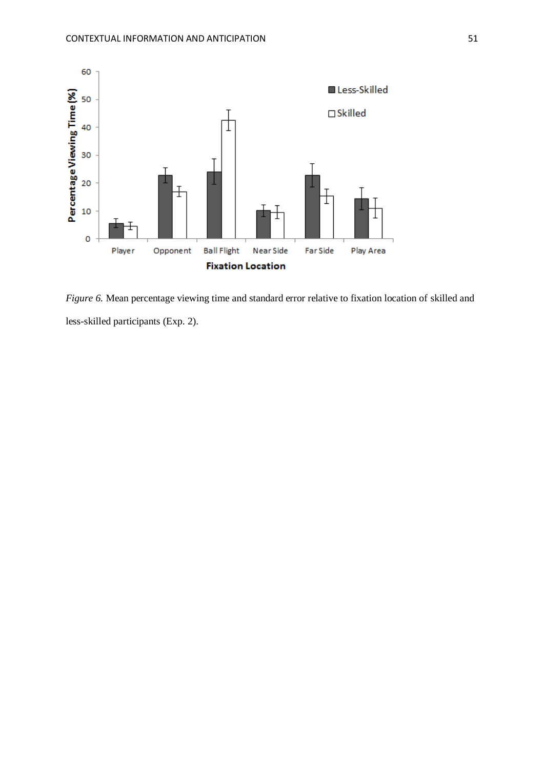60
50
40
30
20
10
0

Percentage Viewing Time (%)

Less-Skilled
Skilled

Player
Opponent
Ball Flight
Near Side
Far Side
Play Area

Fixation Location

*Figure 6.* Mean percentage viewing time and standard error relative to fixation location of skilled and less-skilled participants (Exp. 2).